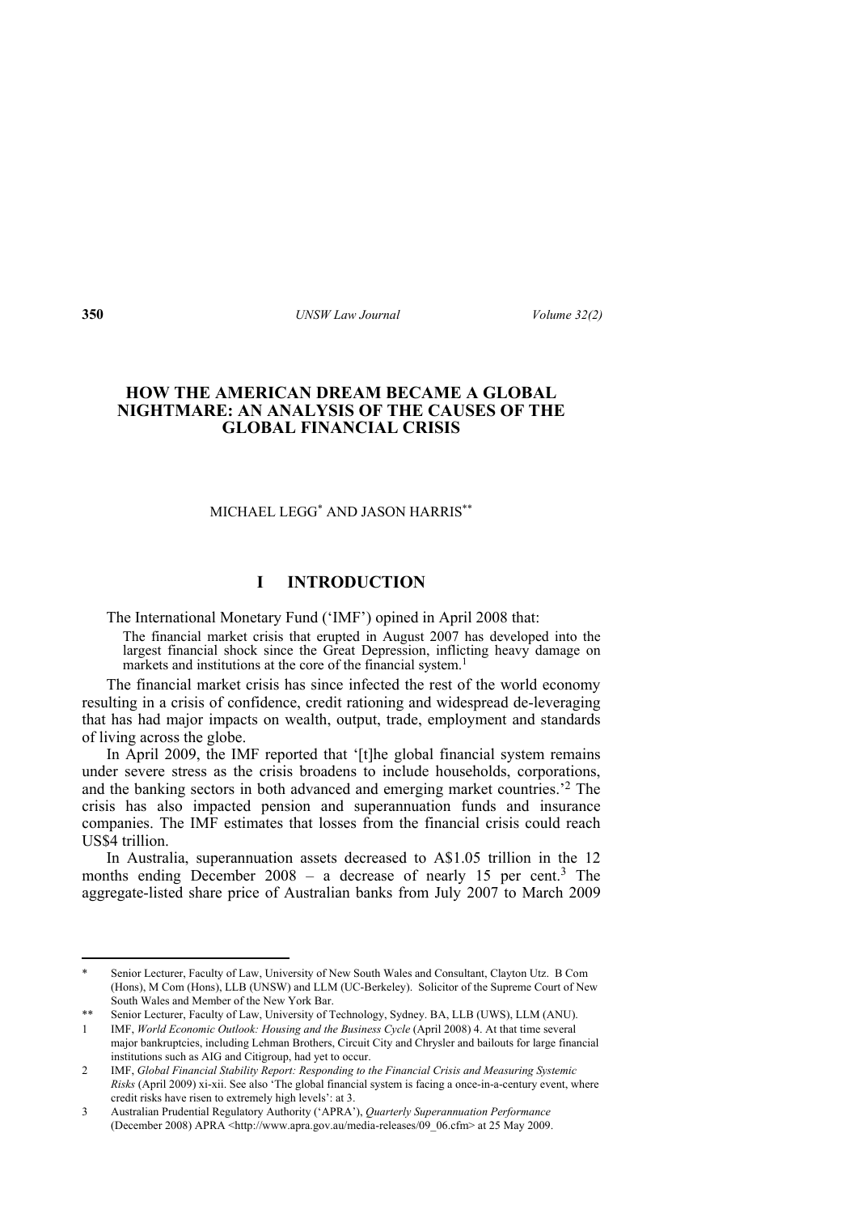# HOW THE AMERICAN DREAM BECAME A GLOBAL NIGHTMARE: AN ANALYSIS OF THE CAUSES OF THE GLOBAL FINANCIAL CRISIS

MICHAEL LEGG[*] AND JASON HARRIS[**]

## I INTRODUCTION

The International Monetary Fund ('IMF') opined in April 2008 that:

> The financial market crisis that erupted in August 2007 has developed into the largest financial shock since the Great Depression, inflicting heavy damage on markets and institutions at the core of the financial system.[1]

The financial market crisis has since infected the rest of the world economy resulting in a crisis of confidence, credit rationing and widespread de-leveraging that has had major impacts on wealth, output, trade, employment and standards of living across the globe.

In April 2009, the IMF reported that '[t]he global financial system remains under severe stress as the crisis broadens to include households, corporations, and the banking sectors in both advanced and emerging market countries.'[2] The crisis has also impacted pension and superannuation funds and insurance companies. The IMF estimates that losses from the financial crisis could reach US$4 trillion.

In Australia, superannuation assets decreased to A$1.05 trillion in the 12 months ending December 2008 – a decrease of nearly 15 per cent.[3] The aggregate-listed share price of Australian banks from July 2007 to March 2009

---

\* Senior Lecturer, Faculty of Law, University of New South Wales and Consultant, Clayton Utz. B Com (Hons), M Com (Hons), LLB (UNSW) and LLM (UC-Berkeley). Solicitor of the Supreme Court of New South Wales and Member of the New York Bar.

\*\* Senior Lecturer, Faculty of Law, University of Technology, Sydney. BA, LLB (UWS), LLM (ANU).

1 IMF, *World Economic Outlook: Housing and the Business Cycle* (April 2008) 4. At that time several major bankruptcies, including Lehman Brothers, Circuit City and Chrysler and bailouts for large financial institutions such as AIG and Citigroup, had yet to occur.

2 IMF, *Global Financial Stability Report: Responding to the Financial Crisis and Measuring Systemic Risks* (April 2009) xi-xii. See also 'The global financial system is facing a once-in-a-century event, where credit risks have risen to extremely high levels': at 3.

3 Australian Prudential Regulatory Authority ('APRA'), *Quarterly Superannuation Performance* (December 2008) APRA <http://www.apra.gov.au/media-releases/09_06.cfm> at 25 May 2009.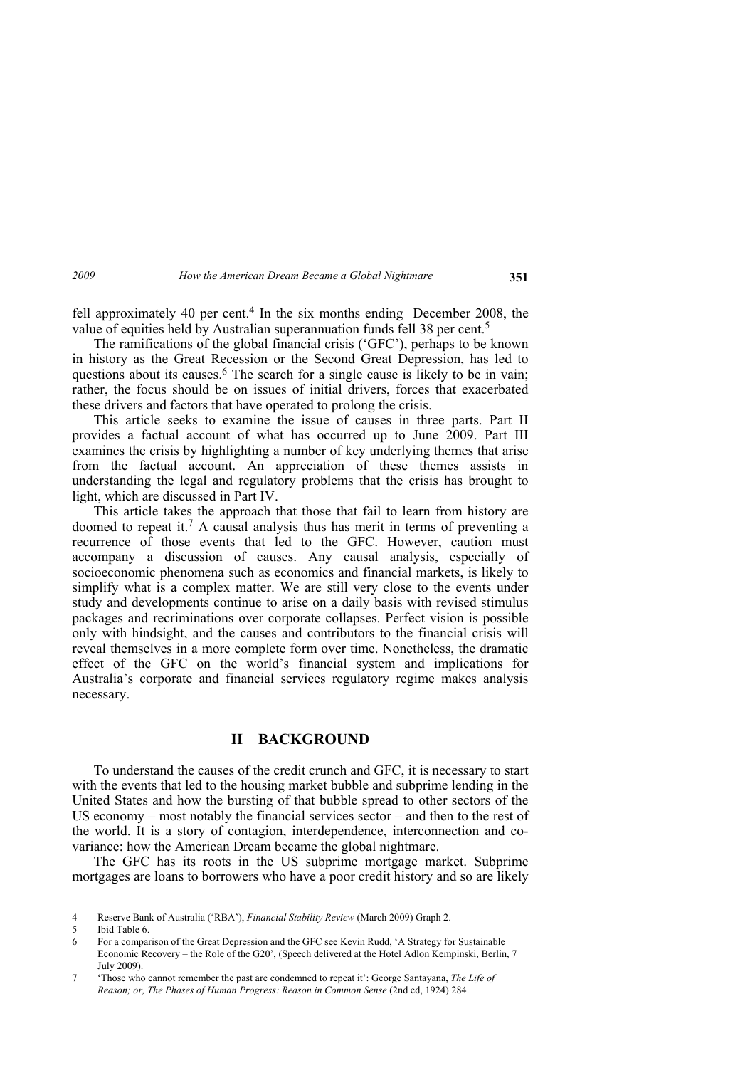fell approximately 40 per cent.[4] In the six months ending December 2008, the value of equities held by Australian superannuation funds fell 38 per cent.[5]

The ramifications of the global financial crisis ('GFC'), perhaps to be known in history as the Great Recession or the Second Great Depression, has led to questions about its causes.[6] The search for a single cause is likely to be in vain; rather, the focus should be on issues of initial drivers, forces that exacerbated these drivers and factors that have operated to prolong the crisis.

This article seeks to examine the issue of causes in three parts. Part II provides a factual account of what has occurred up to June 2009. Part III examines the crisis by highlighting a number of key underlying themes that arise from the factual account. An appreciation of these themes assists in understanding the legal and regulatory problems that the crisis has brought to light, which are discussed in Part IV.

This article takes the approach that those that fail to learn from history are doomed to repeat it.[7] A causal analysis thus has merit in terms of preventing a recurrence of those events that led to the GFC. However, caution must accompany a discussion of causes. Any causal analysis, especially of socioeconomic phenomena such as economics and financial markets, is likely to simplify what is a complex matter. We are still very close to the events under study and developments continue to arise on a daily basis with revised stimulus packages and recriminations over corporate collapses. Perfect vision is possible only with hindsight, and the causes and contributors to the financial crisis will reveal themselves in a more complete form over time. Nonetheless, the dramatic effect of the GFC on the world's financial system and implications for Australia's corporate and financial services regulatory regime makes analysis necessary.

## II BACKGROUND

To understand the causes of the credit crunch and GFC, it is necessary to start with the events that led to the housing market bubble and subprime lending in the United States and how the bursting of that bubble spread to other sectors of the US economy – most notably the financial services sector – and then to the rest of the world. It is a story of contagion, interdependence, interconnection and co-variance: how the American Dream became the global nightmare.

The GFC has its roots in the US subprime mortgage market. Subprime mortgages are loans to borrowers who have a poor credit history and so are likely

---

4 Reserve Bank of Australia ('RBA'), *Financial Stability Review* (March 2009) Graph 2.

5 Ibid Table 6.

6 For a comparison of the Great Depression and the GFC see Kevin Rudd, 'A Strategy for Sustainable Economic Recovery – the Role of the G20', (Speech delivered at the Hotel Adlon Kempinski, Berlin, 7 July 2009).

7 'Those who cannot remember the past are condemned to repeat it': George Santayana, *The Life of Reason; or, The Phases of Human Progress: Reason in Common Sense* (2nd ed, 1924) 284.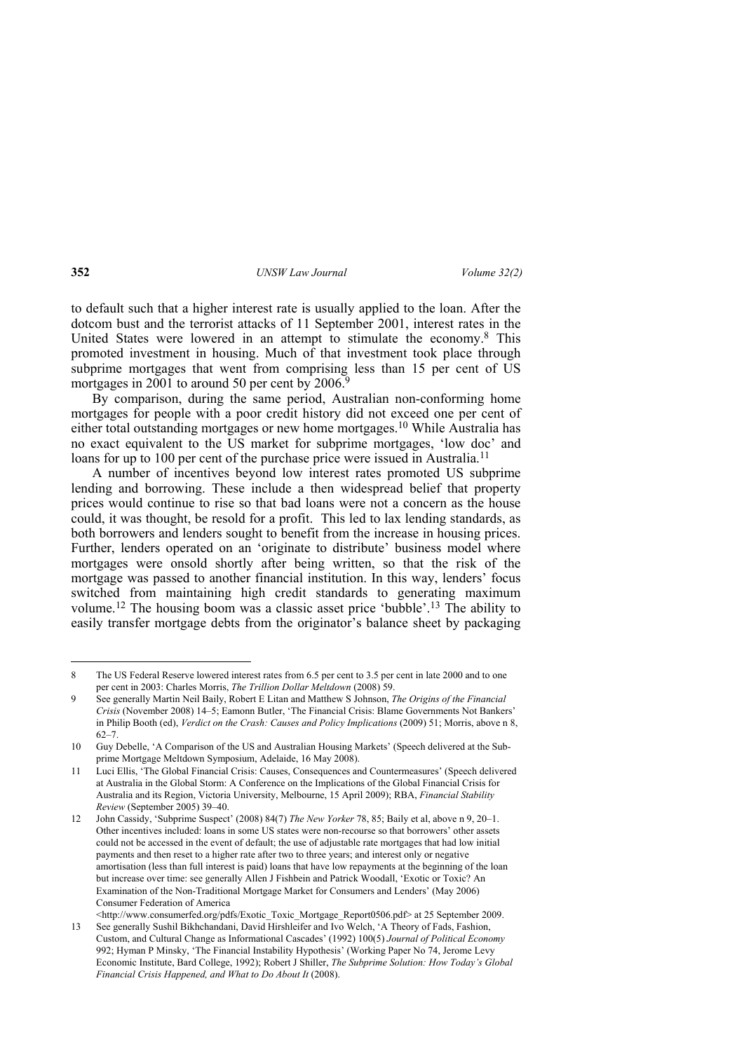to default such that a higher interest rate is usually applied to the loan. After the dotcom bust and the terrorist attacks of 11 September 2001, interest rates in the United States were lowered in an attempt to stimulate the economy.[8] This promoted investment in housing. Much of that investment took place through subprime mortgages that went from comprising less than 15 per cent of US mortgages in 2001 to around 50 per cent by 2006.[9]

By comparison, during the same period, Australian non-conforming home mortgages for people with a poor credit history did not exceed one per cent of either total outstanding mortgages or new home mortgages.[10] While Australia has no exact equivalent to the US market for subprime mortgages, 'low doc' and loans for up to 100 per cent of the purchase price were issued in Australia.[11]

A number of incentives beyond low interest rates promoted US subprime lending and borrowing. These include a then widespread belief that property prices would continue to rise so that bad loans were not a concern as the house could, it was thought, be resold for a profit. This led to lax lending standards, as both borrowers and lenders sought to benefit from the increase in housing prices. Further, lenders operated on an 'originate to distribute' business model where mortgages were onsold shortly after being written, so that the risk of the mortgage was passed to another financial institution. In this way, lenders' focus switched from maintaining high credit standards to generating maximum volume.[12] The housing boom was a classic asset price 'bubble'.[13] The ability to easily transfer mortgage debts from the originator's balance sheet by packaging

---

8 The US Federal Reserve lowered interest rates from 6.5 per cent to 3.5 per cent in late 2000 and to one per cent in 2003: Charles Morris, *The Trillion Dollar Meltdown* (2008) 59.

9 See generally Martin Neil Baily, Robert E Litan and Matthew S Johnson, *The Origins of the Financial Crisis* (November 2008) 14–5; Eamonn Butler, 'The Financial Crisis: Blame Governments Not Bankers' in Philip Booth (ed), *Verdict on the Crash: Causes and Policy Implications* (2009) 51; Morris, above n 8, 62–7.

10 Guy Debelle, 'A Comparison of the US and Australian Housing Markets' (Speech delivered at the Sub-prime Mortgage Meltdown Symposium, Adelaide, 16 May 2008).

11 Luci Ellis, 'The Global Financial Crisis: Causes, Consequences and Countermeasures' (Speech delivered at Australia in the Global Storm: A Conference on the Implications of the Global Financial Crisis for Australia and its Region, Victoria University, Melbourne, 15 April 2009); RBA, *Financial Stability Review* (September 2005) 39–40.

12 John Cassidy, 'Subprime Suspect' (2008) 84(7) *The New Yorker* 78, 85; Baily et al, above n 9, 20–1. Other incentives included: loans in some US states were non-recourse so that borrowers' other assets could not be accessed in the event of default; the use of adjustable rate mortgages that had low initial payments and then reset to a higher rate after two to three years; and interest only or negative amortisation (less than full interest is paid) loans that have low repayments at the beginning of the loan but increase over time: see generally Allen J Fishbein and Patrick Woodall, 'Exotic or Toxic? An Examination of the Non-Traditional Mortgage Market for Consumers and Lenders' (May 2006) Consumer Federation of America <http://www.consumerfed.org/pdfs/Exotic_Toxic_Mortgage_Report0506.pdf> at 25 September 2009.

13 See generally Sushil Bikhchandani, David Hirshleifer and Ivo Welch, 'A Theory of Fads, Fashion, Custom, and Cultural Change as Informational Cascades' (1992) 100(5) *Journal of Political Economy* 992; Hyman P Minsky, 'The Financial Instability Hypothesis' (Working Paper No 74, Jerome Levy Economic Institute, Bard College, 1992); Robert J Shiller, *The Subprime Solution: How Today's Global Financial Crisis Happened, and What to Do About It* (2008).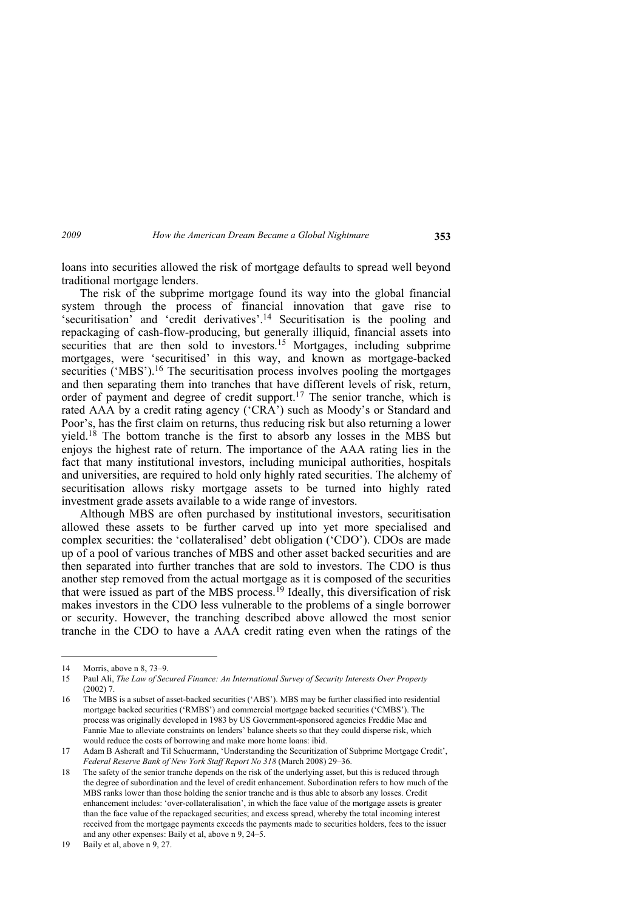loans into securities allowed the risk of mortgage defaults to spread well beyond traditional mortgage lenders.

The risk of the subprime mortgage found its way into the global financial system through the process of financial innovation that gave rise to 'securitisation' and 'credit derivatives'.[14] Securitisation is the pooling and repackaging of cash-flow-producing, but generally illiquid, financial assets into securities that are then sold to investors.[15] Mortgages, including subprime mortgages, were 'securitised' in this way, and known as mortgage-backed securities ('MBS').[16] The securitisation process involves pooling the mortgages and then separating them into tranches that have different levels of risk, return, order of payment and degree of credit support.[17] The senior tranche, which is rated AAA by a credit rating agency ('CRA') such as Moody's or Standard and Poor's, has the first claim on returns, thus reducing risk but also returning a lower yield.[18] The bottom tranche is the first to absorb any losses in the MBS but enjoys the highest rate of return. The importance of the AAA rating lies in the fact that many institutional investors, including municipal authorities, hospitals and universities, are required to hold only highly rated securities. The alchemy of securitisation allows risky mortgage assets to be turned into highly rated investment grade assets available to a wide range of investors.

Although MBS are often purchased by institutional investors, securitisation allowed these assets to be further carved up into yet more specialised and complex securities: the 'collateralised' debt obligation ('CDO'). CDOs are made up of a pool of various tranches of MBS and other asset backed securities and are then separated into further tranches that are sold to investors. The CDO is thus another step removed from the actual mortgage as it is composed of the securities that were issued as part of the MBS process.[19] Ideally, this diversification of risk makes investors in the CDO less vulnerable to the problems of a single borrower or security. However, the tranching described above allowed the most senior tranche in the CDO to have a AAA credit rating even when the ratings of the

---

14 Morris, above n 8, 73–9.

15 Paul Ali, *The Law of Secured Finance: An International Survey of Security Interests Over Property* (2002) 7.

16 The MBS is a subset of asset-backed securities ('ABS'). MBS may be further classified into residential mortgage backed securities ('RMBS') and commercial mortgage backed securities ('CMBS'). The process was originally developed in 1983 by US Government-sponsored agencies Freddie Mac and Fannie Mae to alleviate constraints on lenders' balance sheets so that they could disperse risk, which would reduce the costs of borrowing and make more home loans: ibid.

17 Adam B Ashcraft and Til Schuermann, 'Understanding the Securitization of Subprime Mortgage Credit', *Federal Reserve Bank of New York Staff Report No 318* (March 2008) 29–36.

18 The safety of the senior tranche depends on the risk of the underlying asset, but this is reduced through the degree of subordination and the level of credit enhancement. Subordination refers to how much of the MBS ranks lower than those holding the senior tranche and is thus able to absorb any losses. Credit enhancement includes: 'over-collateralisation', in which the face value of the mortgage assets is greater than the face value of the repackaged securities; and excess spread, whereby the total incoming interest received from the mortgage payments exceeds the payments made to securities holders, fees to the issuer and any other expenses: Baily et al, above n 9, 24–5.

19 Baily et al, above n 9, 27.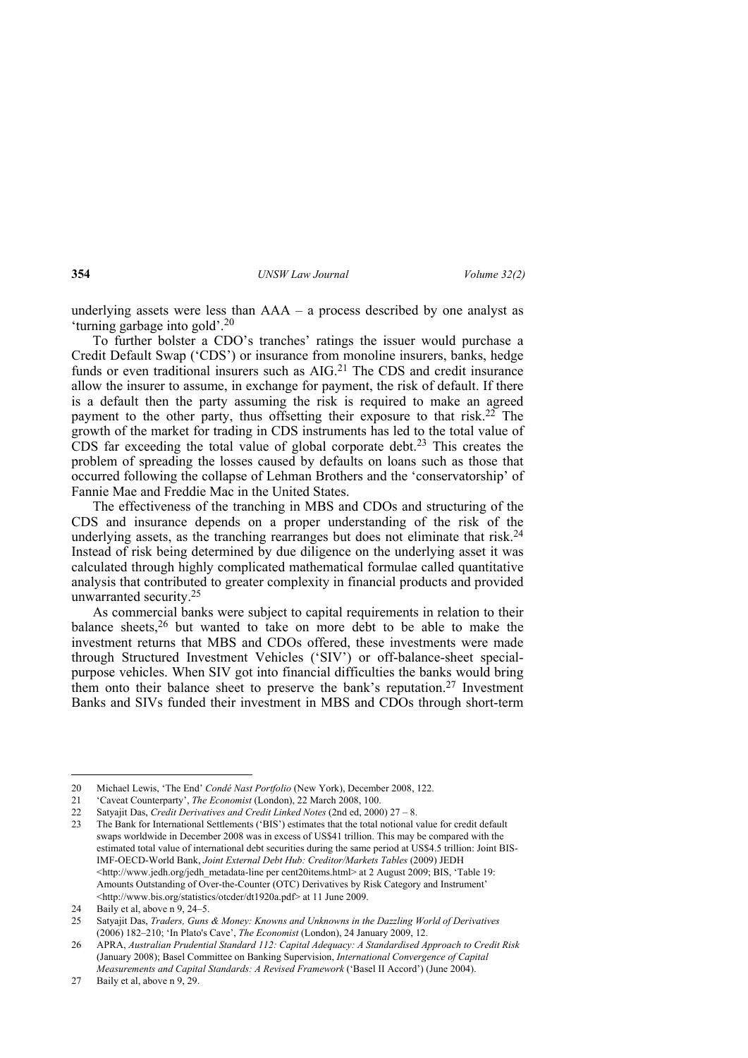underlying assets were less than AAA – a process described by one analyst as 'turning garbage into gold'.[20]

To further bolster a CDO's tranches' ratings the issuer would purchase a Credit Default Swap ('CDS') or insurance from monoline insurers, banks, hedge funds or even traditional insurers such as AIG.[21] The CDS and credit insurance allow the insurer to assume, in exchange for payment, the risk of default. If there is a default then the party assuming the risk is required to make an agreed payment to the other party, thus offsetting their exposure to that risk.[22] The growth of the market for trading in CDS instruments has led to the total value of CDS far exceeding the total value of global corporate debt.[23] This creates the problem of spreading the losses caused by defaults on loans such as those that occurred following the collapse of Lehman Brothers and the 'conservatorship' of Fannie Mae and Freddie Mac in the United States.

The effectiveness of the tranching in MBS and CDOs and structuring of the CDS and insurance depends on a proper understanding of the risk of the underlying assets, as the tranching rearranges but does not eliminate that risk.[24] Instead of risk being determined by due diligence on the underlying asset it was calculated through highly complicated mathematical formulae called quantitative analysis that contributed to greater complexity in financial products and provided unwarranted security.[25]

As commercial banks were subject to capital requirements in relation to their balance sheets,[26] but wanted to take on more debt to be able to make the investment returns that MBS and CDOs offered, these investments were made through Structured Investment Vehicles ('SIV') or off-balance-sheet special-purpose vehicles. When SIV got into financial difficulties the banks would bring them onto their balance sheet to preserve the bank's reputation.[27] Investment Banks and SIVs funded their investment in MBS and CDOs through short-term

---

20 Michael Lewis, 'The End' *Condé Nast Portfolio* (New York), December 2008, 122.

21 'Caveat Counterparty', *The Economist* (London), 22 March 2008, 100.

22 Satyajit Das, *Credit Derivatives and Credit Linked Notes* (2nd ed, 2000) 27 – 8.

23 The Bank for International Settlements ('BIS') estimates that the total notional value for credit default swaps worldwide in December 2008 was in excess of US$41 trillion. This may be compared with the estimated total value of international debt securities during the same period at US$4.5 trillion: Joint BIS-IMF-OECD-World Bank, *Joint External Debt Hub: Creditor/Markets Tables* (2009) JEDH <http://www.jedh.org/jedh_metadata-line per cent20items.html> at 2 August 2009; BIS, 'Table 19: Amounts Outstanding of Over-the-Counter (OTC) Derivatives by Risk Category and Instrument' <http://www.bis.org/statistics/otcder/dt1920a.pdf> at 11 June 2009.

24 Baily et al, above n 9, 24–5.

25 Satyajit Das, *Traders, Guns & Money: Knowns and Unknowns in the Dazzling World of Derivatives* (2006) 182–210; 'In Plato's Cave', *The Economist* (London), 24 January 2009, 12.

26 APRA, *Australian Prudential Standard 112: Capital Adequacy: A Standardised Approach to Credit Risk* (January 2008); Basel Committee on Banking Supervision, *International Convergence of Capital Measurements and Capital Standards: A Revised Framework* ('Basel II Accord') (June 2004).

27 Baily et al, above n 9, 29.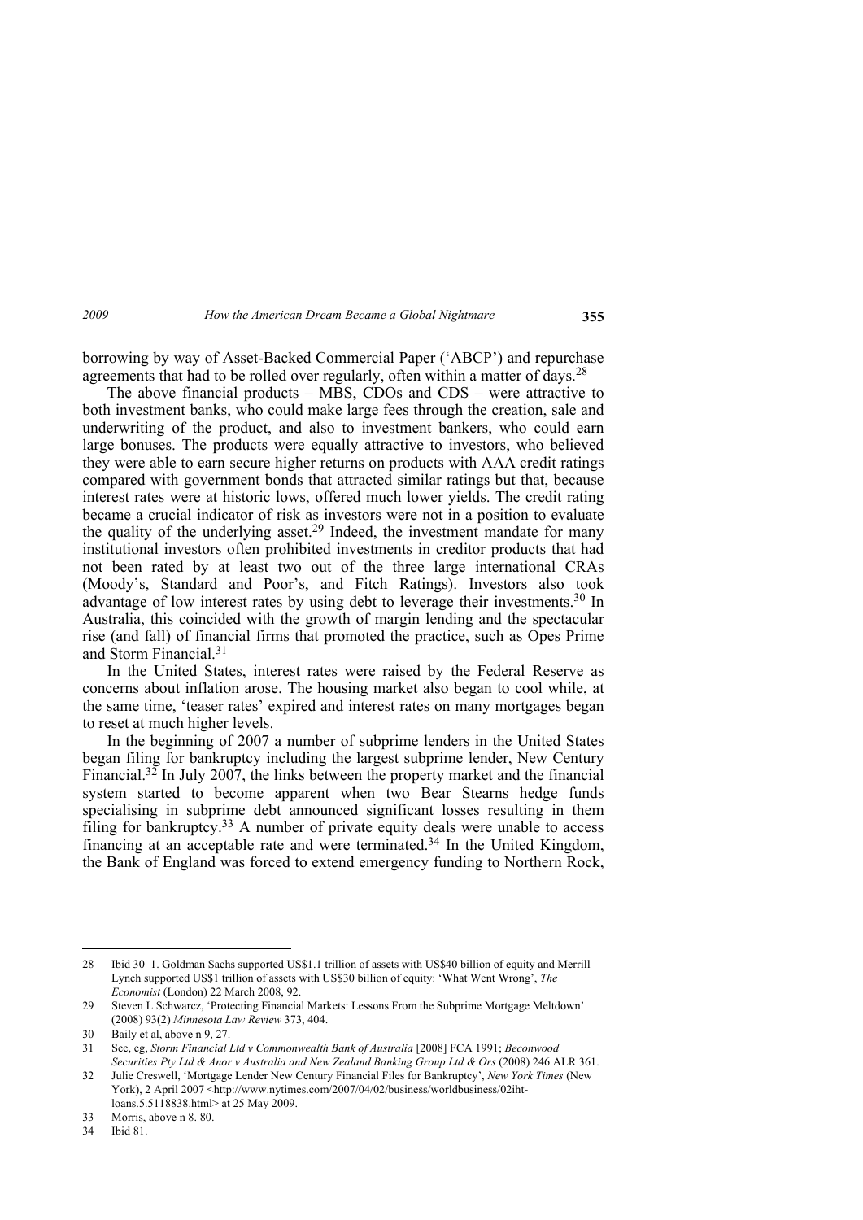borrowing by way of Asset-Backed Commercial Paper ('ABCP') and repurchase agreements that had to be rolled over regularly, often within a matter of days.[28]

The above financial products – MBS, CDOs and CDS – were attractive to both investment banks, who could make large fees through the creation, sale and underwriting of the product, and also to investment bankers, who could earn large bonuses. The products were equally attractive to investors, who believed they were able to earn secure higher returns on products with AAA credit ratings compared with government bonds that attracted similar ratings but that, because interest rates were at historic lows, offered much lower yields. The credit rating became a crucial indicator of risk as investors were not in a position to evaluate the quality of the underlying asset.[29] Indeed, the investment mandate for many institutional investors often prohibited investments in creditor products that had not been rated by at least two out of the three large international CRAs (Moody's, Standard and Poor's, and Fitch Ratings). Investors also took advantage of low interest rates by using debt to leverage their investments.[30] In Australia, this coincided with the growth of margin lending and the spectacular rise (and fall) of financial firms that promoted the practice, such as Opes Prime and Storm Financial.[31]

In the United States, interest rates were raised by the Federal Reserve as concerns about inflation arose. The housing market also began to cool while, at the same time, 'teaser rates' expired and interest rates on many mortgages began to reset at much higher levels.

In the beginning of 2007 a number of subprime lenders in the United States began filing for bankruptcy including the largest subprime lender, New Century Financial.[32] In July 2007, the links between the property market and the financial system started to become apparent when two Bear Stearns hedge funds specialising in subprime debt announced significant losses resulting in them filing for bankruptcy.[33] A number of private equity deals were unable to access financing at an acceptable rate and were terminated.[34] In the United Kingdom, the Bank of England was forced to extend emergency funding to Northern Rock,

---

28 Ibid 30–1. Goldman Sachs supported US$1.1 trillion of assets with US$40 billion of equity and Merrill Lynch supported US$1 trillion of assets with US$30 billion of equity: 'What Went Wrong', *The Economist* (London) 22 March 2008, 92.

29 Steven L Schwarcz, 'Protecting Financial Markets: Lessons From the Subprime Mortgage Meltdown' (2008) 93(2) *Minnesota Law Review* 373, 404.

30 Baily et al, above n 9, 27.

31 See, eg, *Storm Financial Ltd v Commonwealth Bank of Australia* [2008] FCA 1991; *Beconwood Securities Pty Ltd & Anor v Australia and New Zealand Banking Group Ltd & Ors* (2008) 246 ALR 361.

32 Julie Creswell, 'Mortgage Lender New Century Financial Files for Bankruptcy', *New York Times* (New York), 2 April 2007 <http://www.nytimes.com/2007/04/02/business/worldbusiness/02iht-loans.5.5118838.html> at 25 May 2009.

33 Morris, above n 8. 80.

34 Ibid 81.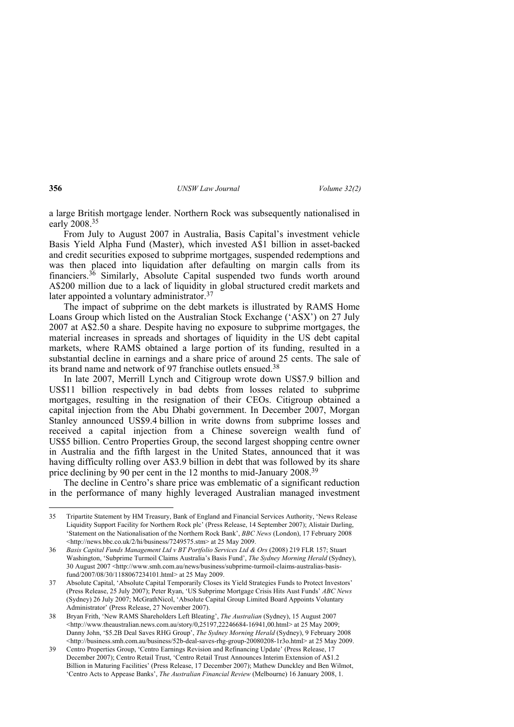a large British mortgage lender. Northern Rock was subsequently nationalised in early 2008.[35]

From July to August 2007 in Australia, Basis Capital's investment vehicle Basis Yield Alpha Fund (Master), which invested A$1 billion in asset-backed and credit securities exposed to subprime mortgages, suspended redemptions and was then placed into liquidation after defaulting on margin calls from its financiers.[36] Similarly, Absolute Capital suspended two funds worth around A$200 million due to a lack of liquidity in global structured credit markets and later appointed a voluntary administrator.[37]

The impact of subprime on the debt markets is illustrated by RAMS Home Loans Group which listed on the Australian Stock Exchange ('ASX') on 27 July 2007 at A$2.50 a share. Despite having no exposure to subprime mortgages, the material increases in spreads and shortages of liquidity in the US debt capital markets, where RAMS obtained a large portion of its funding, resulted in a substantial decline in earnings and a share price of around 25 cents. The sale of its brand name and network of 97 franchise outlets ensued.[38]

In late 2007, Merrill Lynch and Citigroup wrote down US$7.9 billion and US$11 billion respectively in bad debts from losses related to subprime mortgages, resulting in the resignation of their CEOs. Citigroup obtained a capital injection from the Abu Dhabi government. In December 2007, Morgan Stanley announced US$9.4 billion in write downs from subprime losses and received a capital injection from a Chinese sovereign wealth fund of US$5 billion. Centro Properties Group, the second largest shopping centre owner in Australia and the fifth largest in the United States, announced that it was having difficulty rolling over A$3.9 billion in debt that was followed by its share price declining by 90 per cent in the 12 months to mid-January 2008.[39]

The decline in Centro's share price was emblematic of a significant reduction in the performance of many highly leveraged Australian managed investment

---

35 Tripartite Statement by HM Treasury, Bank of England and Financial Services Authority, 'News Release Liquidity Support Facility for Northern Rock plc' (Press Release, 14 September 2007); Alistair Darling, 'Statement on the Nationalisation of the Northern Rock Bank', *BBC News* (London), 17 February 2008 <http://news.bbc.co.uk/2/hi/business/7249575.stm> at 25 May 2009.

36 *Basis Capital Funds Management Ltd v BT Portfolio Services Ltd & Ors* (2008) 219 FLR 157; Stuart Washington, 'Subprime Turmoil Claims Australia's Basis Fund', *The Sydney Morning Herald* (Sydney), 30 August 2007 <http://www.smh.com.au/news/business/subprime-turmoil-claims-australias-basis-fund/2007/08/30/1188067234101.html> at 25 May 2009.

37 Absolute Capital, 'Absolute Capital Temporarily Closes its Yield Strategies Funds to Protect Investors' (Press Release, 25 July 2007); Peter Ryan, 'US Subprime Mortgage Crisis Hits Aust Funds' *ABC News* (Sydney) 26 July 2007; McGrathNicol, 'Absolute Capital Group Limited Board Appoints Voluntary Administrator' (Press Release, 27 November 2007).

38 Bryan Frith, 'New RAMS Shareholders Left Bleating', *The Australian* (Sydney), 15 August 2007 <http://www.theaustralian.news.com.au/story/0,25197,22246684-16941,00.html> at 25 May 2009; Danny John, '$5.2B Deal Saves RHG Group', *The Sydney Morning Herald* (Sydney), 9 February 2008 <http://business.smh.com.au/business/52b-deal-saves-rhg-group-20080208-1r3o.html> at 25 May 2009.

39 Centro Properties Group, 'Centro Earnings Revision and Refinancing Update' (Press Release, 17 December 2007); Centro Retail Trust, 'Centro Retail Trust Announces Interim Extension of A$1.2 Billion in Maturing Facilities' (Press Release, 17 December 2007); Mathew Dunckley and Ben Wilmot, 'Centro Acts to Appease Banks', *The Australian Financial Review* (Melbourne) 16 January 2008, 1.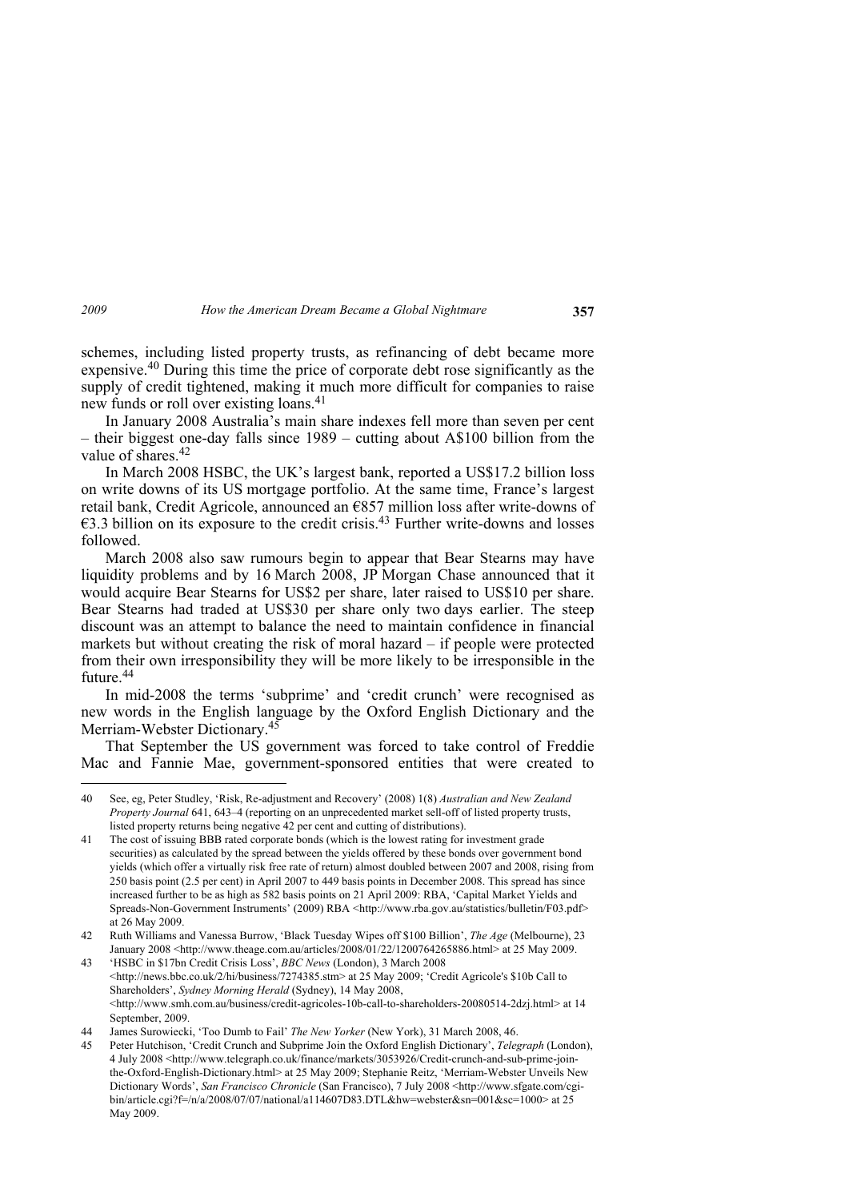schemes, including listed property trusts, as refinancing of debt became more expensive.[40] During this time the price of corporate debt rose significantly as the supply of credit tightened, making it much more difficult for companies to raise new funds or roll over existing loans.[41]

In January 2008 Australia's main share indexes fell more than seven per cent – their biggest one-day falls since 1989 – cutting about A$100 billion from the value of shares.[42]

In March 2008 HSBC, the UK's largest bank, reported a US$17.2 billion loss on write downs of its US mortgage portfolio. At the same time, France's largest retail bank, Credit Agricole, announced an €857 million loss after write-downs of €3.3 billion on its exposure to the credit crisis.[43] Further write-downs and losses followed.

March 2008 also saw rumours begin to appear that Bear Stearns may have liquidity problems and by 16 March 2008, JP Morgan Chase announced that it would acquire Bear Stearns for US$2 per share, later raised to US$10 per share. Bear Stearns had traded at US$30 per share only two days earlier. The steep discount was an attempt to balance the need to maintain confidence in financial markets but without creating the risk of moral hazard – if people were protected from their own irresponsibility they will be more likely to be irresponsible in the future.[44]

In mid-2008 the terms 'subprime' and 'credit crunch' were recognised as new words in the English language by the Oxford English Dictionary and the Merriam-Webster Dictionary.[45]

That September the US government was forced to take control of Freddie Mac and Fannie Mae, government-sponsored entities that were created to

---

40 See, eg, Peter Studley, 'Risk, Re-adjustment and Recovery' (2008) 1(8) *Australian and New Zealand Property Journal* 641, 643–4 (reporting on an unprecedented market sell-off of listed property trusts, listed property returns being negative 42 per cent and cutting of distributions).

41 The cost of issuing BBB rated corporate bonds (which is the lowest rating for investment grade securities) as calculated by the spread between the yields offered by these bonds over government bond yields (which offer a virtually risk free rate of return) almost doubled between 2007 and 2008, rising from 250 basis point (2.5 per cent) in April 2007 to 449 basis points in December 2008. This spread has since increased further to be as high as 582 basis points on 21 April 2009: RBA, 'Capital Market Yields and Spreads-Non-Government Instruments' (2009) RBA <http://www.rba.gov.au/statistics/bulletin/F03.pdf> at 26 May 2009.

42 Ruth Williams and Vanessa Burrow, 'Black Tuesday Wipes off $100 Billion', *The Age* (Melbourne), 23 January 2008 <http://www.theage.com.au/articles/2008/01/22/1200764265886.html> at 25 May 2009.

43 'HSBC in $17bn Credit Crisis Loss', *BBC News* (London), 3 March 2008 <http://news.bbc.co.uk/2/hi/business/7274385.stm> at 25 May 2009; 'Credit Agricole's $10b Call to Shareholders', *Sydney Morning Herald* (Sydney), 14 May 2008, <http://www.smh.com.au/business/credit-agricoles-10b-call-to-shareholders-20080514-2dzj.html> at 14 September, 2009.

44 James Surowiecki, 'Too Dumb to Fail' *The New Yorker* (New York), 31 March 2008, 46.

45 Peter Hutchison, 'Credit Crunch and Subprime Join the Oxford English Dictionary', *Telegraph* (London), 4 July 2008 <http://www.telegraph.co.uk/finance/markets/3053926/Credit-crunch-and-sub-prime-join-the-Oxford-English-Dictionary.html> at 25 May 2009; Stephanie Reitz, 'Merriam-Webster Unveils New Dictionary Words', *San Francisco Chronicle* (San Francisco), 7 July 2008 <http://www.sfgate.com/cgi-bin/article.cgi?f=/n/a/2008/07/07/national/a114607D83.DTL&hw=webster&sn=001&sc=1000> at 25 May 2009.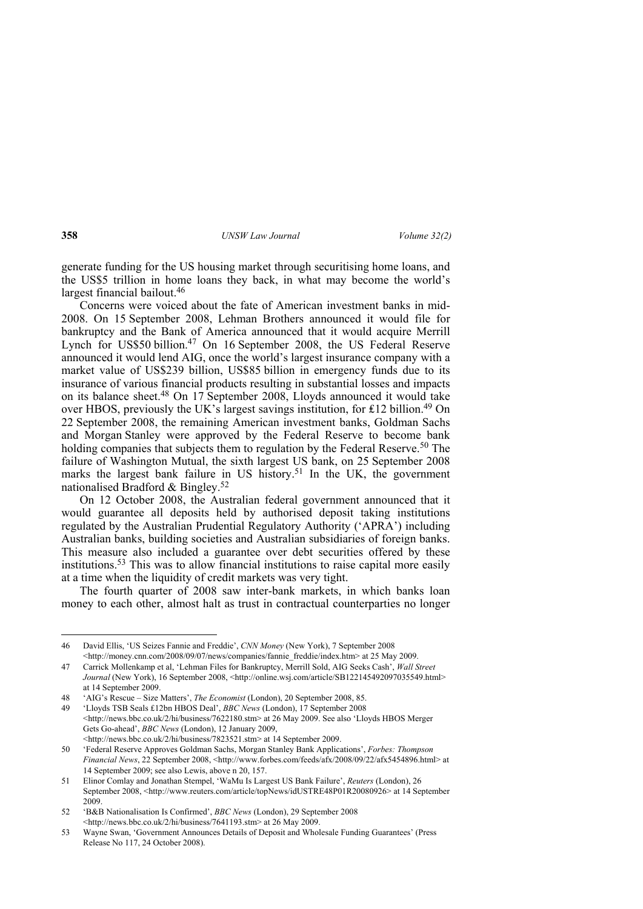generate funding for the US housing market through securitising home loans, and the US$5 trillion in home loans they back, in what may become the world's largest financial bailout.[46]

Concerns were voiced about the fate of American investment banks in mid-2008. On 15 September 2008, Lehman Brothers announced it would file for bankruptcy and the Bank of America announced that it would acquire Merrill Lynch for US$50 billion.[47] On 16 September 2008, the US Federal Reserve announced it would lend AIG, once the world's largest insurance company with a market value of US$239 billion, US$85 billion in emergency funds due to its insurance of various financial products resulting in substantial losses and impacts on its balance sheet.[48] On 17 September 2008, Lloyds announced it would take over HBOS, previously the UK's largest savings institution, for ₤12 billion.[49] On 22 September 2008, the remaining American investment banks, Goldman Sachs and Morgan Stanley were approved by the Federal Reserve to become bank holding companies that subjects them to regulation by the Federal Reserve.[50] The failure of Washington Mutual, the sixth largest US bank, on 25 September 2008 marks the largest bank failure in US history.[51] In the UK, the government nationalised Bradford & Bingley.[52]

On 12 October 2008, the Australian federal government announced that it would guarantee all deposits held by authorised deposit taking institutions regulated by the Australian Prudential Regulatory Authority ('APRA') including Australian banks, building societies and Australian subsidiaries of foreign banks. This measure also included a guarantee over debt securities offered by these institutions.[53] This was to allow financial institutions to raise capital more easily at a time when the liquidity of credit markets was very tight.

The fourth quarter of 2008 saw inter-bank markets, in which banks loan money to each other, almost halt as trust in contractual counterparties no longer

---

46 David Ellis, 'US Seizes Fannie and Freddie', *CNN Money* (New York), 7 September 2008 <http://money.cnn.com/2008/09/07/news/companies/fannie_freddie/index.htm> at 25 May 2009.

47 Carrick Mollenkamp et al, 'Lehman Files for Bankruptcy, Merrill Sold, AIG Seeks Cash', *Wall Street Journal* (New York), 16 September 2008, <http://online.wsj.com/article/SB122145492097035549.html> at 14 September 2009.

48 'AIG's Rescue – Size Matters', *The Economist* (London), 20 September 2008, 85.

49 'Lloyds TSB Seals £12bn HBOS Deal', *BBC News* (London), 17 September 2008 <http://news.bbc.co.uk/2/hi/business/7622180.stm> at 26 May 2009. See also 'Lloyds HBOS Merger Gets Go-ahead', *BBC News* (London), 12 January 2009, <http://news.bbc.co.uk/2/hi/business/7823521.stm> at 14 September 2009.

50 'Federal Reserve Approves Goldman Sachs, Morgan Stanley Bank Applications', *Forbes: Thompson Financial News*, 22 September 2008, <http://www.forbes.com/feeds/afx/2008/09/22/afx5454896.html> at 14 September 2009; see also Lewis, above n 20, 157.

51 Elinor Comlay and Jonathan Stempel, 'WaMu Is Largest US Bank Failure', *Reuters* (London), 26 September 2008, <http://www.reuters.com/article/topNews/idUSTRE48P01R20080926> at 14 September 2009.

52 'B&B Nationalisation Is Confirmed', *BBC News* (London), 29 September 2008 <http://news.bbc.co.uk/2/hi/business/7641193.stm> at 26 May 2009.

53 Wayne Swan, 'Government Announces Details of Deposit and Wholesale Funding Guarantees' (Press Release No 117, 24 October 2008).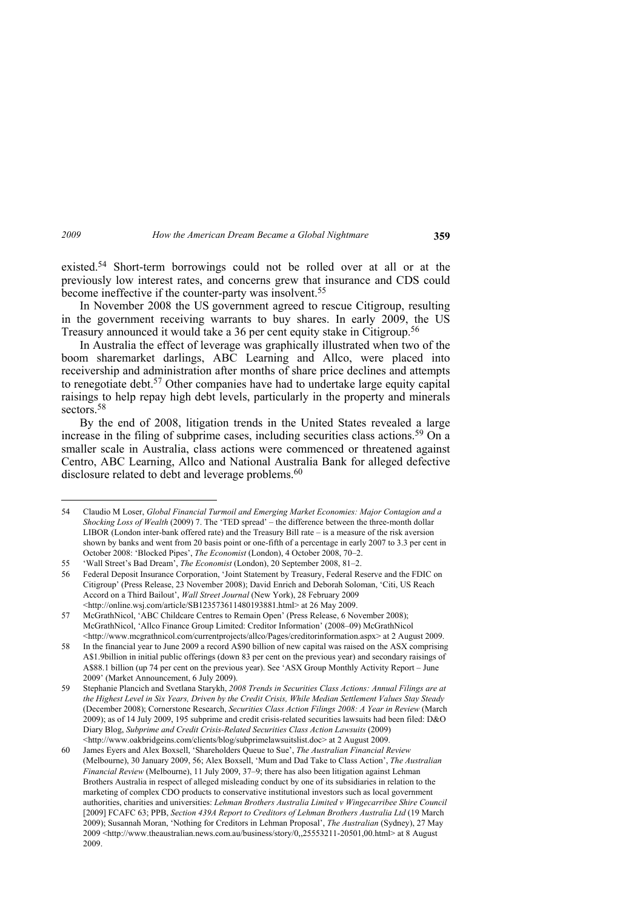existed.[54] Short-term borrowings could not be rolled over at all or at the previously low interest rates, and concerns grew that insurance and CDS could become ineffective if the counter-party was insolvent.[55]

In November 2008 the US government agreed to rescue Citigroup, resulting in the government receiving warrants to buy shares. In early 2009, the US Treasury announced it would take a 36 per cent equity stake in Citigroup.[56]

In Australia the effect of leverage was graphically illustrated when two of the boom sharemarket darlings, ABC Learning and Allco, were placed into receivership and administration after months of share price declines and attempts to renegotiate debt.[57] Other companies have had to undertake large equity capital raisings to help repay high debt levels, particularly in the property and minerals sectors.[58]

By the end of 2008, litigation trends in the United States revealed a large increase in the filing of subprime cases, including securities class actions.[59] On a smaller scale in Australia, class actions were commenced or threatened against Centro, ABC Learning, Allco and National Australia Bank for alleged defective disclosure related to debt and leverage problems.[60]

---

54 Claudio M Loser, *Global Financial Turmoil and Emerging Market Economies: Major Contagion and a Shocking Loss of Wealth* (2009) 7. The 'TED spread' – the difference between the three-month dollar LIBOR (London inter-bank offered rate) and the Treasury Bill rate – is a measure of the risk aversion shown by banks and went from 20 basis point or one-fifth of a percentage in early 2007 to 3.3 per cent in October 2008: 'Blocked Pipes', *The Economist* (London), 4 October 2008, 70–2.

55 'Wall Street's Bad Dream', *The Economist* (London), 20 September 2008, 81–2.

56 Federal Deposit Insurance Corporation, 'Joint Statement by Treasury, Federal Reserve and the FDIC on Citigroup' (Press Release, 23 November 2008); David Enrich and Deborah Soloman, 'Citi, US Reach Accord on a Third Bailout', *Wall Street Journal* (New York), 28 February 2009 <http://online.wsj.com/article/SB123573611480193881.html> at 26 May 2009.

57 McGrathNicol, 'ABC Childcare Centres to Remain Open' (Press Release, 6 November 2008); McGrathNicol, 'Allco Finance Group Limited: Creditor Information' (2008–09) McGrathNicol <http://www.mcgrathnicol.com/currentprojects/allco/Pages/creditorinformation.aspx> at 2 August 2009.

58 In the financial year to June 2009 a record A$90 billion of new capital was raised on the ASX comprising A$1.9billion in initial public offerings (down 83 per cent on the previous year) and secondary raisings of A$88.1 billion (up 74 per cent on the previous year). See 'ASX Group Monthly Activity Report – June 2009' (Market Announcement, 6 July 2009).

59 Stephanie Plancich and Svetlana Starykh, *2008 Trends in Securities Class Actions: Annual Filings are at the Highest Level in Six Years, Driven by the Credit Crisis, While Median Settlement Values Stay Steady* (December 2008); Cornerstone Research, *Securities Class Action Filings 2008: A Year in Review* (March 2009); as of 14 July 2009, 195 subprime and credit crisis-related securities lawsuits had been filed: D&O Diary Blog, *Subprime and Credit Crisis-Related Securities Class Action Lawsuits* (2009) <http://www.oakbridgeins.com/clients/blog/subprimelawsuitslist.doc> at 2 August 2009.

60 James Eyers and Alex Boxsell, 'Shareholders Queue to Sue', *The Australian Financial Review* (Melbourne), 30 January 2009, 56; Alex Boxsell, 'Mum and Dad Take to Class Action', *The Australian Financial Review* (Melbourne), 11 July 2009, 37–9; there has also been litigation against Lehman Brothers Australia in respect of alleged misleading conduct by one of its subsidiaries in relation to the marketing of complex CDO products to conservative institutional investors such as local government authorities, charities and universities: *Lehman Brothers Australia Limited v Wingecarribee Shire Council* [2009] FCAFC 63; PPB, *Section 439A Report to Creditors of Lehman Brothers Australia Ltd* (19 March 2009); Susannah Moran, 'Nothing for Creditors in Lehman Proposal', *The Australian* (Sydney), 27 May 2009 <http://www.theaustralian.news.com.au/business/story/0,,25553211-20501,00.html> at 8 August 2009.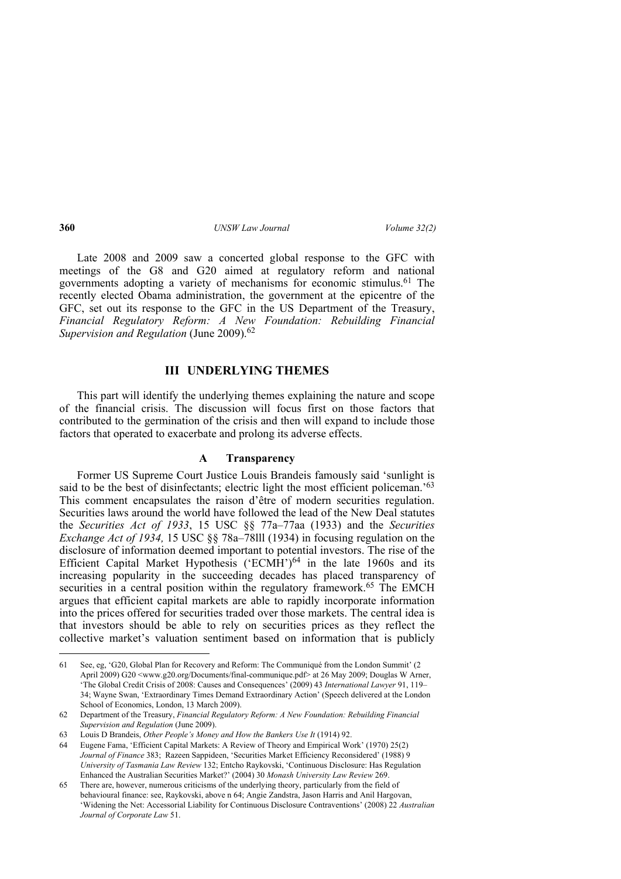Late 2008 and 2009 saw a concerted global response to the GFC with meetings of the G8 and G20 aimed at regulatory reform and national governments adopting a variety of mechanisms for economic stimulus.[61] The recently elected Obama administration, the government at the epicentre of the GFC, set out its response to the GFC in the US Department of the Treasury, *Financial Regulatory Reform: A New Foundation: Rebuilding Financial Supervision and Regulation* (June 2009).[62]

## III UNDERLYING THEMES

This part will identify the underlying themes explaining the nature and scope of the financial crisis. The discussion will focus first on those factors that contributed to the germination of the crisis and then will expand to include those factors that operated to exacerbate and prolong its adverse effects.

### A Transparency

Former US Supreme Court Justice Louis Brandeis famously said 'sunlight is said to be the best of disinfectants; electric light the most efficient policeman.'[63] This comment encapsulates the raison d'être of modern securities regulation. Securities laws around the world have followed the lead of the New Deal statutes the *Securities Act of 1933*, 15 USC §§ 77a–77aa (1933) and the *Securities Exchange Act of 1934,* 15 USC §§ 78a–78lll (1934) in focusing regulation on the disclosure of information deemed important to potential investors. The rise of the Efficient Capital Market Hypothesis ('ECMH')[64] in the late 1960s and its increasing popularity in the succeeding decades has placed transparency of securities in a central position within the regulatory framework.[65] The EMCH argues that efficient capital markets are able to rapidly incorporate information into the prices offered for securities traded over those markets. The central idea is that investors should be able to rely on securities prices as they reflect the collective market's valuation sentiment based on information that is publicly

---

61 See, eg, 'G20, Global Plan for Recovery and Reform: The Communiqué from the London Summit' (2 April 2009) G20 <www.g20.org/Documents/final-communique.pdf> at 26 May 2009; Douglas W Arner, 'The Global Credit Crisis of 2008: Causes and Consequences' (2009) 43 *International Lawyer* 91, 119–34; Wayne Swan, 'Extraordinary Times Demand Extraordinary Action' (Speech delivered at the London School of Economics, London, 13 March 2009).

62 Department of the Treasury, *Financial Regulatory Reform: A New Foundation: Rebuilding Financial Supervision and Regulation* (June 2009).

63 Louis D Brandeis, *Other People's Money and How the Bankers Use It* (1914) 92.

64 Eugene Fama, 'Efficient Capital Markets: A Review of Theory and Empirical Work' (1970) 25(2) *Journal of Finance* 383; Razeen Sappideen, 'Securities Market Efficiency Reconsidered' (1988) 9 *University of Tasmania Law Review* 132; Entcho Raykovski, 'Continuous Disclosure: Has Regulation Enhanced the Australian Securities Market?' (2004) 30 *Monash University Law Review* 269.

65 There are, however, numerous criticisms of the underlying theory, particularly from the field of behavioural finance: see, Raykovski, above n 64; Angie Zandstra, Jason Harris and Anil Hargovan, 'Widening the Net: Accessorial Liability for Continuous Disclosure Contraventions' (2008) 22 *Australian Journal of Corporate Law* 51.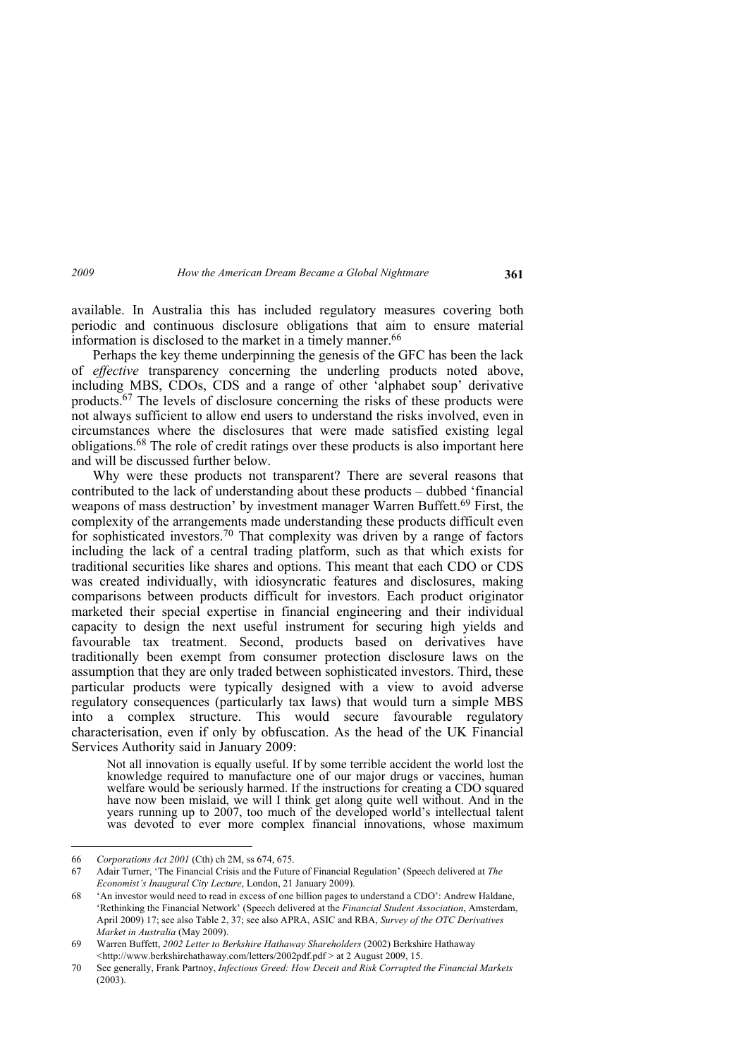available. In Australia this has included regulatory measures covering both periodic and continuous disclosure obligations that aim to ensure material information is disclosed to the market in a timely manner.[66]

Perhaps the key theme underpinning the genesis of the GFC has been the lack of *effective* transparency concerning the underling products noted above, including MBS, CDOs, CDS and a range of other 'alphabet soup' derivative products.[67] The levels of disclosure concerning the risks of these products were not always sufficient to allow end users to understand the risks involved, even in circumstances where the disclosures that were made satisfied existing legal obligations.[68] The role of credit ratings over these products is also important here and will be discussed further below.

Why were these products not transparent? There are several reasons that contributed to the lack of understanding about these products – dubbed 'financial weapons of mass destruction' by investment manager Warren Buffett.[69] First, the complexity of the arrangements made understanding these products difficult even for sophisticated investors.[70] That complexity was driven by a range of factors including the lack of a central trading platform, such as that which exists for traditional securities like shares and options. This meant that each CDO or CDS was created individually, with idiosyncratic features and disclosures, making comparisons between products difficult for investors. Each product originator marketed their special expertise in financial engineering and their individual capacity to design the next useful instrument for securing high yields and favourable tax treatment. Second, products based on derivatives have traditionally been exempt from consumer protection disclosure laws on the assumption that they are only traded between sophisticated investors. Third, these particular products were typically designed with a view to avoid adverse regulatory consequences (particularly tax laws) that would turn a simple MBS into a complex structure. This would secure favourable regulatory characterisation, even if only by obfuscation. As the head of the UK Financial Services Authority said in January 2009:

> Not all innovation is equally useful. If by some terrible accident the world lost the knowledge required to manufacture one of our major drugs or vaccines, human welfare would be seriously harmed. If the instructions for creating a CDO squared have now been mislaid, we will I think get along quite well without. And in the years running up to 2007, too much of the developed world's intellectual talent was devoted to ever more complex financial innovations, whose maximum

---

66 *Corporations Act 2001* (Cth) ch 2M, ss 674, 675.

67 Adair Turner, 'The Financial Crisis and the Future of Financial Regulation' (Speech delivered at *The Economist's Inaugural City Lecture*, London, 21 January 2009).

68 'An investor would need to read in excess of one billion pages to understand a CDO': Andrew Haldane, 'Rethinking the Financial Network' (Speech delivered at the *Financial Student Association*, Amsterdam, April 2009) 17; see also Table 2, 37; see also APRA, ASIC and RBA, *Survey of the OTC Derivatives Market in Australia* (May 2009).

69 Warren Buffett, *2002 Letter to Berkshire Hathaway Shareholders* (2002) Berkshire Hathaway <http://www.berkshirehathaway.com/letters/2002pdf.pdf > at 2 August 2009, 15.

70 See generally, Frank Partnoy, *Infectious Greed: How Deceit and Risk Corrupted the Financial Markets* (2003).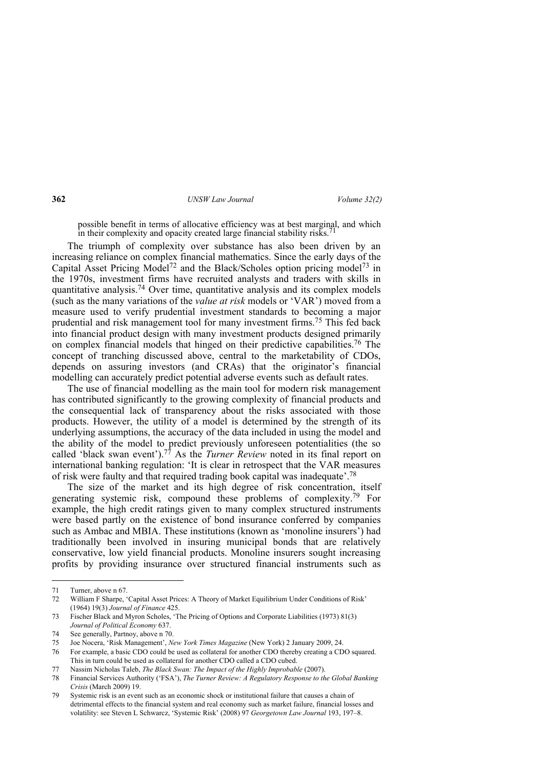possible benefit in terms of allocative efficiency was at best marginal, and which in their complexity and opacity created large financial stability risks.[71]

The triumph of complexity over substance has also been driven by an increasing reliance on complex financial mathematics. Since the early days of the Capital Asset Pricing Model[72] and the Black/Scholes option pricing model[73] in the 1970s, investment firms have recruited analysts and traders with skills in quantitative analysis.[74] Over time, quantitative analysis and its complex models (such as the many variations of the *value at risk* models or 'VAR') moved from a measure used to verify prudential investment standards to becoming a major prudential and risk management tool for many investment firms.[75] This fed back into financial product design with many investment products designed primarily on complex financial models that hinged on their predictive capabilities.[76] The concept of tranching discussed above, central to the marketability of CDOs, depends on assuring investors (and CRAs) that the originator's financial modelling can accurately predict potential adverse events such as default rates.

The use of financial modelling as the main tool for modern risk management has contributed significantly to the growing complexity of financial products and the consequential lack of transparency about the risks associated with those products. However, the utility of a model is determined by the strength of its underlying assumptions, the accuracy of the data included in using the model and the ability of the model to predict previously unforeseen potentialities (the so called 'black swan event').[77] As the *Turner Review* noted in its final report on international banking regulation: 'It is clear in retrospect that the VAR measures of risk were faulty and that required trading book capital was inadequate'.[78]

The size of the market and its high degree of risk concentration, itself generating systemic risk, compound these problems of complexity.[79] For example, the high credit ratings given to many complex structured instruments were based partly on the existence of bond insurance conferred by companies such as Ambac and MBIA. These institutions (known as 'monoline insurers') had traditionally been involved in insuring municipal bonds that are relatively conservative, low yield financial products. Monoline insurers sought increasing profits by providing insurance over structured financial instruments such as

---

71 Turner, above n 67.

72 William F Sharpe, 'Capital Asset Prices: A Theory of Market Equilibrium Under Conditions of Risk' (1964) 19(3) *Journal of Finance* 425.

73 Fischer Black and Myron Scholes, 'The Pricing of Options and Corporate Liabilities (1973) 81(3) *Journal of Political Economy* 637.

74 See generally, Partnoy, above n 70.

75 Joe Nocera, 'Risk Management', *New York Times Magazine* (New York) 2 January 2009, 24.

76 For example, a basic CDO could be used as collateral for another CDO thereby creating a CDO squared. This in turn could be used as collateral for another CDO called a CDO cubed.

77 Nassim Nicholas Taleb, *The Black Swan: The Impact of the Highly Improbable* (2007).

78 Financial Services Authority ('FSA'), *The Turner Review: A Regulatory Response to the Global Banking Crisis* (March 2009) 19.

79 Systemic risk is an event such as an economic shock or institutional failure that causes a chain of detrimental effects to the financial system and real economy such as market failure, financial losses and volatility: see Steven L Schwarcz, 'Systemic Risk' (2008) 97 *Georgetown Law Journal* 193, 197–8.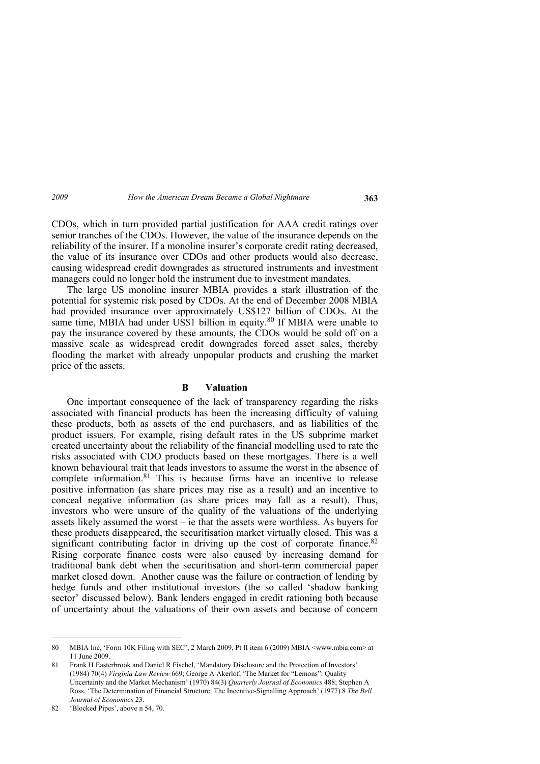CDOs, which in turn provided partial justification for AAA credit ratings over senior tranches of the CDOs. However, the value of the insurance depends on the reliability of the insurer. If a monoline insurer's corporate credit rating decreased, the value of its insurance over CDOs and other products would also decrease, causing widespread credit downgrades as structured instruments and investment managers could no longer hold the instrument due to investment mandates.

The large US monoline insurer MBIA provides a stark illustration of the potential for systemic risk posed by CDOs. At the end of December 2008 MBIA had provided insurance over approximately US$127 billion of CDOs. At the same time, MBIA had under US$1 billion in equity.[80] If MBIA were unable to pay the insurance covered by these amounts, the CDOs would be sold off on a massive scale as widespread credit downgrades forced asset sales, thereby flooding the market with already unpopular products and crushing the market price of the assets.

## B Valuation

One important consequence of the lack of transparency regarding the risks associated with financial products has been the increasing difficulty of valuing these products, both as assets of the end purchasers, and as liabilities of the product issuers. For example, rising default rates in the US subprime market created uncertainty about the reliability of the financial modelling used to rate the risks associated with CDO products based on these mortgages. There is a well known behavioural trait that leads investors to assume the worst in the absence of complete information.[81] This is because firms have an incentive to release positive information (as share prices may rise as a result) and an incentive to conceal negative information (as share prices may fall as a result). Thus, investors who were unsure of the quality of the valuations of the underlying assets likely assumed the worst – ie that the assets were worthless. As buyers for these products disappeared, the securitisation market virtually closed. This was a significant contributing factor in driving up the cost of corporate finance.[82] Rising corporate finance costs were also caused by increasing demand for traditional bank debt when the securitisation and short-term commercial paper market closed down. Another cause was the failure or contraction of lending by hedge funds and other institutional investors (the so called 'shadow banking sector' discussed below). Bank lenders engaged in credit rationing both because of uncertainty about the valuations of their own assets and because of concern

---

80 MBIA Inc, 'Form 10K Filing with SEC', 2 March 2009, Pt II item 6 (2009) MBIA <www.mbia.com> at 11 June 2009.

81 Frank H Easterbrook and Daniel R Fischel, 'Mandatory Disclosure and the Protection of Investors' (1984) 70(4) *Virginia Law Review* 669; George A Akerlof, 'The Market for "Lemons": Quality Uncertainty and the Market Mechanism' (1970) 84(3) *Quarterly Journal of Economics* 488; Stephen A Ross, 'The Determination of Financial Structure: The Incentive-Signalling Approach' (1977) 8 *The Bell Journal of Economics* 23.

82 'Blocked Pipes', above n 54, 70.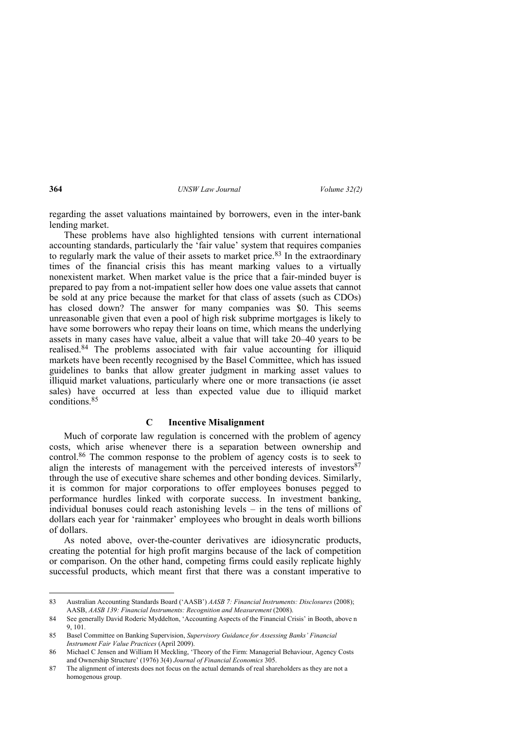regarding the asset valuations maintained by borrowers, even in the inter-bank lending market.

These problems have also highlighted tensions with current international accounting standards, particularly the 'fair value' system that requires companies to regularly mark the value of their assets to market price.[83] In the extraordinary times of the financial crisis this has meant marking values to a virtually nonexistent market. When market value is the price that a fair-minded buyer is prepared to pay from a not-impatient seller how does one value assets that cannot be sold at any price because the market for that class of assets (such as CDOs) has closed down? The answer for many companies was $0. This seems unreasonable given that even a pool of high risk subprime mortgages is likely to have some borrowers who repay their loans on time, which means the underlying assets in many cases have value, albeit a value that will take 20–40 years to be realised.[84] The problems associated with fair value accounting for illiquid markets have been recently recognised by the Basel Committee, which has issued guidelines to banks that allow greater judgment in marking asset values to illiquid market valuations, particularly where one or more transactions (ie asset sales) have occurred at less than expected value due to illiquid market conditions.[85]

### C Incentive Misalignment

Much of corporate law regulation is concerned with the problem of agency costs, which arise whenever there is a separation between ownership and control.[86] The common response to the problem of agency costs is to seek to align the interests of management with the perceived interests of investors[87] through the use of executive share schemes and other bonding devices. Similarly, it is common for major corporations to offer employees bonuses pegged to performance hurdles linked with corporate success. In investment banking, individual bonuses could reach astonishing levels – in the tens of millions of dollars each year for 'rainmaker' employees who brought in deals worth billions of dollars.

As noted above, over-the-counter derivatives are idiosyncratic products, creating the potential for high profit margins because of the lack of competition or comparison. On the other hand, competing firms could easily replicate highly successful products, which meant first that there was a constant imperative to

---

83 Australian Accounting Standards Board ('AASB') *AASB 7: Financial Instruments: Disclosures* (2008); AASB, *AASB 139: Financial Instruments: Recognition and Measurement* (2008).

84 See generally David Roderic Myddelton, 'Accounting Aspects of the Financial Crisis' in Booth, above n 9, 101.

85 Basel Committee on Banking Supervision, *Supervisory Guidance for Assessing Banks' Financial Instrument Fair Value Practices* (April 2009).

86 Michael C Jensen and William H Meckling, 'Theory of the Firm: Managerial Behaviour, Agency Costs and Ownership Structure' (1976) 3(4) *Journal of Financial Economics* 305.

87 The alignment of interests does not focus on the actual demands of real shareholders as they are not a homogenous group.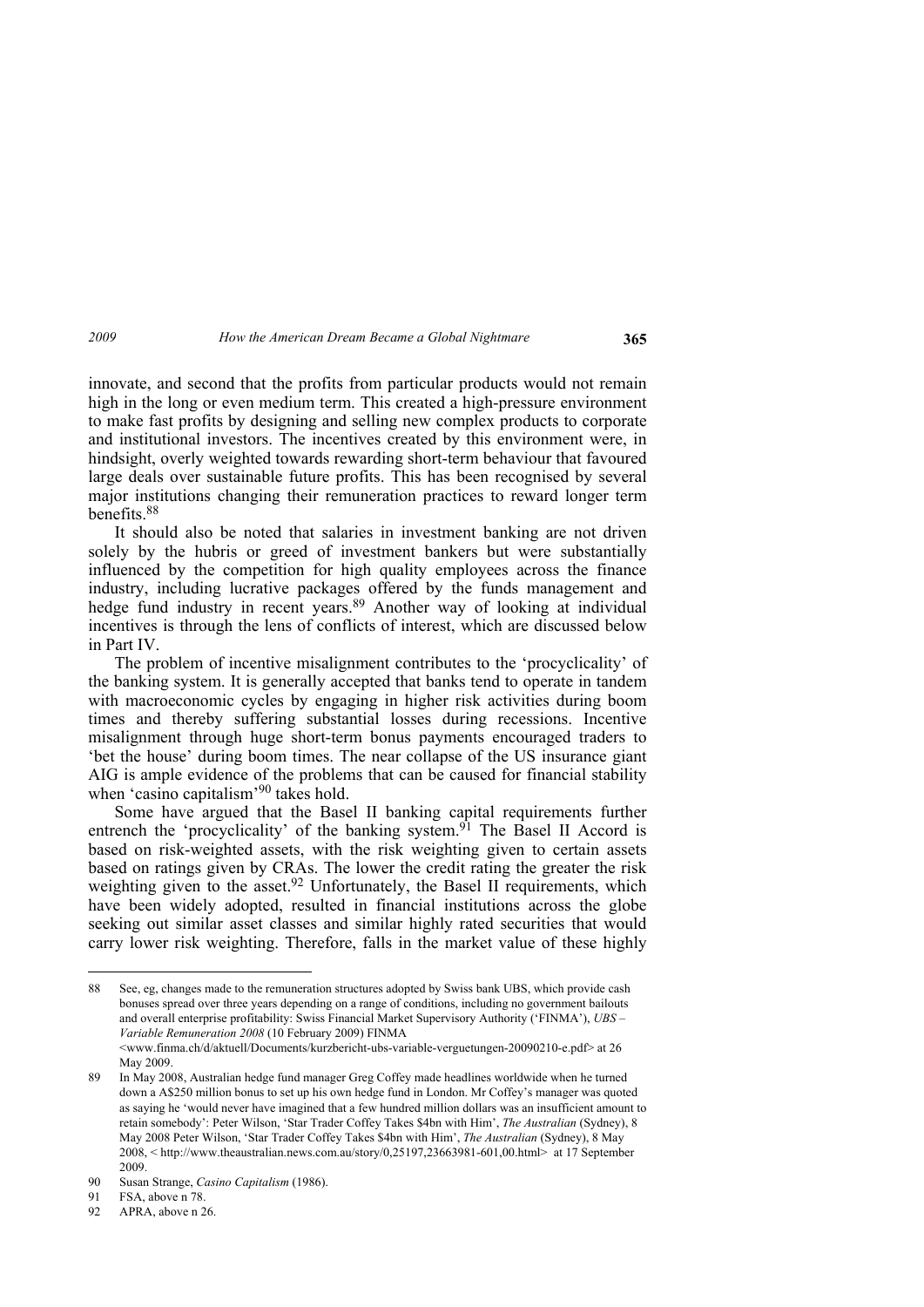innovate, and second that the profits from particular products would not remain high in the long or even medium term. This created a high-pressure environment to make fast profits by designing and selling new complex products to corporate and institutional investors. The incentives created by this environment were, in hindsight, overly weighted towards rewarding short-term behaviour that favoured large deals over sustainable future profits. This has been recognised by several major institutions changing their remuneration practices to reward longer term benefits.[88]

It should also be noted that salaries in investment banking are not driven solely by the hubris or greed of investment bankers but were substantially influenced by the competition for high quality employees across the finance industry, including lucrative packages offered by the funds management and hedge fund industry in recent years.[89] Another way of looking at individual incentives is through the lens of conflicts of interest, which are discussed below in Part IV.

The problem of incentive misalignment contributes to the 'procyclicality' of the banking system. It is generally accepted that banks tend to operate in tandem with macroeconomic cycles by engaging in higher risk activities during boom times and thereby suffering substantial losses during recessions. Incentive misalignment through huge short-term bonus payments encouraged traders to 'bet the house' during boom times. The near collapse of the US insurance giant AIG is ample evidence of the problems that can be caused for financial stability when 'casino capitalism'[90] takes hold.

Some have argued that the Basel II banking capital requirements further entrench the 'procyclicality' of the banking system.[91] The Basel II Accord is based on risk-weighted assets, with the risk weighting given to certain assets based on ratings given by CRAs. The lower the credit rating the greater the risk weighting given to the asset.[92] Unfortunately, the Basel II requirements, which have been widely adopted, resulted in financial institutions across the globe seeking out similar asset classes and similar highly rated securities that would carry lower risk weighting. Therefore, falls in the market value of these highly

---

88 See, eg, changes made to the remuneration structures adopted by Swiss bank UBS, which provide cash bonuses spread over three years depending on a range of conditions, including no government bailouts and overall enterprise profitability: Swiss Financial Market Supervisory Authority ('FINMA'), *UBS – Variable Remuneration 2008* (10 February 2009) FINMA <www.finma.ch/d/aktuell/Documents/kurzbericht-ubs-variable-verguetungen-20090210-e.pdf> at 26 May 2009.

89 In May 2008, Australian hedge fund manager Greg Coffey made headlines worldwide when he turned down a A$250 million bonus to set up his own hedge fund in London. Mr Coffey's manager was quoted as saying he 'would never have imagined that a few hundred million dollars was an insufficient amount to retain somebody': Peter Wilson, 'Star Trader Coffey Takes $4bn with Him', *The Australian* (Sydney), 8 May 2008 Peter Wilson, 'Star Trader Coffey Takes $4bn with Him', *The Australian* (Sydney), 8 May 2008, < http://www.theaustralian.news.com.au/story/0,25197,23663981-601,00.html> at 17 September 2009.

90 Susan Strange, *Casino Capitalism* (1986).

91 FSA, above n 78.

92 APRA, above n 26.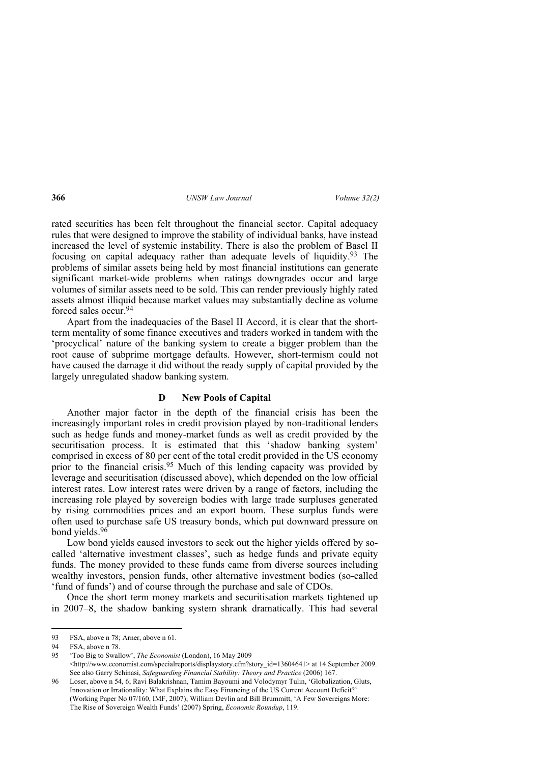rated securities has been felt throughout the financial sector. Capital adequacy rules that were designed to improve the stability of individual banks, have instead increased the level of systemic instability. There is also the problem of Basel II focusing on capital adequacy rather than adequate levels of liquidity.[93] The problems of similar assets being held by most financial institutions can generate significant market-wide problems when ratings downgrades occur and large volumes of similar assets need to be sold. This can render previously highly rated assets almost illiquid because market values may substantially decline as volume forced sales occur.[94]

Apart from the inadequacies of the Basel II Accord, it is clear that the short-term mentality of some finance executives and traders worked in tandem with the 'procyclical' nature of the banking system to create a bigger problem than the root cause of subprime mortgage defaults. However, short-termism could not have caused the damage it did without the ready supply of capital provided by the largely unregulated shadow banking system.

### D New Pools of Capital

Another major factor in the depth of the financial crisis has been the increasingly important roles in credit provision played by non-traditional lenders such as hedge funds and money-market funds as well as credit provided by the securitisation process. It is estimated that this 'shadow banking system' comprised in excess of 80 per cent of the total credit provided in the US economy prior to the financial crisis.[95] Much of this lending capacity was provided by leverage and securitisation (discussed above), which depended on the low official interest rates. Low interest rates were driven by a range of factors, including the increasing role played by sovereign bodies with large trade surpluses generated by rising commodities prices and an export boom. These surplus funds were often used to purchase safe US treasury bonds, which put downward pressure on bond yields.[96]

Low bond yields caused investors to seek out the higher yields offered by so-called 'alternative investment classes', such as hedge funds and private equity funds. The money provided to these funds came from diverse sources including wealthy investors, pension funds, other alternative investment bodies (so-called 'fund of funds') and of course through the purchase and sale of CDOs.

Once the short term money markets and securitisation markets tightened up in 2007–8, the shadow banking system shrank dramatically. This had several

---

93 FSA, above n 78; Arner, above n 61.

94 FSA, above n 78.

95 'Too Big to Swallow', *The Economist* (London), 16 May 2009 <http://www.economist.com/specialreports/displaystory.cfm?story_id=13604641> at 14 September 2009. See also Garry Schinasi, *Safeguarding Financial Stability: Theory and Practice* (2006) 167.

96 Loser, above n 54, 6; Ravi Balakrishnan, Tamim Bayoumi and Volodymyr Tulin, 'Globalization, Gluts, Innovation or Irrationality: What Explains the Easy Financing of the US Current Account Deficit?' (Working Paper No 07/160, IMF, 2007); William Devlin and Bill Brummitt, 'A Few Sovereigns More: The Rise of Sovereign Wealth Funds' (2007) Spring, *Economic Roundup*, 119.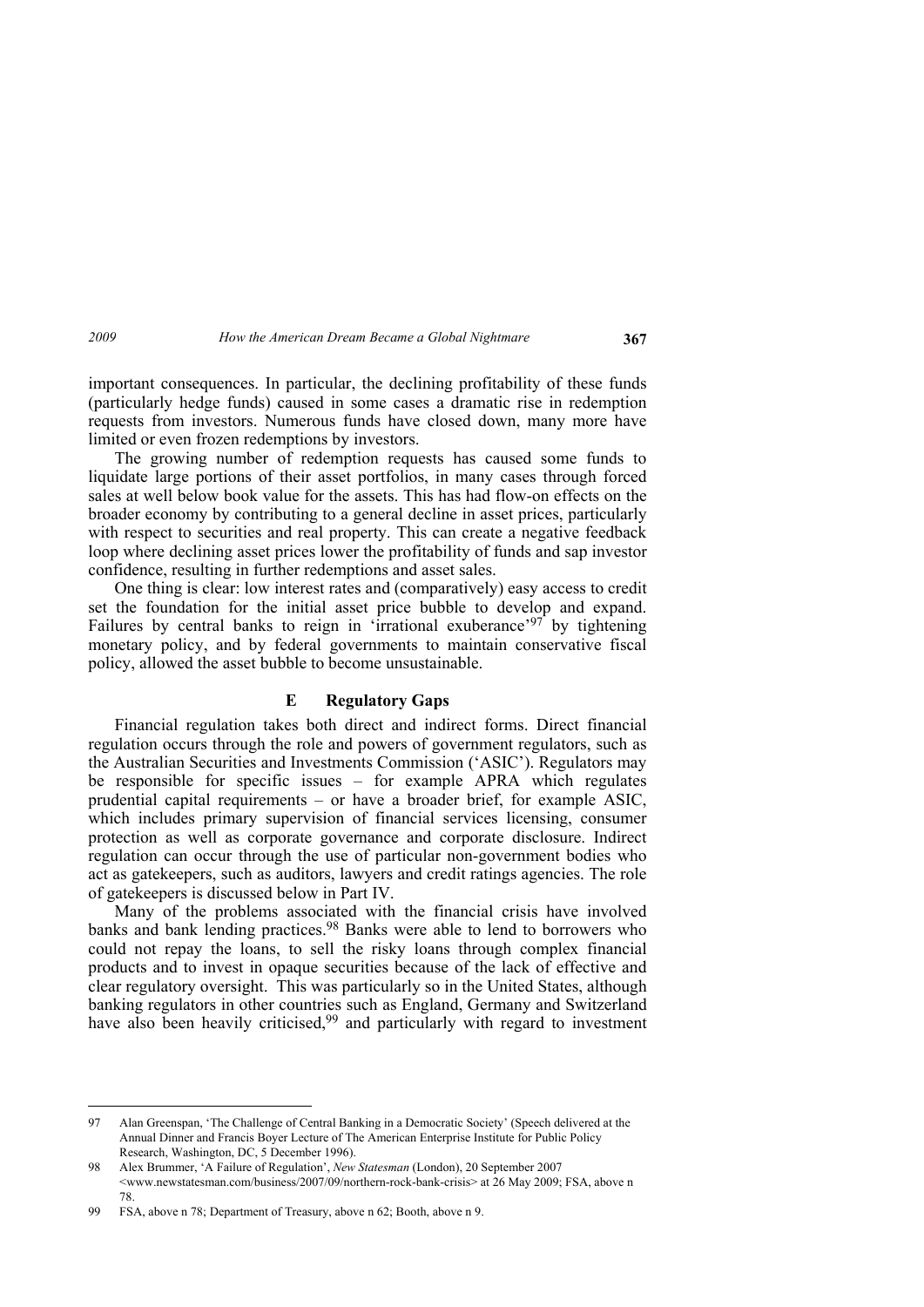important consequences. In particular, the declining profitability of these funds (particularly hedge funds) caused in some cases a dramatic rise in redemption requests from investors. Numerous funds have closed down, many more have limited or even frozen redemptions by investors.

The growing number of redemption requests has caused some funds to liquidate large portions of their asset portfolios, in many cases through forced sales at well below book value for the assets. This has had flow-on effects on the broader economy by contributing to a general decline in asset prices, particularly with respect to securities and real property. This can create a negative feedback loop where declining asset prices lower the profitability of funds and sap investor confidence, resulting in further redemptions and asset sales.

One thing is clear: low interest rates and (comparatively) easy access to credit set the foundation for the initial asset price bubble to develop and expand. Failures by central banks to reign in 'irrational exuberance'[97] by tightening monetary policy, and by federal governments to maintain conservative fiscal policy, allowed the asset bubble to become unsustainable.

## E Regulatory Gaps

Financial regulation takes both direct and indirect forms. Direct financial regulation occurs through the role and powers of government regulators, such as the Australian Securities and Investments Commission ('ASIC'). Regulators may be responsible for specific issues – for example APRA which regulates prudential capital requirements – or have a broader brief, for example ASIC, which includes primary supervision of financial services licensing, consumer protection as well as corporate governance and corporate disclosure. Indirect regulation can occur through the use of particular non-government bodies who act as gatekeepers, such as auditors, lawyers and credit ratings agencies. The role of gatekeepers is discussed below in Part IV.

Many of the problems associated with the financial crisis have involved banks and bank lending practices.[98] Banks were able to lend to borrowers who could not repay the loans, to sell the risky loans through complex financial products and to invest in opaque securities because of the lack of effective and clear regulatory oversight. This was particularly so in the United States, although banking regulators in other countries such as England, Germany and Switzerland have also been heavily criticised,[99] and particularly with regard to investment

---

97 Alan Greenspan, 'The Challenge of Central Banking in a Democratic Society' (Speech delivered at the Annual Dinner and Francis Boyer Lecture of The American Enterprise Institute for Public Policy Research, Washington, DC, 5 December 1996).

98 Alex Brummer, 'A Failure of Regulation', *New Statesman* (London), 20 September 2007 <www.newstatesman.com/business/2007/09/northern-rock-bank-crisis> at 26 May 2009; FSA, above n 78.

99 FSA, above n 78; Department of Treasury, above n 62; Booth, above n 9.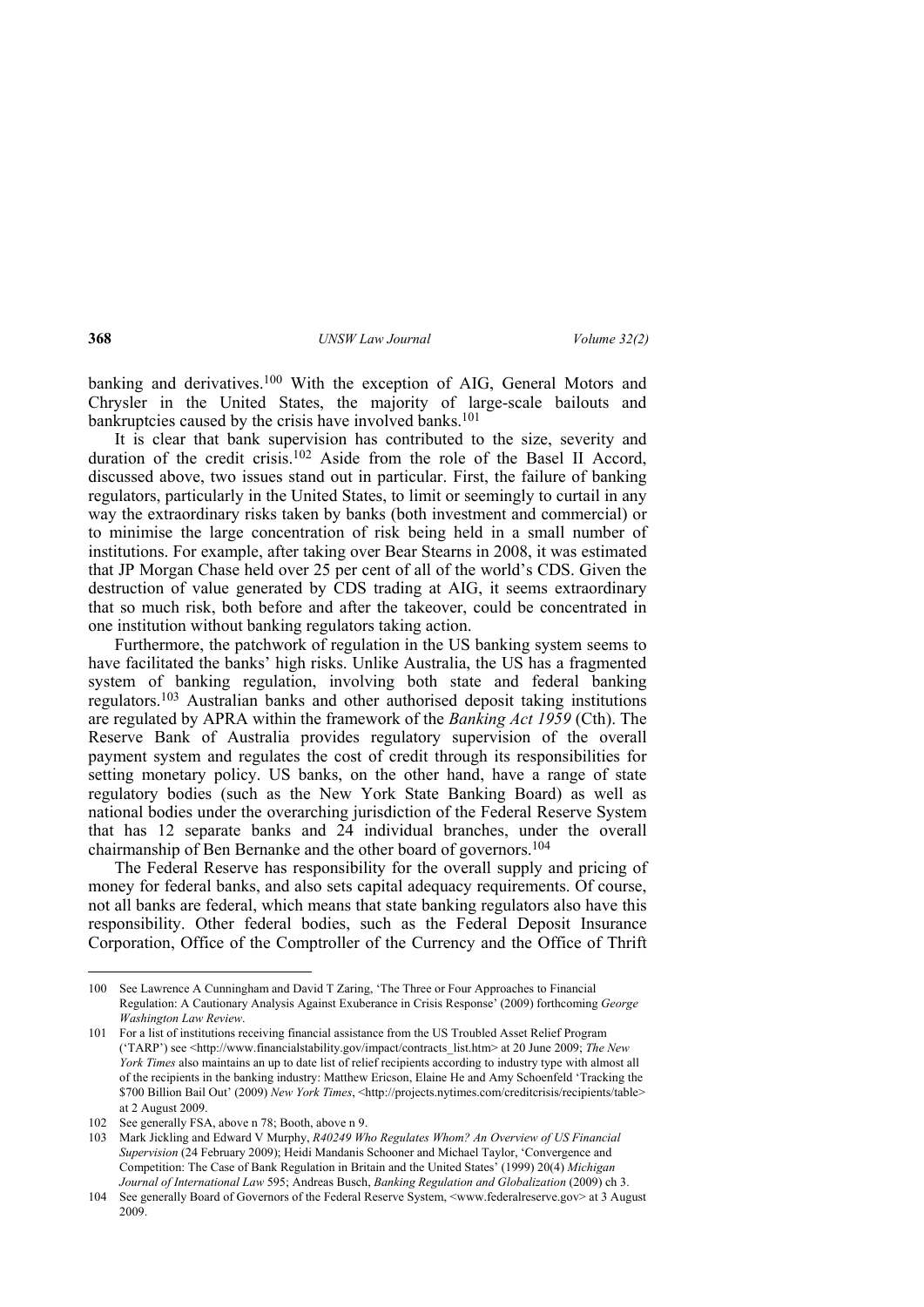banking and derivatives.[100] With the exception of AIG, General Motors and Chrysler in the United States, the majority of large-scale bailouts and bankruptcies caused by the crisis have involved banks.[101]

It is clear that bank supervision has contributed to the size, severity and duration of the credit crisis.[102] Aside from the role of the Basel II Accord, discussed above, two issues stand out in particular. First, the failure of banking regulators, particularly in the United States, to limit or seemingly to curtail in any way the extraordinary risks taken by banks (both investment and commercial) or to minimise the large concentration of risk being held in a small number of institutions. For example, after taking over Bear Stearns in 2008, it was estimated that JP Morgan Chase held over 25 per cent of all of the world's CDS. Given the destruction of value generated by CDS trading at AIG, it seems extraordinary that so much risk, both before and after the takeover, could be concentrated in one institution without banking regulators taking action.

Furthermore, the patchwork of regulation in the US banking system seems to have facilitated the banks' high risks. Unlike Australia, the US has a fragmented system of banking regulation, involving both state and federal banking regulators.[103] Australian banks and other authorised deposit taking institutions are regulated by APRA within the framework of the *Banking Act 1959* (Cth). The Reserve Bank of Australia provides regulatory supervision of the overall payment system and regulates the cost of credit through its responsibilities for setting monetary policy. US banks, on the other hand, have a range of state regulatory bodies (such as the New York State Banking Board) as well as national bodies under the overarching jurisdiction of the Federal Reserve System that has 12 separate banks and 24 individual branches, under the overall chairmanship of Ben Bernanke and the other board of governors.[104]

The Federal Reserve has responsibility for the overall supply and pricing of money for federal banks, and also sets capital adequacy requirements. Of course, not all banks are federal, which means that state banking regulators also have this responsibility. Other federal bodies, such as the Federal Deposit Insurance Corporation, Office of the Comptroller of the Currency and the Office of Thrift

---

100 See Lawrence A Cunningham and David T Zaring, 'The Three or Four Approaches to Financial Regulation: A Cautionary Analysis Against Exuberance in Crisis Response' (2009) forthcoming *George Washington Law Review*.

101 For a list of institutions receiving financial assistance from the US Troubled Asset Relief Program ('TARP') see <http://www.financialstability.gov/impact/contracts_list.htm> at 20 June 2009; *The New York Times* also maintains an up to date list of relief recipients according to industry type with almost all of the recipients in the banking industry: Matthew Ericson, Elaine He and Amy Schoenfeld 'Tracking the $700 Billion Bail Out' (2009) *New York Times*, <http://projects.nytimes.com/creditcrisis/recipients/table> at 2 August 2009.

102 See generally FSA, above n 78; Booth, above n 9.

103 Mark Jickling and Edward V Murphy, *R40249 Who Regulates Whom? An Overview of US Financial Supervision* (24 February 2009); Heidi Mandanis Schooner and Michael Taylor, 'Convergence and Competition: The Case of Bank Regulation in Britain and the United States' (1999) 20(4) *Michigan Journal of International Law* 595; Andreas Busch, *Banking Regulation and Globalization* (2009) ch 3.

104 See generally Board of Governors of the Federal Reserve System, <www.federalreserve.gov> at 3 August 2009.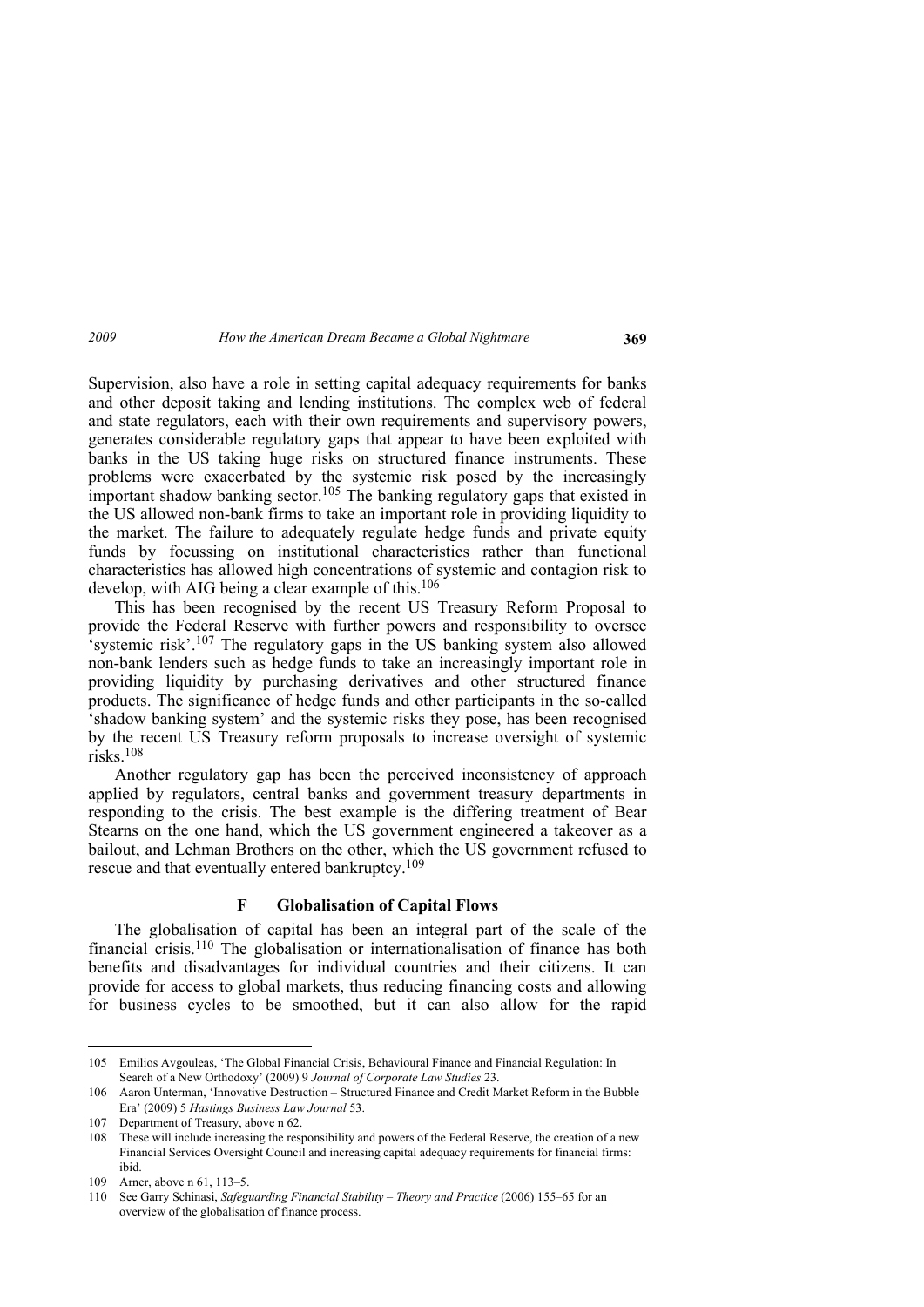Supervision, also have a role in setting capital adequacy requirements for banks and other deposit taking and lending institutions. The complex web of federal and state regulators, each with their own requirements and supervisory powers, generates considerable regulatory gaps that appear to have been exploited with banks in the US taking huge risks on structured finance instruments. These problems were exacerbated by the systemic risk posed by the increasingly important shadow banking sector.[105] The banking regulatory gaps that existed in the US allowed non-bank firms to take an important role in providing liquidity to the market. The failure to adequately regulate hedge funds and private equity funds by focussing on institutional characteristics rather than functional characteristics has allowed high concentrations of systemic and contagion risk to develop, with AIG being a clear example of this.[106]

This has been recognised by the recent US Treasury Reform Proposal to provide the Federal Reserve with further powers and responsibility to oversee 'systemic risk'.[107] The regulatory gaps in the US banking system also allowed non-bank lenders such as hedge funds to take an increasingly important role in providing liquidity by purchasing derivatives and other structured finance products. The significance of hedge funds and other participants in the so-called 'shadow banking system' and the systemic risks they pose, has been recognised by the recent US Treasury reform proposals to increase oversight of systemic risks.[108]

Another regulatory gap has been the perceived inconsistency of approach applied by regulators, central banks and government treasury departments in responding to the crisis. The best example is the differing treatment of Bear Stearns on the one hand, which the US government engineered a takeover as a bailout, and Lehman Brothers on the other, which the US government refused to rescue and that eventually entered bankruptcy.[109]

### F Globalisation of Capital Flows

The globalisation of capital has been an integral part of the scale of the financial crisis.[110] The globalisation or internationalisation of finance has both benefits and disadvantages for individual countries and their citizens. It can provide for access to global markets, thus reducing financing costs and allowing for business cycles to be smoothed, but it can also allow for the rapid

---

105 Emilios Avgouleas, 'The Global Financial Crisis, Behavioural Finance and Financial Regulation: In Search of a New Orthodoxy' (2009) 9 *Journal of Corporate Law Studies* 23.

106 Aaron Unterman, 'Innovative Destruction – Structured Finance and Credit Market Reform in the Bubble Era' (2009) 5 *Hastings Business Law Journal* 53.

107 Department of Treasury, above n 62.

108 These will include increasing the responsibility and powers of the Federal Reserve, the creation of a new Financial Services Oversight Council and increasing capital adequacy requirements for financial firms: ibid.

109 Arner, above n 61, 113–5.

110 See Garry Schinasi, *Safeguarding Financial Stability – Theory and Practice* (2006) 155–65 for an overview of the globalisation of finance process.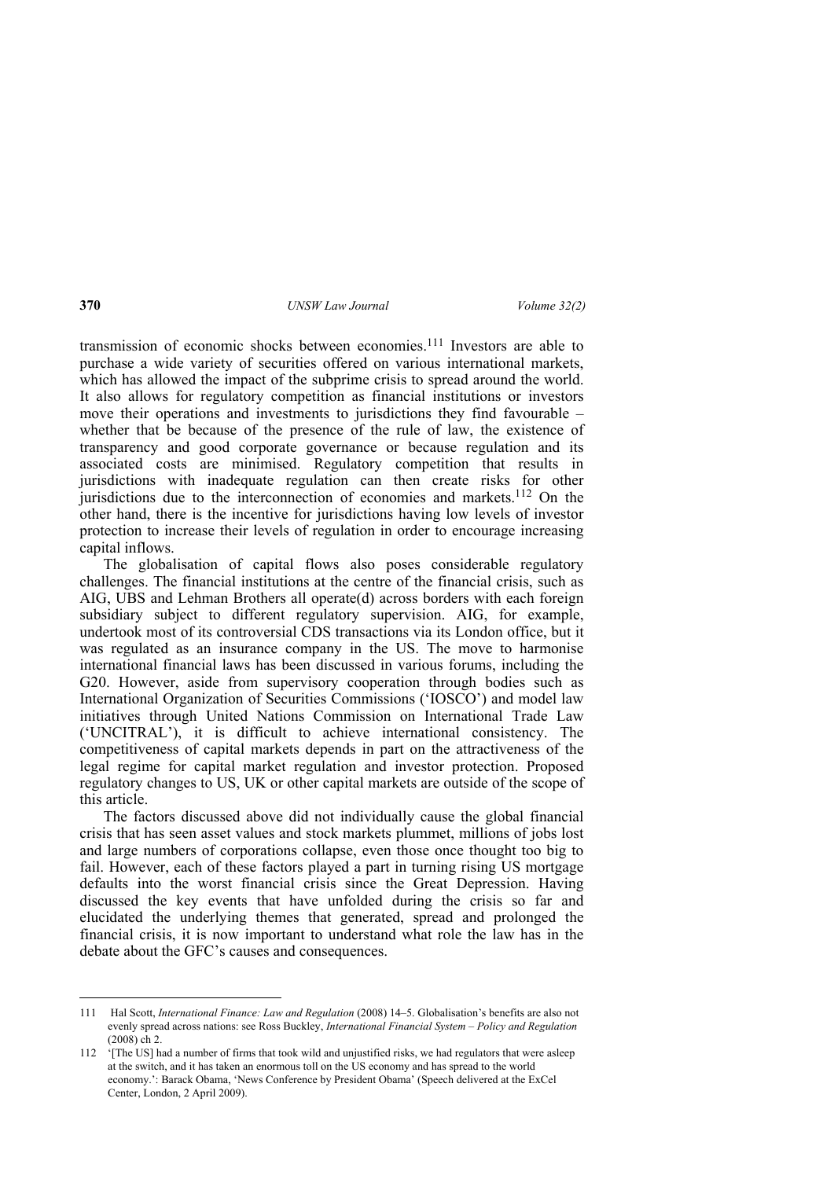transmission of economic shocks between economies.[111] Investors are able to purchase a wide variety of securities offered on various international markets, which has allowed the impact of the subprime crisis to spread around the world. It also allows for regulatory competition as financial institutions or investors move their operations and investments to jurisdictions they find favourable – whether that be because of the presence of the rule of law, the existence of transparency and good corporate governance or because regulation and its associated costs are minimised. Regulatory competition that results in jurisdictions with inadequate regulation can then create risks for other jurisdictions due to the interconnection of economies and markets.[112] On the other hand, there is the incentive for jurisdictions having low levels of investor protection to increase their levels of regulation in order to encourage increasing capital inflows.

The globalisation of capital flows also poses considerable regulatory challenges. The financial institutions at the centre of the financial crisis, such as AIG, UBS and Lehman Brothers all operate(d) across borders with each foreign subsidiary subject to different regulatory supervision. AIG, for example, undertook most of its controversial CDS transactions via its London office, but it was regulated as an insurance company in the US. The move to harmonise international financial laws has been discussed in various forums, including the G20. However, aside from supervisory cooperation through bodies such as International Organization of Securities Commissions ('IOSCO') and model law initiatives through United Nations Commission on International Trade Law ('UNCITRAL'), it is difficult to achieve international consistency. The competitiveness of capital markets depends in part on the attractiveness of the legal regime for capital market regulation and investor protection. Proposed regulatory changes to US, UK or other capital markets are outside of the scope of this article.

The factors discussed above did not individually cause the global financial crisis that has seen asset values and stock markets plummet, millions of jobs lost and large numbers of corporations collapse, even those once thought too big to fail. However, each of these factors played a part in turning rising US mortgage defaults into the worst financial crisis since the Great Depression. Having discussed the key events that have unfolded during the crisis so far and elucidated the underlying themes that generated, spread and prolonged the financial crisis, it is now important to understand what role the law has in the debate about the GFC's causes and consequences.

---

111 Hal Scott, *International Finance: Law and Regulation* (2008) 14–5. Globalisation's benefits are also not evenly spread across nations: see Ross Buckley, *International Financial System – Policy and Regulation* (2008) ch 2.

112 '[The US] had a number of firms that took wild and unjustified risks, we had regulators that were asleep at the switch, and it has taken an enormous toll on the US economy and has spread to the world economy.': Barack Obama, 'News Conference by President Obama' (Speech delivered at the ExCel Center, London, 2 April 2009).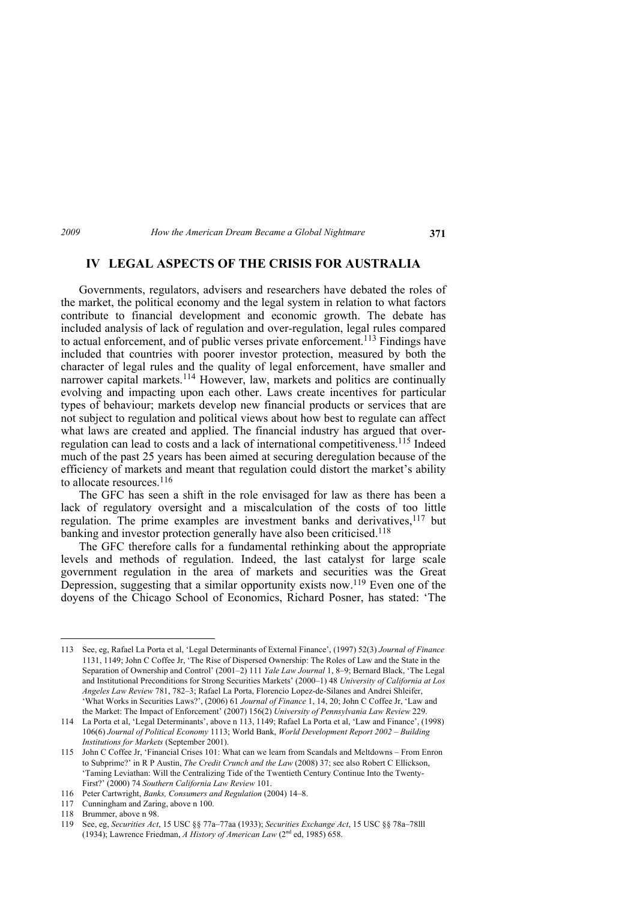## IV LEGAL ASPECTS OF THE CRISIS FOR AUSTRALIA

Governments, regulators, advisers and researchers have debated the roles of the market, the political economy and the legal system in relation to what factors contribute to financial development and economic growth. The debate has included analysis of lack of regulation and over-regulation, legal rules compared to actual enforcement, and of public verses private enforcement.[113] Findings have included that countries with poorer investor protection, measured by both the character of legal rules and the quality of legal enforcement, have smaller and narrower capital markets.[114] However, law, markets and politics are continually evolving and impacting upon each other. Laws create incentives for particular types of behaviour; markets develop new financial products or services that are not subject to regulation and political views about how best to regulate can affect what laws are created and applied. The financial industry has argued that over-regulation can lead to costs and a lack of international competitiveness.[115] Indeed much of the past 25 years has been aimed at securing deregulation because of the efficiency of markets and meant that regulation could distort the market's ability to allocate resources.[116]

The GFC has seen a shift in the role envisaged for law as there has been a lack of regulatory oversight and a miscalculation of the costs of too little regulation. The prime examples are investment banks and derivatives,[117] but banking and investor protection generally have also been criticised.[118]

The GFC therefore calls for a fundamental rethinking about the appropriate levels and methods of regulation. Indeed, the last catalyst for large scale government regulation in the area of markets and securities was the Great Depression, suggesting that a similar opportunity exists now.[119] Even one of the doyens of the Chicago School of Economics, Richard Posner, has stated: 'The

---

113 See, eg, Rafael La Porta et al, 'Legal Determinants of External Finance', (1997) 52(3) *Journal of Finance* 1131, 1149; John C Coffee Jr, 'The Rise of Dispersed Ownership: The Roles of Law and the State in the Separation of Ownership and Control' (2001–2) 111 *Yale Law Journal* 1, 8–9; Bernard Black, 'The Legal and Institutional Preconditions for Strong Securities Markets' (2000–1) 48 *University of California at Los Angeles Law Review* 781, 782–3; Rafael La Porta, Florencio Lopez-de-Silanes and Andrei Shleifer, 'What Works in Securities Laws?', (2006) 61 *Journal of Finance* 1, 14, 20; John C Coffee Jr, 'Law and the Market: The Impact of Enforcement' (2007) 156(2) *University of Pennsylvania Law Review* 229.

114 La Porta et al, 'Legal Determinants', above n 113, 1149; Rafael La Porta et al, 'Law and Finance', (1998) 106(6) *Journal of Political Economy* 1113; World Bank, *World Development Report 2002 – Building Institutions for Markets* (September 2001).

115 John C Coffee Jr, 'Financial Crises 101: What can we learn from Scandals and Meltdowns – From Enron to Subprime?' in R P Austin, *The Credit Crunch and the Law* (2008) 37; see also Robert C Ellickson, 'Taming Leviathan: Will the Centralizing Tide of the Twentieth Century Continue Into the Twenty-First?' (2000) 74 *Southern California Law Review* 101.

116 Peter Cartwright, *Banks, Consumers and Regulation* (2004) 14–8.

117 Cunningham and Zaring, above n 100.

118 Brummer, above n 98.

119 See, eg, *Securities Act*, 15 USC §§ 77a–77aa (1933); *Securities Exchange Act*, 15 USC §§ 78a–78lll (1934); Lawrence Friedman, *A History of American Law* (2nd ed, 1985) 658.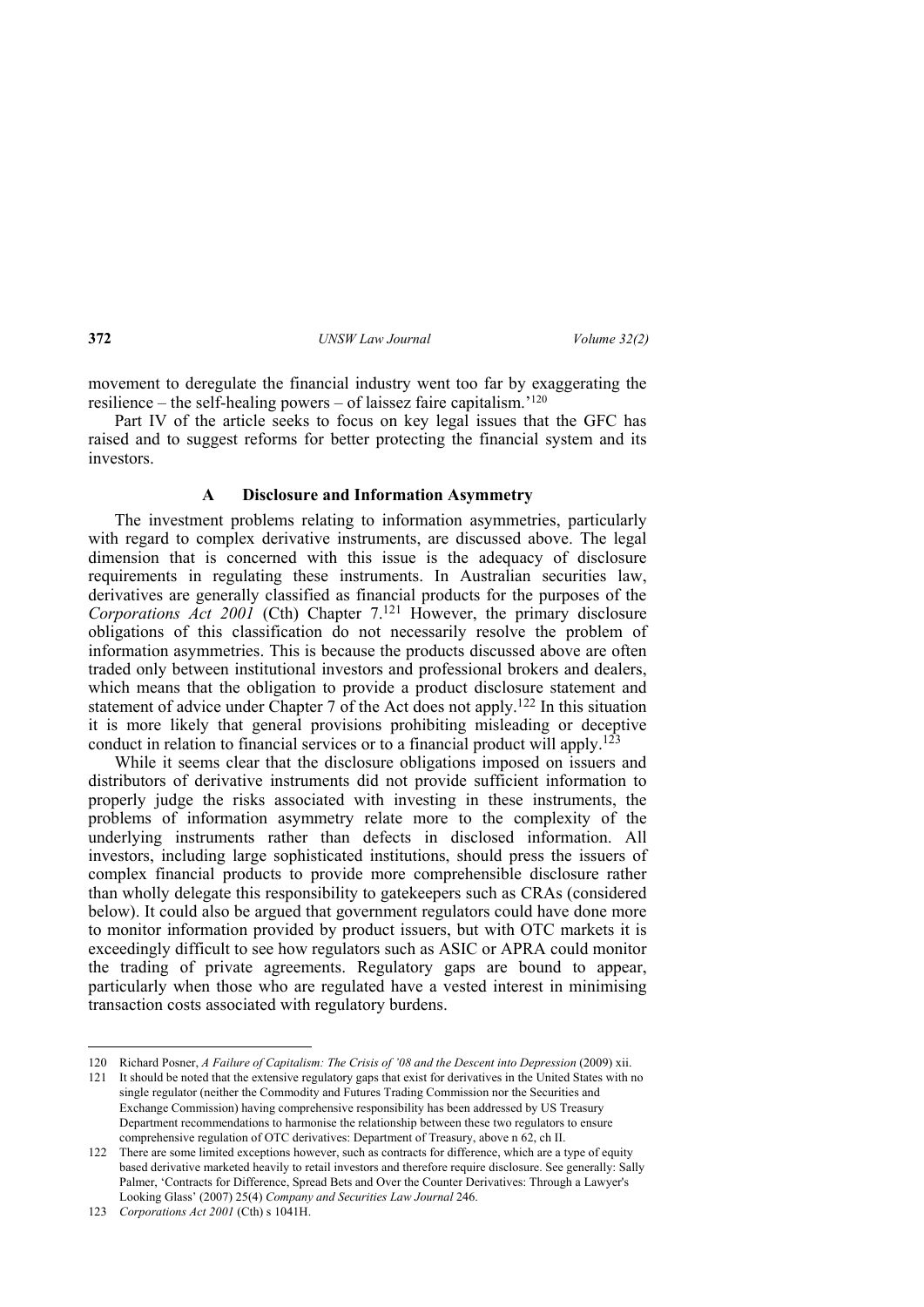movement to deregulate the financial industry went too far by exaggerating the resilience – the self-healing powers – of laissez faire capitalism.'[120]

Part IV of the article seeks to focus on key legal issues that the GFC has raised and to suggest reforms for better protecting the financial system and its investors.

### A Disclosure and Information Asymmetry

The investment problems relating to information asymmetries, particularly with regard to complex derivative instruments, are discussed above. The legal dimension that is concerned with this issue is the adequacy of disclosure requirements in regulating these instruments. In Australian securities law, derivatives are generally classified as financial products for the purposes of the *Corporations Act 2001* (Cth) Chapter 7.[121] However, the primary disclosure obligations of this classification do not necessarily resolve the problem of information asymmetries. This is because the products discussed above are often traded only between institutional investors and professional brokers and dealers, which means that the obligation to provide a product disclosure statement and statement of advice under Chapter 7 of the Act does not apply.[122] In this situation it is more likely that general provisions prohibiting misleading or deceptive conduct in relation to financial services or to a financial product will apply.[123]

While it seems clear that the disclosure obligations imposed on issuers and distributors of derivative instruments did not provide sufficient information to properly judge the risks associated with investing in these instruments, the problems of information asymmetry relate more to the complexity of the underlying instruments rather than defects in disclosed information. All investors, including large sophisticated institutions, should press the issuers of complex financial products to provide more comprehensible disclosure rather than wholly delegate this responsibility to gatekeepers such as CRAs (considered below). It could also be argued that government regulators could have done more to monitor information provided by product issuers, but with OTC markets it is exceedingly difficult to see how regulators such as ASIC or APRA could monitor the trading of private agreements. Regulatory gaps are bound to appear, particularly when those who are regulated have a vested interest in minimising transaction costs associated with regulatory burdens.

---

120 Richard Posner, *A Failure of Capitalism: The Crisis of '08 and the Descent into Depression* (2009) xii.

121 It should be noted that the extensive regulatory gaps that exist for derivatives in the United States with no single regulator (neither the Commodity and Futures Trading Commission nor the Securities and Exchange Commission) having comprehensive responsibility has been addressed by US Treasury Department recommendations to harmonise the relationship between these two regulators to ensure comprehensive regulation of OTC derivatives: Department of Treasury, above n 62, ch II.

122 There are some limited exceptions however, such as contracts for difference, which are a type of equity based derivative marketed heavily to retail investors and therefore require disclosure. See generally: Sally Palmer, 'Contracts for Difference, Spread Bets and Over the Counter Derivatives: Through a Lawyer's Looking Glass' (2007) 25(4) *Company and Securities Law Journal* 246.

123 *Corporations Act 2001* (Cth) s 1041H.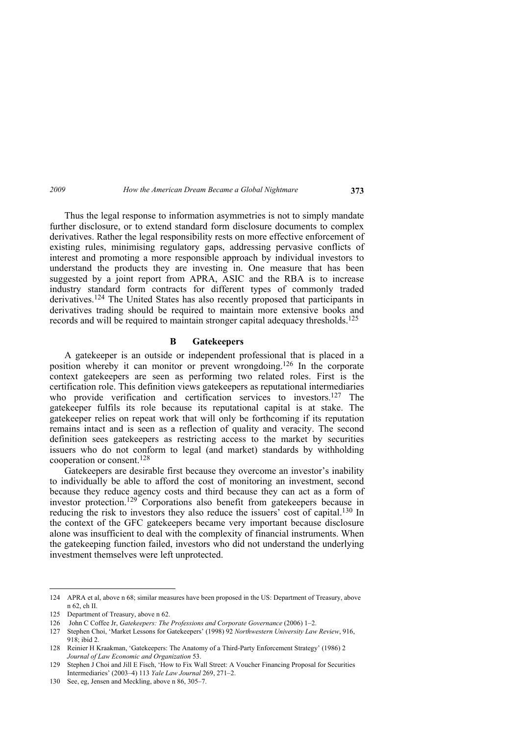Thus the legal response to information asymmetries is not to simply mandate further disclosure, or to extend standard form disclosure documents to complex derivatives. Rather the legal responsibility rests on more effective enforcement of existing rules, minimising regulatory gaps, addressing pervasive conflicts of interest and promoting a more responsible approach by individual investors to understand the products they are investing in. One measure that has been suggested by a joint report from APRA, ASIC and the RBA is to increase industry standard form contracts for different types of commonly traded derivatives.[124] The United States has also recently proposed that participants in derivatives trading should be required to maintain more extensive books and records and will be required to maintain stronger capital adequacy thresholds.[125]

### B Gatekeepers

A gatekeeper is an outside or independent professional that is placed in a position whereby it can monitor or prevent wrongdoing.[126] In the corporate context gatekeepers are seen as performing two related roles. First is the certification role. This definition views gatekeepers as reputational intermediaries who provide verification and certification services to investors.[127] The gatekeeper fulfils its role because its reputational capital is at stake. The gatekeeper relies on repeat work that will only be forthcoming if its reputation remains intact and is seen as a reflection of quality and veracity. The second definition sees gatekeepers as restricting access to the market by securities issuers who do not conform to legal (and market) standards by withholding cooperation or consent.[128]

Gatekeepers are desirable first because they overcome an investor's inability to individually be able to afford the cost of monitoring an investment, second because they reduce agency costs and third because they can act as a form of investor protection.[129] Corporations also benefit from gatekeepers because in reducing the risk to investors they also reduce the issuers' cost of capital.[130] In the context of the GFC gatekeepers became very important because disclosure alone was insufficient to deal with the complexity of financial instruments. When the gatekeeping function failed, investors who did not understand the underlying investment themselves were left unprotected.

---

124 APRA et al, above n 68; similar measures have been proposed in the US: Department of Treasury, above n 62, ch II.

125 Department of Treasury, above n 62.

126 John C Coffee Jr, *Gatekeepers: The Professions and Corporate Governance* (2006) 1–2.

127 Stephen Choi, 'Market Lessons for Gatekeepers' (1998) 92 *Northwestern University Law Review*, 916, 918; ibid 2.

128 Reinier H Kraakman, 'Gatekeepers: The Anatomy of a Third-Party Enforcement Strategy' (1986) 2 *Journal of Law Economic and Organization* 53.

129 Stephen J Choi and Jill E Fisch, 'How to Fix Wall Street: A Voucher Financing Proposal for Securities Intermediaries' (2003–4) 113 *Yale Law Journal* 269, 271–2.

130 See, eg, Jensen and Meckling, above n 86, 305–7.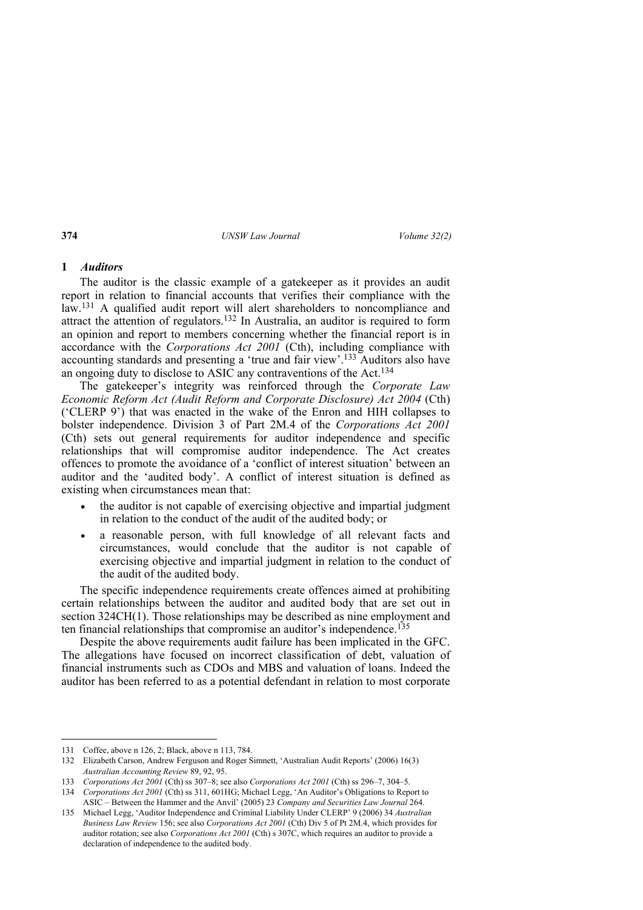### 1 *Auditors*

The auditor is the classic example of a gatekeeper as it provides an audit report in relation to financial accounts that verifies their compliance with the law.[131] A qualified audit report will alert shareholders to noncompliance and attract the attention of regulators.[132] In Australia, an auditor is required to form an opinion and report to members concerning whether the financial report is in accordance with the *Corporations Act 2001* (Cth), including compliance with accounting standards and presenting a 'true and fair view'.[133] Auditors also have an ongoing duty to disclose to ASIC any contraventions of the Act.[134]

The gatekeeper's integrity was reinforced through the *Corporate Law Economic Reform Act (Audit Reform and Corporate Disclosure) Act 2004* (Cth) ('CLERP 9') that was enacted in the wake of the Enron and HIH collapses to bolster independence. Division 3 of Part 2M.4 of the *Corporations Act 2001* (Cth) sets out general requirements for auditor independence and specific relationships that will compromise auditor independence. The Act creates offences to promote the avoidance of a 'conflict of interest situation' between an auditor and the 'audited body'. A conflict of interest situation is defined as existing when circumstances mean that:

- the auditor is not capable of exercising objective and impartial judgment in relation to the conduct of the audit of the audited body; or
- a reasonable person, with full knowledge of all relevant facts and circumstances, would conclude that the auditor is not capable of exercising objective and impartial judgment in relation to the conduct of the audit of the audited body.

The specific independence requirements create offences aimed at prohibiting certain relationships between the auditor and audited body that are set out in section 324CH(1). Those relationships may be described as nine employment and ten financial relationships that compromise an auditor's independence.[135]

Despite the above requirements audit failure has been implicated in the GFC. The allegations have focused on incorrect classification of debt, valuation of financial instruments such as CDOs and MBS and valuation of loans. Indeed the auditor has been referred to as a potential defendant in relation to most corporate

---

131 Coffee, above n 126, 2; Black, above n 113, 784.

132 Elizabeth Carson, Andrew Ferguson and Roger Simnett, 'Australian Audit Reports' (2006) 16(3) *Australian Accounting Review* 89, 92, 95.

133 *Corporations Act 2001* (Cth) ss 307–8; see also *Corporations Act 2001* (Cth) ss 296–7, 304–5.

134 *Corporations Act 2001* (Cth) ss 311, 601HG; Michael Legg, 'An Auditor's Obligations to Report to ASIC – Between the Hammer and the Anvil' (2005) 23 *Company and Securities Law Journal* 264.

135 Michael Legg, 'Auditor Independence and Criminal Liability Under CLERP' 9 (2006) 34 *Australian Business Law Review* 156; see also *Corporations Act 2001* (Cth) Div 5 of Pt 2M.4, which provides for auditor rotation; see also *Corporations Act 2001* (Cth) s 307C, which requires an auditor to provide a declaration of independence to the audited body.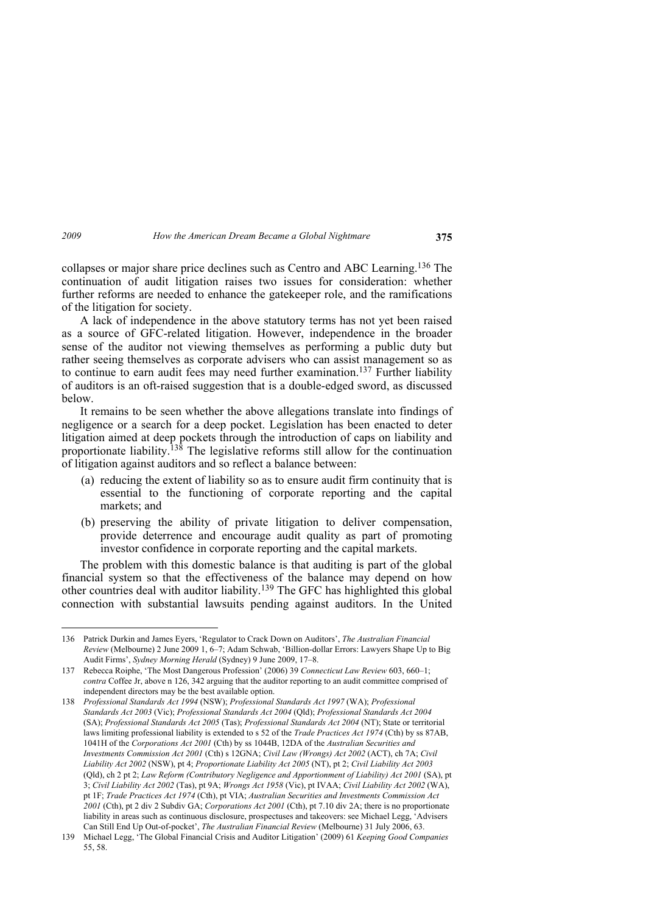collapses or major share price declines such as Centro and ABC Learning.[136] The continuation of audit litigation raises two issues for consideration: whether further reforms are needed to enhance the gatekeeper role, and the ramifications of the litigation for society.

A lack of independence in the above statutory terms has not yet been raised as a source of GFC-related litigation. However, independence in the broader sense of the auditor not viewing themselves as performing a public duty but rather seeing themselves as corporate advisers who can assist management so as to continue to earn audit fees may need further examination.[137] Further liability of auditors is an oft-raised suggestion that is a double-edged sword, as discussed below.

It remains to be seen whether the above allegations translate into findings of negligence or a search for a deep pocket. Legislation has been enacted to deter litigation aimed at deep pockets through the introduction of caps on liability and proportionate liability.[138] The legislative reforms still allow for the continuation of litigation against auditors and so reflect a balance between:

(a) reducing the extent of liability so as to ensure audit firm continuity that is essential to the functioning of corporate reporting and the capital markets; and

(b) preserving the ability of private litigation to deliver compensation, provide deterrence and encourage audit quality as part of promoting investor confidence in corporate reporting and the capital markets.

The problem with this domestic balance is that auditing is part of the global financial system so that the effectiveness of the balance may depend on how other countries deal with auditor liability.[139] The GFC has highlighted this global connection with substantial lawsuits pending against auditors. In the United

---

136 Patrick Durkin and James Eyers, 'Regulator to Crack Down on Auditors', *The Australian Financial Review* (Melbourne) 2 June 2009 1, 6–7; Adam Schwab, 'Billion-dollar Errors: Lawyers Shape Up to Big Audit Firms', *Sydney Morning Herald* (Sydney) 9 June 2009, 17–8.

137 Rebecca Roiphe, 'The Most Dangerous Profession' (2006) 39 *Connecticut Law Review* 603, 660–1; *contra* Coffee Jr, above n 126, 342 arguing that the auditor reporting to an audit committee comprised of independent directors may be the best available option.

138 *Professional Standards Act 1994* (NSW); *Professional Standards Act 1997* (WA); *Professional Standards Act 2003* (Vic); *Professional Standards Act 2004* (Qld); *Professional Standards Act 2004* (SA); *Professional Standards Act 2005* (Tas); *Professional Standards Act 2004* (NT); State or territorial laws limiting professional liability is extended to s 52 of the *Trade Practices Act 1974* (Cth) by ss 87AB, 1041H of the *Corporations Act 2001* (Cth) by ss 1044B, 12DA of the *Australian Securities and Investments Commission Act 2001* (Cth) s 12GNA; *Civil Law (Wrongs) Act 2002* (ACT), ch 7A; *Civil Liability Act 2002* (NSW), pt 4; *Proportionate Liability Act 2005* (NT), pt 2; *Civil Liability Act 2003* (Qld), ch 2 pt 2; *Law Reform (Contributory Negligence and Apportionment of Liability) Act 2001* (SA), pt 3; *Civil Liability Act 2002* (Tas), pt 9A; *Wrongs Act 1958* (Vic), pt IVAA; *Civil Liability Act 2002* (WA), pt 1F; *Trade Practices Act 1974* (Cth), pt VIA; *Australian Securities and Investments Commission Act 2001* (Cth), pt 2 div 2 Subdiv GA; *Corporations Act 2001* (Cth), pt 7.10 div 2A; there is no proportionate liability in areas such as continuous disclosure, prospectuses and takeovers: see Michael Legg, 'Advisers Can Still End Up Out-of-pocket', *The Australian Financial Review* (Melbourne) 31 July 2006, 63.

139 Michael Legg, 'The Global Financial Crisis and Auditor Litigation' (2009) 61 *Keeping Good Companies* 55, 58.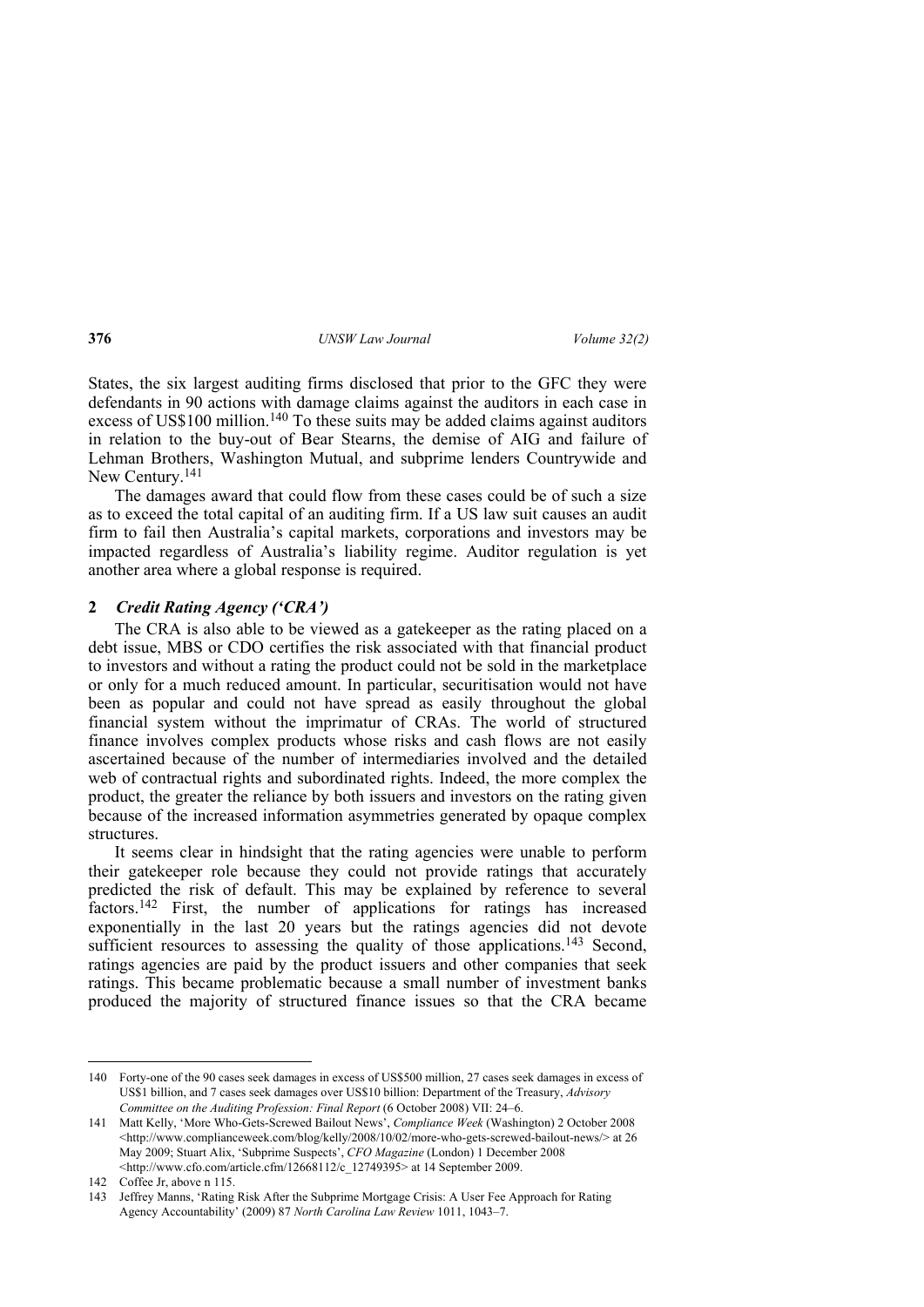States, the six largest auditing firms disclosed that prior to the GFC they were defendants in 90 actions with damage claims against the auditors in each case in excess of US$100 million.[140] To these suits may be added claims against auditors in relation to the buy-out of Bear Stearns, the demise of AIG and failure of Lehman Brothers, Washington Mutual, and subprime lenders Countrywide and New Century.[141]

The damages award that could flow from these cases could be of such a size as to exceed the total capital of an auditing firm. If a US law suit causes an audit firm to fail then Australia's capital markets, corporations and investors may be impacted regardless of Australia's liability regime. Auditor regulation is yet another area where a global response is required.

### 2 *Credit Rating Agency ('CRA')*

The CRA is also able to be viewed as a gatekeeper as the rating placed on a debt issue, MBS or CDO certifies the risk associated with that financial product to investors and without a rating the product could not be sold in the marketplace or only for a much reduced amount. In particular, securitisation would not have been as popular and could not have spread as easily throughout the global financial system without the imprimatur of CRAs. The world of structured finance involves complex products whose risks and cash flows are not easily ascertained because of the number of intermediaries involved and the detailed web of contractual rights and subordinated rights. Indeed, the more complex the product, the greater the reliance by both issuers and investors on the rating given because of the increased information asymmetries generated by opaque complex structures.

It seems clear in hindsight that the rating agencies were unable to perform their gatekeeper role because they could not provide ratings that accurately predicted the risk of default. This may be explained by reference to several factors.[142] First, the number of applications for ratings has increased exponentially in the last 20 years but the ratings agencies did not devote sufficient resources to assessing the quality of those applications.[143] Second, ratings agencies are paid by the product issuers and other companies that seek ratings. This became problematic because a small number of investment banks produced the majority of structured finance issues so that the CRA became

---

140 Forty-one of the 90 cases seek damages in excess of US$500 million, 27 cases seek damages in excess of US$1 billion, and 7 cases seek damages over US$10 billion: Department of the Treasury, *Advisory Committee on the Auditing Profession: Final Report* (6 October 2008) VII: 24–6.

141 Matt Kelly, 'More Who-Gets-Screwed Bailout News', *Compliance Week* (Washington) 2 October 2008 <http://www.complianceweek.com/blog/kelly/2008/10/02/more-who-gets-screwed-bailout-news/> at 26 May 2009; Stuart Alix, 'Subprime Suspects', *CFO Magazine* (London) 1 December 2008 <http://www.cfo.com/article.cfm/12668112/c_12749395> at 14 September 2009.

142 Coffee Jr, above n 115.

143 Jeffrey Manns, 'Rating Risk After the Subprime Mortgage Crisis: A User Fee Approach for Rating Agency Accountability' (2009) 87 *North Carolina Law Review* 1011, 1043–7.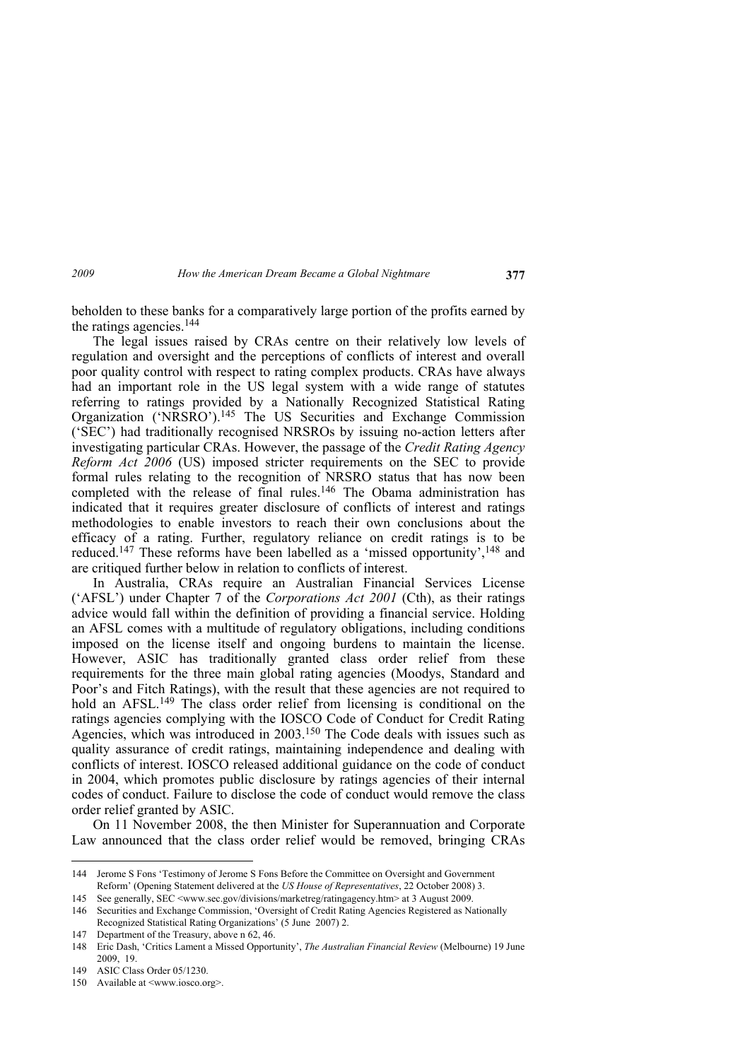beholden to these banks for a comparatively large portion of the profits earned by the ratings agencies.[144]

The legal issues raised by CRAs centre on their relatively low levels of regulation and oversight and the perceptions of conflicts of interest and overall poor quality control with respect to rating complex products. CRAs have always had an important role in the US legal system with a wide range of statutes referring to ratings provided by a Nationally Recognized Statistical Rating Organization ('NRSRO').[145] The US Securities and Exchange Commission ('SEC') had traditionally recognised NRSROs by issuing no-action letters after investigating particular CRAs. However, the passage of the *Credit Rating Agency Reform Act 2006* (US) imposed stricter requirements on the SEC to provide formal rules relating to the recognition of NRSRO status that has now been completed with the release of final rules.[146] The Obama administration has indicated that it requires greater disclosure of conflicts of interest and ratings methodologies to enable investors to reach their own conclusions about the efficacy of a rating. Further, regulatory reliance on credit ratings is to be reduced.[147] These reforms have been labelled as a 'missed opportunity',[148] and are critiqued further below in relation to conflicts of interest.

In Australia, CRAs require an Australian Financial Services License ('AFSL') under Chapter 7 of the *Corporations Act 2001* (Cth), as their ratings advice would fall within the definition of providing a financial service. Holding an AFSL comes with a multitude of regulatory obligations, including conditions imposed on the license itself and ongoing burdens to maintain the license. However, ASIC has traditionally granted class order relief from these requirements for the three main global rating agencies (Moodys, Standard and Poor's and Fitch Ratings), with the result that these agencies are not required to hold an AFSL.[149] The class order relief from licensing is conditional on the ratings agencies complying with the IOSCO Code of Conduct for Credit Rating Agencies, which was introduced in 2003.[150] The Code deals with issues such as quality assurance of credit ratings, maintaining independence and dealing with conflicts of interest. IOSCO released additional guidance on the code of conduct in 2004, which promotes public disclosure by ratings agencies of their internal codes of conduct. Failure to disclose the code of conduct would remove the class order relief granted by ASIC.

On 11 November 2008, the then Minister for Superannuation and Corporate Law announced that the class order relief would be removed, bringing CRAs

---

144 Jerome S Fons 'Testimony of Jerome S Fons Before the Committee on Oversight and Government Reform' (Opening Statement delivered at the *US House of Representatives*, 22 October 2008) 3.

145 See generally, SEC <www.sec.gov/divisions/marketreg/ratingagency.htm> at 3 August 2009.

146 Securities and Exchange Commission, 'Oversight of Credit Rating Agencies Registered as Nationally Recognized Statistical Rating Organizations' (5 June 2007) 2.

147 Department of the Treasury, above n 62, 46.

148 Eric Dash, 'Critics Lament a Missed Opportunity', *The Australian Financial Review* (Melbourne) 19 June 2009, 19.

149 ASIC Class Order 05/1230.

150 Available at <www.iosco.org>.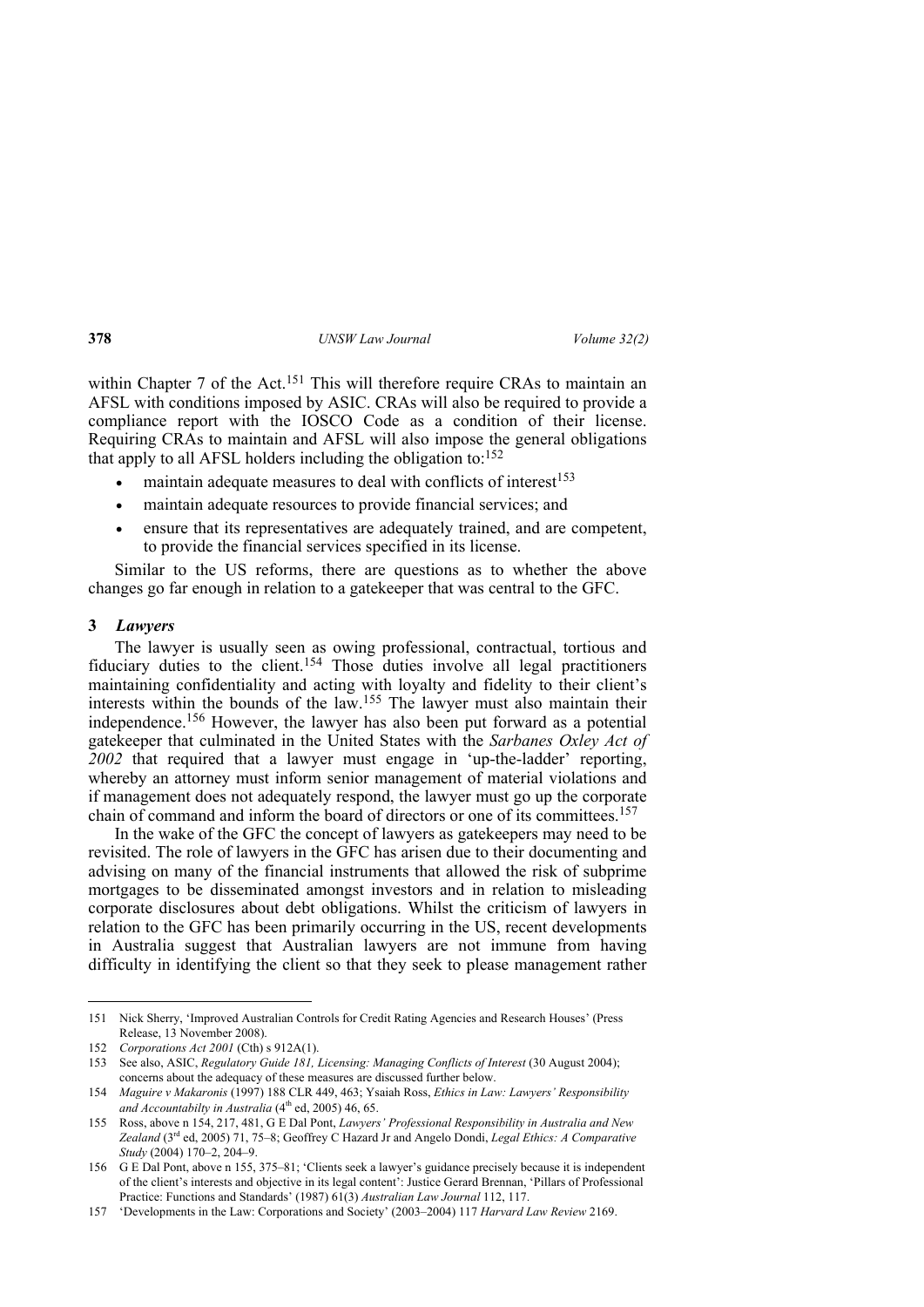within Chapter 7 of the Act.[151] This will therefore require CRAs to maintain an AFSL with conditions imposed by ASIC. CRAs will also be required to provide a compliance report with the IOSCO Code as a condition of their license. Requiring CRAs to maintain and AFSL will also impose the general obligations that apply to all AFSL holders including the obligation to:[152]

- maintain adequate measures to deal with conflicts of interest[153]
- maintain adequate resources to provide financial services; and
- ensure that its representatives are adequately trained, and are competent, to provide the financial services specified in its license.

Similar to the US reforms, there are questions as to whether the above changes go far enough in relation to a gatekeeper that was central to the GFC.

### 3 *Lawyers*

The lawyer is usually seen as owing professional, contractual, tortious and fiduciary duties to the client.[154] Those duties involve all legal practitioners maintaining confidentiality and acting with loyalty and fidelity to their client's interests within the bounds of the law.[155] The lawyer must also maintain their independence.[156] However, the lawyer has also been put forward as a potential gatekeeper that culminated in the United States with the *Sarbanes Oxley Act of 2002* that required that a lawyer must engage in 'up-the-ladder' reporting, whereby an attorney must inform senior management of material violations and if management does not adequately respond, the lawyer must go up the corporate chain of command and inform the board of directors or one of its committees.[157]

In the wake of the GFC the concept of lawyers as gatekeepers may need to be revisited. The role of lawyers in the GFC has arisen due to their documenting and advising on many of the financial instruments that allowed the risk of subprime mortgages to be disseminated amongst investors and in relation to misleading corporate disclosures about debt obligations. Whilst the criticism of lawyers in relation to the GFC has been primarily occurring in the US, recent developments in Australia suggest that Australian lawyers are not immune from having difficulty in identifying the client so that they seek to please management rather

---

151 Nick Sherry, 'Improved Australian Controls for Credit Rating Agencies and Research Houses' (Press Release, 13 November 2008).

152 *Corporations Act 2001* (Cth) s 912A(1).

153 See also, ASIC, *Regulatory Guide 181, Licensing: Managing Conflicts of Interest* (30 August 2004); concerns about the adequacy of these measures are discussed further below.

154 *Maguire v Makaronis* (1997) 188 CLR 449, 463; Ysaiah Ross, *Ethics in Law: Lawyers' Responsibility and Accountabilty in Australia* (4th ed, 2005) 46, 65.

155 Ross, above n 154, 217, 481, G E Dal Pont, *Lawyers' Professional Responsibility in Australia and New Zealand* (3rd ed, 2005) 71, 75–8; Geoffrey C Hazard Jr and Angelo Dondi, *Legal Ethics: A Comparative Study* (2004) 170–2, 204–9.

156 G E Dal Pont, above n 155, 375–81; 'Clients seek a lawyer's guidance precisely because it is independent of the client's interests and objective in its legal content': Justice Gerard Brennan, 'Pillars of Professional Practice: Functions and Standards' (1987) 61(3) *Australian Law Journal* 112, 117.

157 'Developments in the Law: Corporations and Society' (2003–2004) 117 *Harvard Law Review* 2169.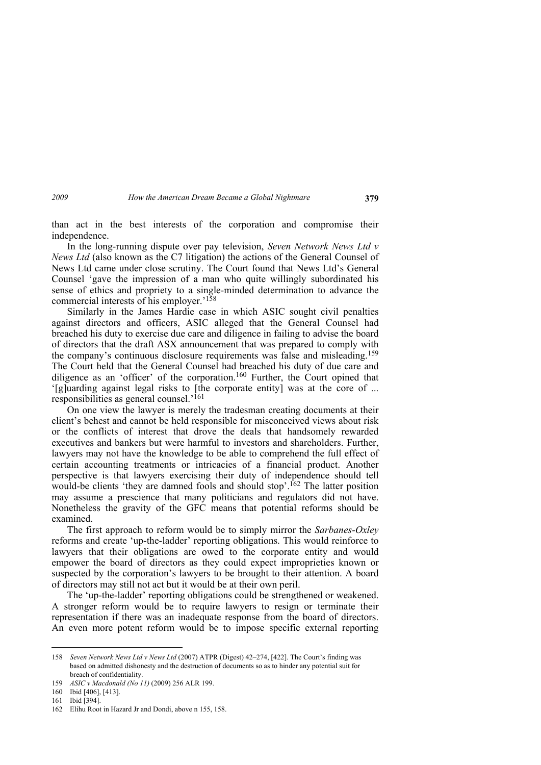than act in the best interests of the corporation and compromise their independence.

In the long-running dispute over pay television, *Seven Network News Ltd v News Ltd* (also known as the C7 litigation) the actions of the General Counsel of News Ltd came under close scrutiny. The Court found that News Ltd's General Counsel 'gave the impression of a man who quite willingly subordinated his sense of ethics and propriety to a single-minded determination to advance the commercial interests of his employer.'[158]

Similarly in the James Hardie case in which ASIC sought civil penalties against directors and officers, ASIC alleged that the General Counsel had breached his duty to exercise due care and diligence in failing to advise the board of directors that the draft ASX announcement that was prepared to comply with the company's continuous disclosure requirements was false and misleading.[159] The Court held that the General Counsel had breached his duty of due care and diligence as an 'officer' of the corporation.[160] Further, the Court opined that '[g]uarding against legal risks to [the corporate entity] was at the core of ... responsibilities as general counsel.'[161]

On one view the lawyer is merely the tradesman creating documents at their client's behest and cannot be held responsible for misconceived views about risk or the conflicts of interest that drove the deals that handsomely rewarded executives and bankers but were harmful to investors and shareholders. Further, lawyers may not have the knowledge to be able to comprehend the full effect of certain accounting treatments or intricacies of a financial product. Another perspective is that lawyers exercising their duty of independence should tell would-be clients 'they are damned fools and should stop'.[162] The latter position may assume a prescience that many politicians and regulators did not have. Nonetheless the gravity of the GFC means that potential reforms should be examined.

The first approach to reform would be to simply mirror the *Sarbanes-Oxley* reforms and create 'up-the-ladder' reporting obligations. This would reinforce to lawyers that their obligations are owed to the corporate entity and would empower the board of directors as they could expect improprieties known or suspected by the corporation's lawyers to be brought to their attention. A board of directors may still not act but it would be at their own peril.

The 'up-the-ladder' reporting obligations could be strengthened or weakened. A stronger reform would be to require lawyers to resign or terminate their representation if there was an inadequate response from the board of directors. An even more potent reform would be to impose specific external reporting

---

158 *Seven Network News Ltd v News Ltd* (2007) ATPR (Digest) 42–274, [422]. The Court's finding was based on admitted dishonesty and the destruction of documents so as to hinder any potential suit for breach of confidentiality.

159 *ASIC v Macdonald (No 11)* (2009) 256 ALR 199.

160 Ibid [406], [413].

161 Ibid [394].

162 Elihu Root in Hazard Jr and Dondi, above n 155, 158.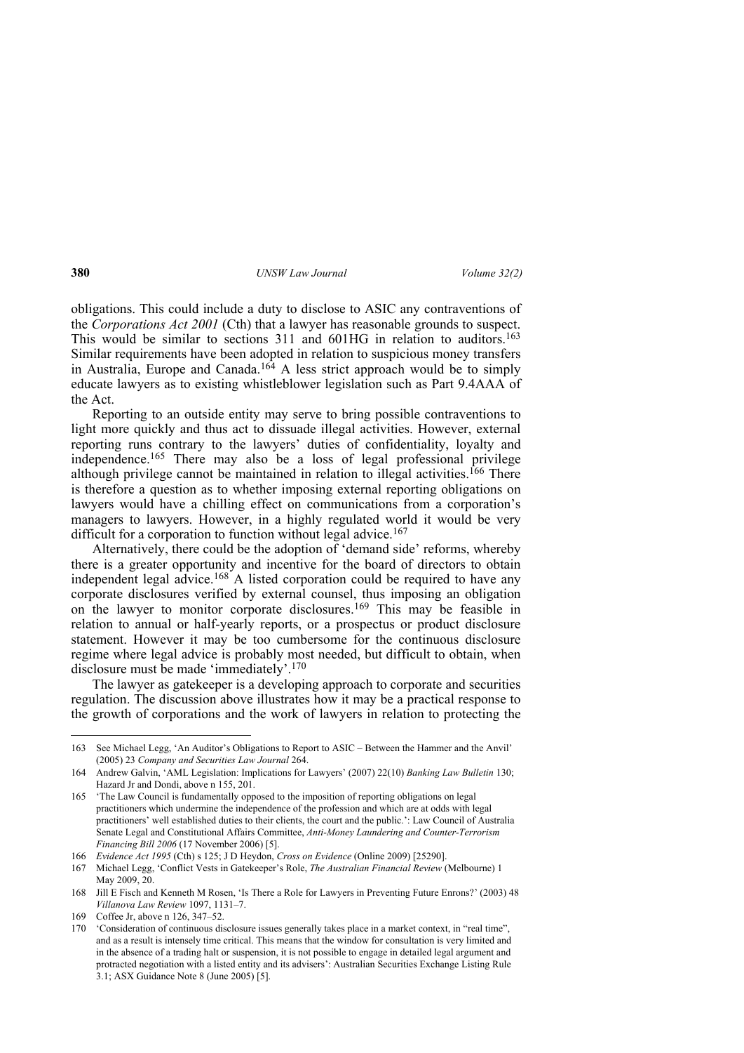obligations. This could include a duty to disclose to ASIC any contraventions of the *Corporations Act 2001* (Cth) that a lawyer has reasonable grounds to suspect. This would be similar to sections 311 and 601HG in relation to auditors.[163] Similar requirements have been adopted in relation to suspicious money transfers in Australia, Europe and Canada.[164] A less strict approach would be to simply educate lawyers as to existing whistleblower legislation such as Part 9.4AAA of the Act.

Reporting to an outside entity may serve to bring possible contraventions to light more quickly and thus act to dissuade illegal activities. However, external reporting runs contrary to the lawyers' duties of confidentiality, loyalty and independence.[165] There may also be a loss of legal professional privilege although privilege cannot be maintained in relation to illegal activities.[166] There is therefore a question as to whether imposing external reporting obligations on lawyers would have a chilling effect on communications from a corporation's managers to lawyers. However, in a highly regulated world it would be very difficult for a corporation to function without legal advice.[167]

Alternatively, there could be the adoption of 'demand side' reforms, whereby there is a greater opportunity and incentive for the board of directors to obtain independent legal advice.[168] A listed corporation could be required to have any corporate disclosures verified by external counsel, thus imposing an obligation on the lawyer to monitor corporate disclosures.[169] This may be feasible in relation to annual or half-yearly reports, or a prospectus or product disclosure statement. However it may be too cumbersome for the continuous disclosure regime where legal advice is probably most needed, but difficult to obtain, when disclosure must be made 'immediately'.[170]

The lawyer as gatekeeper is a developing approach to corporate and securities regulation. The discussion above illustrates how it may be a practical response to the growth of corporations and the work of lawyers in relation to protecting the

---

163 See Michael Legg, 'An Auditor's Obligations to Report to ASIC – Between the Hammer and the Anvil' (2005) 23 *Company and Securities Law Journal* 264.

164 Andrew Galvin, 'AML Legislation: Implications for Lawyers' (2007) 22(10) *Banking Law Bulletin* 130; Hazard Jr and Dondi, above n 155, 201.

165 'The Law Council is fundamentally opposed to the imposition of reporting obligations on legal practitioners which undermine the independence of the profession and which are at odds with legal practitioners' well established duties to their clients, the court and the public.': Law Council of Australia Senate Legal and Constitutional Affairs Committee, *Anti-Money Laundering and Counter-Terrorism Financing Bill 2006* (17 November 2006) [5].

166 *Evidence Act 1995* (Cth) s 125; J D Heydon, *Cross on Evidence* (Online 2009) [25290].

167 Michael Legg, 'Conflict Vests in Gatekeeper's Role, *The Australian Financial Review* (Melbourne) 1 May 2009, 20.

168 Jill E Fisch and Kenneth M Rosen, 'Is There a Role for Lawyers in Preventing Future Enrons?' (2003) 48 *Villanova Law Review* 1097, 1131–7.

169 Coffee Jr, above n 126, 347–52.

170 'Consideration of continuous disclosure issues generally takes place in a market context, in "real time", and as a result is intensely time critical. This means that the window for consultation is very limited and in the absence of a trading halt or suspension, it is not possible to engage in detailed legal argument and protracted negotiation with a listed entity and its advisers': Australian Securities Exchange Listing Rule 3.1; ASX Guidance Note 8 (June 2005) [5].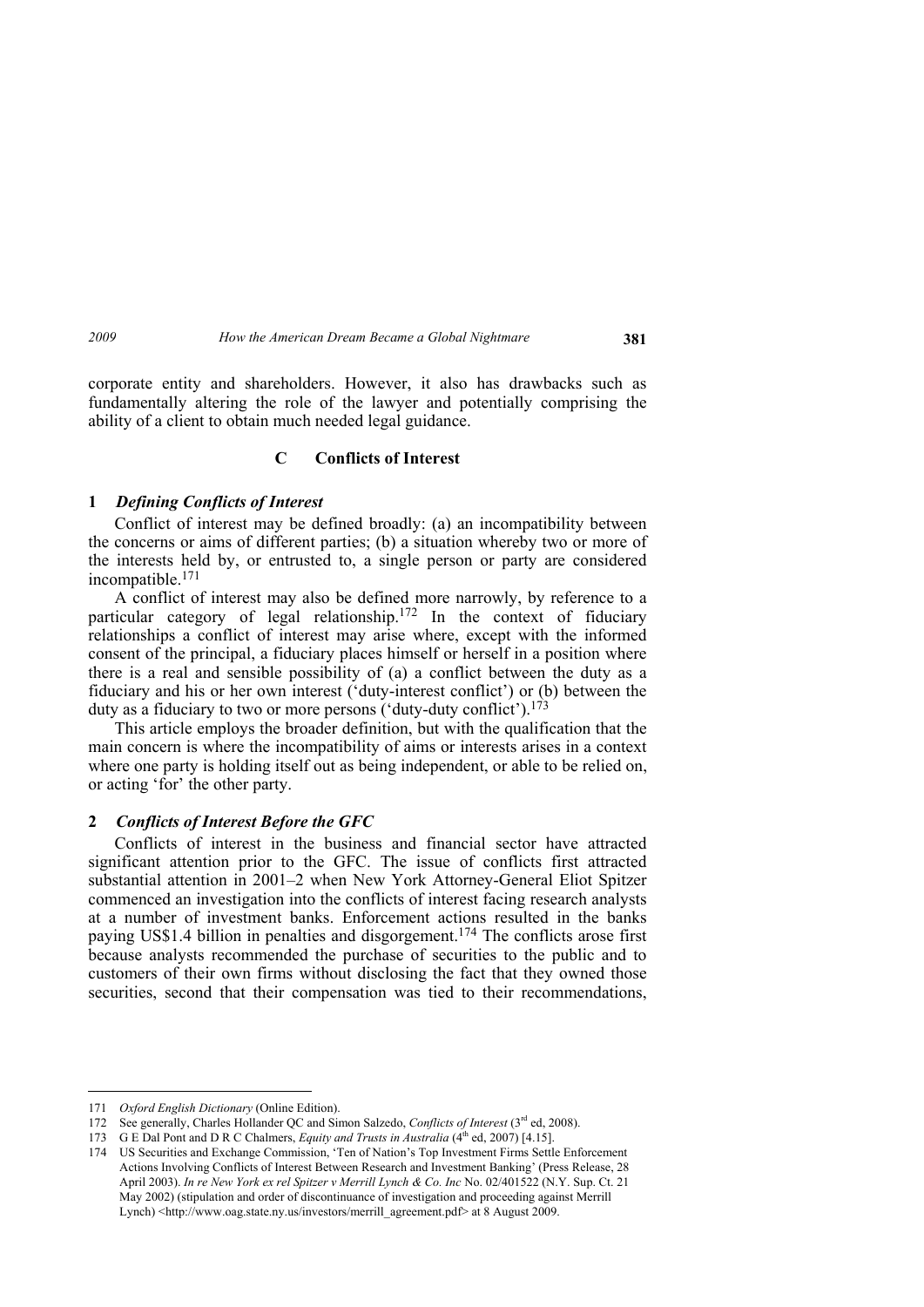corporate entity and shareholders. However, it also has drawbacks such as fundamentally altering the role of the lawyer and potentially comprising the ability of a client to obtain much needed legal guidance.

### C Conflicts of Interest

#### 1 *Defining Conflicts of Interest*

Conflict of interest may be defined broadly: (a) an incompatibility between the concerns or aims of different parties; (b) a situation whereby two or more of the interests held by, or entrusted to, a single person or party are considered incompatible.[171]

A conflict of interest may also be defined more narrowly, by reference to a particular category of legal relationship.[172] In the context of fiduciary relationships a conflict of interest may arise where, except with the informed consent of the principal, a fiduciary places himself or herself in a position where there is a real and sensible possibility of (a) a conflict between the duty as a fiduciary and his or her own interest ('duty-interest conflict') or (b) between the duty as a fiduciary to two or more persons ('duty-duty conflict').[173]

This article employs the broader definition, but with the qualification that the main concern is where the incompatibility of aims or interests arises in a context where one party is holding itself out as being independent, or able to be relied on, or acting 'for' the other party.

#### 2 *Conflicts of Interest Before the GFC*

Conflicts of interest in the business and financial sector have attracted significant attention prior to the GFC. The issue of conflicts first attracted substantial attention in 2001–2 when New York Attorney-General Eliot Spitzer commenced an investigation into the conflicts of interest facing research analysts at a number of investment banks. Enforcement actions resulted in the banks paying US$1.4 billion in penalties and disgorgement.[174] The conflicts arose first because analysts recommended the purchase of securities to the public and to customers of their own firms without disclosing the fact that they owned those securities, second that their compensation was tied to their recommendations,

---

171 *Oxford English Dictionary* (Online Edition).

172 See generally, Charles Hollander QC and Simon Salzedo, *Conflicts of Interest* (3rd ed, 2008).

173 G E Dal Pont and D R C Chalmers, *Equity and Trusts in Australia* (4th ed, 2007) [4.15].

174 US Securities and Exchange Commission, 'Ten of Nation's Top Investment Firms Settle Enforcement Actions Involving Conflicts of Interest Between Research and Investment Banking' (Press Release, 28 April 2003). *In re New York ex rel Spitzer v Merrill Lynch & Co. Inc* No. 02/401522 (N.Y. Sup. Ct. 21 May 2002) (stipulation and order of discontinuance of investigation and proceeding against Merrill Lynch) <http://www.oag.state.ny.us/investors/merrill_agreement.pdf> at 8 August 2009.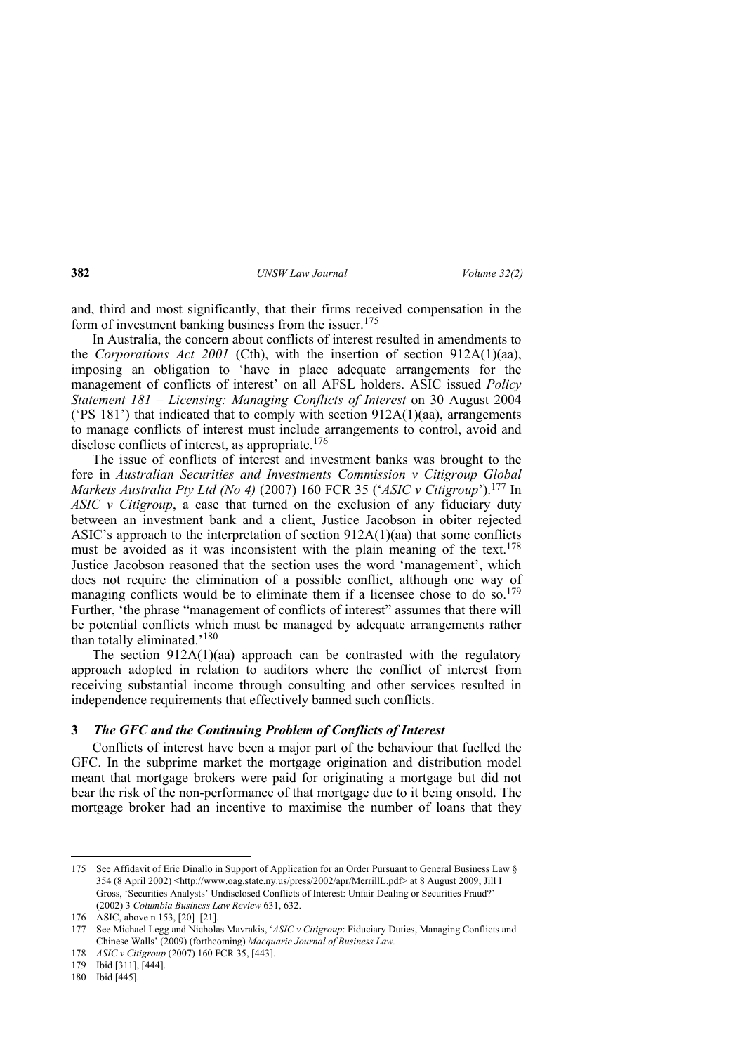and, third and most significantly, that their firms received compensation in the form of investment banking business from the issuer.[175]

In Australia, the concern about conflicts of interest resulted in amendments to the *Corporations Act 2001* (Cth), with the insertion of section 912A(1)(aa), imposing an obligation to 'have in place adequate arrangements for the management of conflicts of interest' on all AFSL holders. ASIC issued *Policy Statement 181 – Licensing: Managing Conflicts of Interest* on 30 August 2004 ('PS 181') that indicated that to comply with section 912A(1)(aa), arrangements to manage conflicts of interest must include arrangements to control, avoid and disclose conflicts of interest, as appropriate.[176]

The issue of conflicts of interest and investment banks was brought to the fore in *Australian Securities and Investments Commission v Citigroup Global Markets Australia Pty Ltd (No 4)* (2007) 160 FCR 35 ('*ASIC v Citigroup*').[177] In *ASIC v Citigroup*, a case that turned on the exclusion of any fiduciary duty between an investment bank and a client, Justice Jacobson in obiter rejected ASIC's approach to the interpretation of section 912A(1)(aa) that some conflicts must be avoided as it was inconsistent with the plain meaning of the text.[178] Justice Jacobson reasoned that the section uses the word 'management', which does not require the elimination of a possible conflict, although one way of managing conflicts would be to eliminate them if a licensee chose to do so.[179] Further, 'the phrase "management of conflicts of interest" assumes that there will be potential conflicts which must be managed by adequate arrangements rather than totally eliminated.'[180]

The section 912A(1)(aa) approach can be contrasted with the regulatory approach adopted in relation to auditors where the conflict of interest from receiving substantial income through consulting and other services resulted in independence requirements that effectively banned such conflicts.

### 3 *The GFC and the Continuing Problem of Conflicts of Interest*

Conflicts of interest have been a major part of the behaviour that fuelled the GFC. In the subprime market the mortgage origination and distribution model meant that mortgage brokers were paid for originating a mortgage but did not bear the risk of the non-performance of that mortgage due to it being onsold. The mortgage broker had an incentive to maximise the number of loans that they

---

175 See Affidavit of Eric Dinallo in Support of Application for an Order Pursuant to General Business Law § 354 (8 April 2002) <http://www.oag.state.ny.us/press/2002/apr/MerrillL.pdf> at 8 August 2009; Jill I Gross, 'Securities Analysts' Undisclosed Conflicts of Interest: Unfair Dealing or Securities Fraud?' (2002) 3 *Columbia Business Law Review* 631, 632.

176 ASIC, above n 153, [20]–[21].

177 See Michael Legg and Nicholas Mavrakis, '*ASIC v Citigroup*: Fiduciary Duties, Managing Conflicts and Chinese Walls' (2009) (forthcoming) *Macquarie Journal of Business Law*.

178 *ASIC v Citigroup* (2007) 160 FCR 35, [443].

179 Ibid [311], [444].

180 Ibid [445].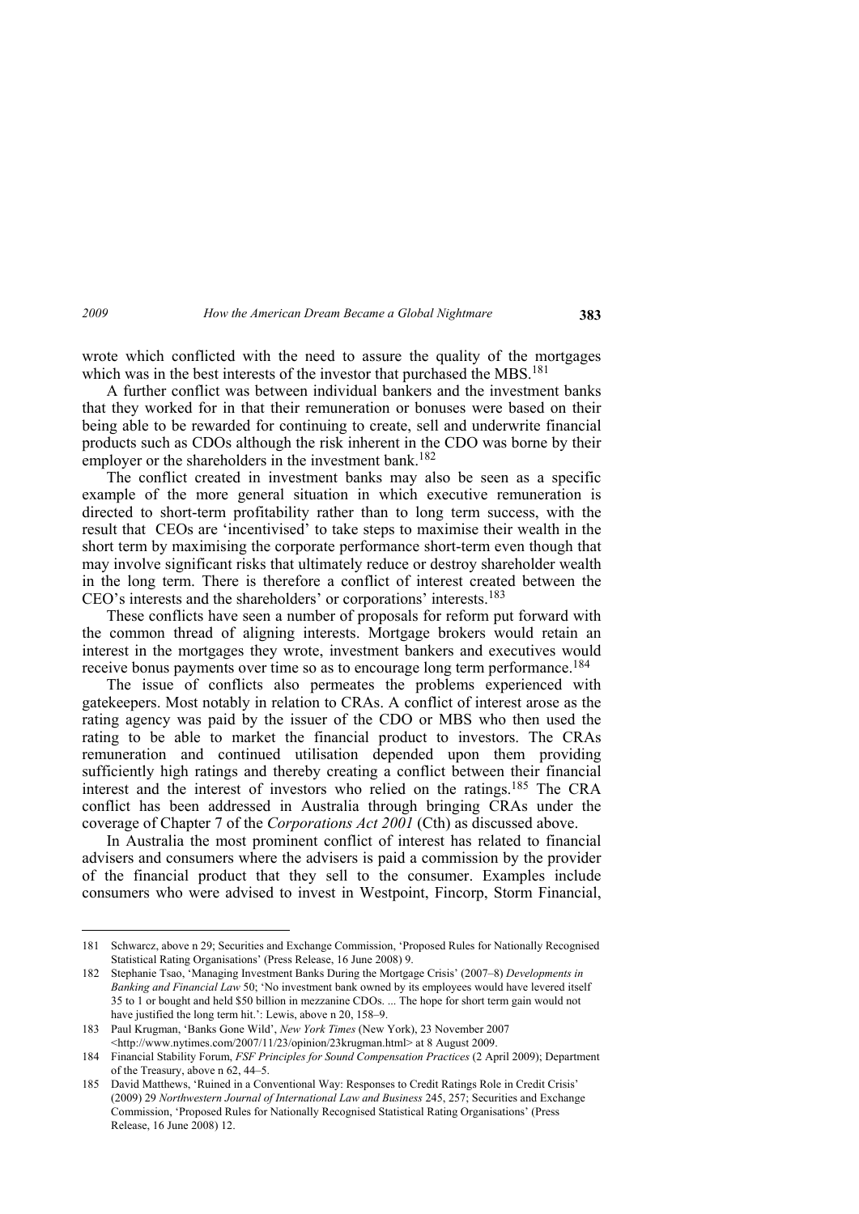wrote which conflicted with the need to assure the quality of the mortgages which was in the best interests of the investor that purchased the MBS.[181]

A further conflict was between individual bankers and the investment banks that they worked for in that their remuneration or bonuses were based on their being able to be rewarded for continuing to create, sell and underwrite financial products such as CDOs although the risk inherent in the CDO was borne by their employer or the shareholders in the investment bank.[182]

The conflict created in investment banks may also be seen as a specific example of the more general situation in which executive remuneration is directed to short-term profitability rather than to long term success, with the result that CEOs are 'incentivised' to take steps to maximise their wealth in the short term by maximising the corporate performance short-term even though that may involve significant risks that ultimately reduce or destroy shareholder wealth in the long term. There is therefore a conflict of interest created between the CEO's interests and the shareholders' or corporations' interests.[183]

These conflicts have seen a number of proposals for reform put forward with the common thread of aligning interests. Mortgage brokers would retain an interest in the mortgages they wrote, investment bankers and executives would receive bonus payments over time so as to encourage long term performance.[184]

The issue of conflicts also permeates the problems experienced with gatekeepers. Most notably in relation to CRAs. A conflict of interest arose as the rating agency was paid by the issuer of the CDO or MBS who then used the rating to be able to market the financial product to investors. The CRAs remuneration and continued utilisation depended upon them providing sufficiently high ratings and thereby creating a conflict between their financial interest and the interest of investors who relied on the ratings.[185] The CRA conflict has been addressed in Australia through bringing CRAs under the coverage of Chapter 7 of the *Corporations Act 2001* (Cth) as discussed above.

In Australia the most prominent conflict of interest has related to financial advisers and consumers where the advisers is paid a commission by the provider of the financial product that they sell to the consumer. Examples include consumers who were advised to invest in Westpoint, Fincorp, Storm Financial,

---

181 Schwarcz, above n 29; Securities and Exchange Commission, 'Proposed Rules for Nationally Recognised Statistical Rating Organisations' (Press Release, 16 June 2008) 9.

182 Stephanie Tsao, 'Managing Investment Banks During the Mortgage Crisis' (2007–8) *Developments in Banking and Financial Law* 50; 'No investment bank owned by its employees would have levered itself 35 to 1 or bought and held $50 billion in mezzanine CDOs. ... The hope for short term gain would not have justified the long term hit.': Lewis, above n 20, 158–9.

183 Paul Krugman, 'Banks Gone Wild', *New York Times* (New York), 23 November 2007 <http://www.nytimes.com/2007/11/23/opinion/23krugman.html> at 8 August 2009.

184 Financial Stability Forum, *FSF Principles for Sound Compensation Practices* (2 April 2009); Department of the Treasury, above n 62, 44–5.

185 David Matthews, 'Ruined in a Conventional Way: Responses to Credit Ratings Role in Credit Crisis' (2009) 29 *Northwestern Journal of International Law and Business* 245, 257; Securities and Exchange Commission, 'Proposed Rules for Nationally Recognised Statistical Rating Organisations' (Press Release, 16 June 2008) 12.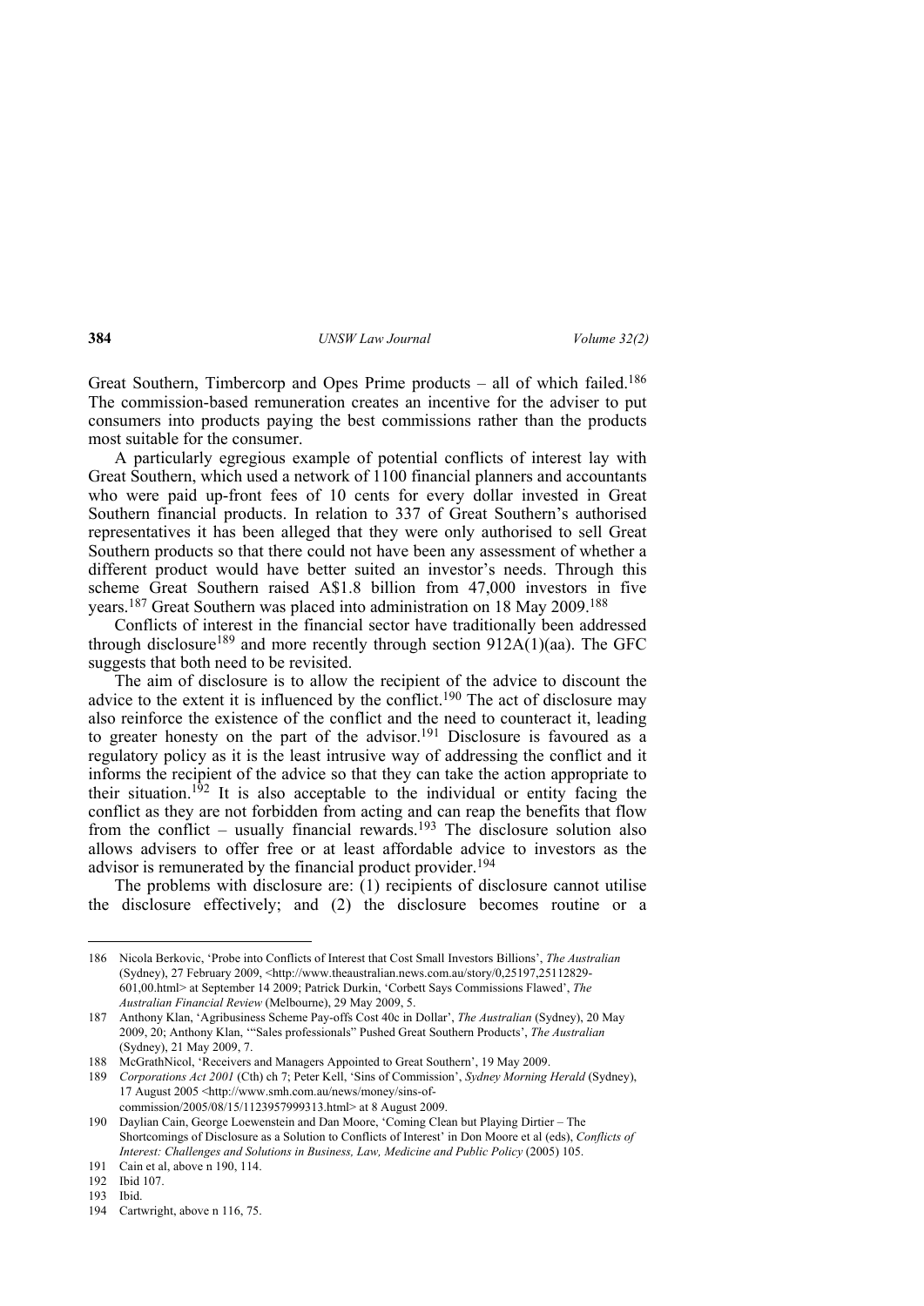Great Southern, Timbercorp and Opes Prime products – all of which failed.[186] The commission-based remuneration creates an incentive for the adviser to put consumers into products paying the best commissions rather than the products most suitable for the consumer.

A particularly egregious example of potential conflicts of interest lay with Great Southern, which used a network of 1100 financial planners and accountants who were paid up-front fees of 10 cents for every dollar invested in Great Southern financial products. In relation to 337 of Great Southern's authorised representatives it has been alleged that they were only authorised to sell Great Southern products so that there could not have been any assessment of whether a different product would have better suited an investor's needs. Through this scheme Great Southern raised A$1.8 billion from 47,000 investors in five years.[187] Great Southern was placed into administration on 18 May 2009.[188]

Conflicts of interest in the financial sector have traditionally been addressed through disclosure[189] and more recently through section 912A(1)(aa). The GFC suggests that both need to be revisited.

The aim of disclosure is to allow the recipient of the advice to discount the advice to the extent it is influenced by the conflict.[190] The act of disclosure may also reinforce the existence of the conflict and the need to counteract it, leading to greater honesty on the part of the advisor.[191] Disclosure is favoured as a regulatory policy as it is the least intrusive way of addressing the conflict and it informs the recipient of the advice so that they can take the action appropriate to their situation.[192] It is also acceptable to the individual or entity facing the conflict as they are not forbidden from acting and can reap the benefits that flow from the conflict – usually financial rewards.[193] The disclosure solution also allows advisers to offer free or at least affordable advice to investors as the advisor is remunerated by the financial product provider.[194]

The problems with disclosure are: (1) recipients of disclosure cannot utilise the disclosure effectively; and (2) the disclosure becomes routine or a

---

186 Nicola Berkovic, 'Probe into Conflicts of Interest that Cost Small Investors Billions', *The Australian* (Sydney), 27 February 2009, <http://www.theaustralian.news.com.au/story/0,25197,25112829-601,00.html> at September 14 2009; Patrick Durkin, 'Corbett Says Commissions Flawed', *The Australian Financial Review* (Melbourne), 29 May 2009, 5.

187 Anthony Klan, 'Agribusiness Scheme Pay-offs Cost 40c in Dollar', *The Australian* (Sydney), 20 May 2009, 20; Anthony Klan, '"Sales professionals" Pushed Great Southern Products', *The Australian* (Sydney), 21 May 2009, 7.

188 McGrathNicol, 'Receivers and Managers Appointed to Great Southern', 19 May 2009.

189 *Corporations Act 2001* (Cth) ch 7; Peter Kell, 'Sins of Commission', *Sydney Morning Herald* (Sydney), 17 August 2005 <http://www.smh.com.au/news/money/sins-of-commission/2005/08/15/1123957999313.html> at 8 August 2009.

190 Daylian Cain, George Loewenstein and Dan Moore, 'Coming Clean but Playing Dirtier – The Shortcomings of Disclosure as a Solution to Conflicts of Interest' in Don Moore et al (eds), *Conflicts of Interest: Challenges and Solutions in Business, Law, Medicine and Public Policy* (2005) 105.

191 Cain et al, above n 190, 114.

192 Ibid 107.

193 Ibid.

194 Cartwright, above n 116, 75.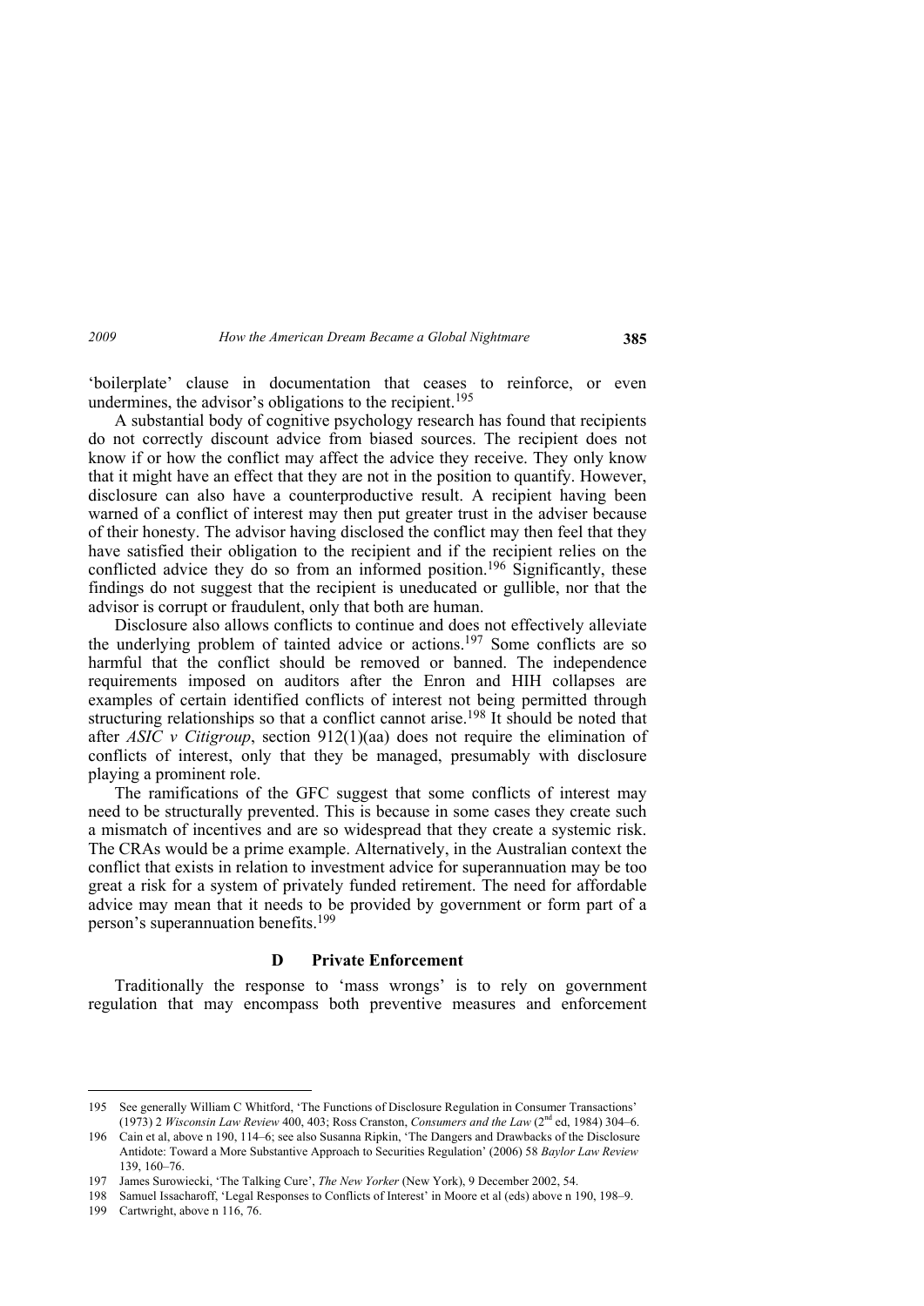'boilerplate' clause in documentation that ceases to reinforce, or even undermines, the advisor's obligations to the recipient.[195]

A substantial body of cognitive psychology research has found that recipients do not correctly discount advice from biased sources. The recipient does not know if or how the conflict may affect the advice they receive. They only know that it might have an effect that they are not in the position to quantify. However, disclosure can also have a counterproductive result. A recipient having been warned of a conflict of interest may then put greater trust in the adviser because of their honesty. The advisor having disclosed the conflict may then feel that they have satisfied their obligation to the recipient and if the recipient relies on the conflicted advice they do so from an informed position.[196] Significantly, these findings do not suggest that the recipient is uneducated or gullible, nor that the advisor is corrupt or fraudulent, only that both are human.

Disclosure also allows conflicts to continue and does not effectively alleviate the underlying problem of tainted advice or actions.[197] Some conflicts are so harmful that the conflict should be removed or banned. The independence requirements imposed on auditors after the Enron and HIH collapses are examples of certain identified conflicts of interest not being permitted through structuring relationships so that a conflict cannot arise.[198] It should be noted that after *ASIC v Citigroup*, section 912(1)(aa) does not require the elimination of conflicts of interest, only that they be managed, presumably with disclosure playing a prominent role.

The ramifications of the GFC suggest that some conflicts of interest may need to be structurally prevented. This is because in some cases they create such a mismatch of incentives and are so widespread that they create a systemic risk. The CRAs would be a prime example. Alternatively, in the Australian context the conflict that exists in relation to investment advice for superannuation may be too great a risk for a system of privately funded retirement. The need for affordable advice may mean that it needs to be provided by government or form part of a person's superannuation benefits.[199]

### D Private Enforcement

Traditionally the response to 'mass wrongs' is to rely on government regulation that may encompass both preventive measures and enforcement

---

195 See generally William C Whitford, 'The Functions of Disclosure Regulation in Consumer Transactions' (1973) 2 *Wisconsin Law Review* 400, 403; Ross Cranston, *Consumers and the Law* (2nd ed, 1984) 304–6.

196 Cain et al, above n 190, 114–6; see also Susanna Ripkin, 'The Dangers and Drawbacks of the Disclosure Antidote: Toward a More Substantive Approach to Securities Regulation' (2006) 58 *Baylor Law Review* 139, 160–76.

197 James Surowiecki, 'The Talking Cure', *The New Yorker* (New York), 9 December 2002, 54.

198 Samuel Issacharoff, 'Legal Responses to Conflicts of Interest' in Moore et al (eds) above n 190, 198–9.

199 Cartwright, above n 116, 76.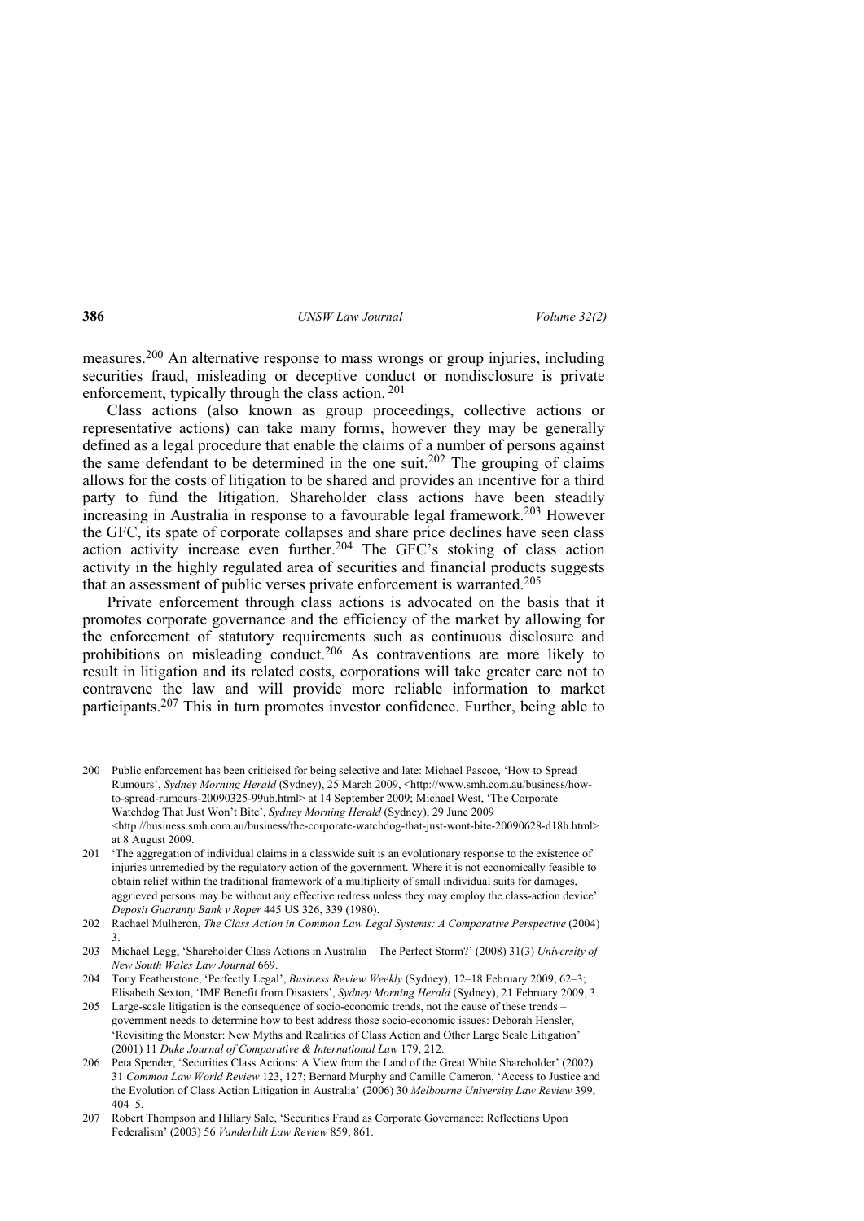measures.[200] An alternative response to mass wrongs or group injuries, including securities fraud, misleading or deceptive conduct or nondisclosure is private enforcement, typically through the class action. [201]

Class actions (also known as group proceedings, collective actions or representative actions) can take many forms, however they may be generally defined as a legal procedure that enable the claims of a number of persons against the same defendant to be determined in the one suit.[202] The grouping of claims allows for the costs of litigation to be shared and provides an incentive for a third party to fund the litigation. Shareholder class actions have been steadily increasing in Australia in response to a favourable legal framework.[203] However the GFC, its spate of corporate collapses and share price declines have seen class action activity increase even further.[204] The GFC's stoking of class action activity in the highly regulated area of securities and financial products suggests that an assessment of public verses private enforcement is warranted.[205]

Private enforcement through class actions is advocated on the basis that it promotes corporate governance and the efficiency of the market by allowing for the enforcement of statutory requirements such as continuous disclosure and prohibitions on misleading conduct.[206] As contraventions are more likely to result in litigation and its related costs, corporations will take greater care not to contravene the law and will provide more reliable information to market participants.[207] This in turn promotes investor confidence. Further, being able to

---

200 Public enforcement has been criticised for being selective and late: Michael Pascoe, 'How to Spread Rumours', *Sydney Morning Herald* (Sydney), 25 March 2009, <http://www.smh.com.au/business/how-to-spread-rumours-20090325-99ub.html> at 14 September 2009; Michael West, 'The Corporate Watchdog That Just Won't Bite', *Sydney Morning Herald* (Sydney), 29 June 2009 <http://business.smh.com.au/business/the-corporate-watchdog-that-just-wont-bite-20090628-d18h.html> at 8 August 2009.

201 'The aggregation of individual claims in a classwide suit is an evolutionary response to the existence of injuries unremedied by the regulatory action of the government. Where it is not economically feasible to obtain relief within the traditional framework of a multiplicity of small individual suits for damages, aggrieved persons may be without any effective redress unless they may employ the class-action device': *Deposit Guaranty Bank v Roper* 445 US 326, 339 (1980).

202 Rachael Mulheron, *The Class Action in Common Law Legal Systems: A Comparative Perspective* (2004) 3.

203 Michael Legg, 'Shareholder Class Actions in Australia – The Perfect Storm?' (2008) 31(3) *University of New South Wales Law Journal* 669.

204 Tony Featherstone, 'Perfectly Legal', *Business Review Weekly* (Sydney), 12–18 February 2009, 62–3; Elisabeth Sexton, 'IMF Benefit from Disasters', *Sydney Morning Herald* (Sydney), 21 February 2009, 3.

205 Large-scale litigation is the consequence of socio-economic trends, not the cause of these trends – government needs to determine how to best address those socio-economic issues: Deborah Hensler, 'Revisiting the Monster: New Myths and Realities of Class Action and Other Large Scale Litigation' (2001) 11 *Duke Journal of Comparative & International Law* 179, 212.

206 Peta Spender, 'Securities Class Actions: A View from the Land of the Great White Shareholder' (2002) 31 *Common Law World Review* 123, 127; Bernard Murphy and Camille Cameron, 'Access to Justice and the Evolution of Class Action Litigation in Australia' (2006) 30 *Melbourne University Law Review* 399, 404–5.

207 Robert Thompson and Hillary Sale, 'Securities Fraud as Corporate Governance: Reflections Upon Federalism' (2003) 56 *Vanderbilt Law Review* 859, 861.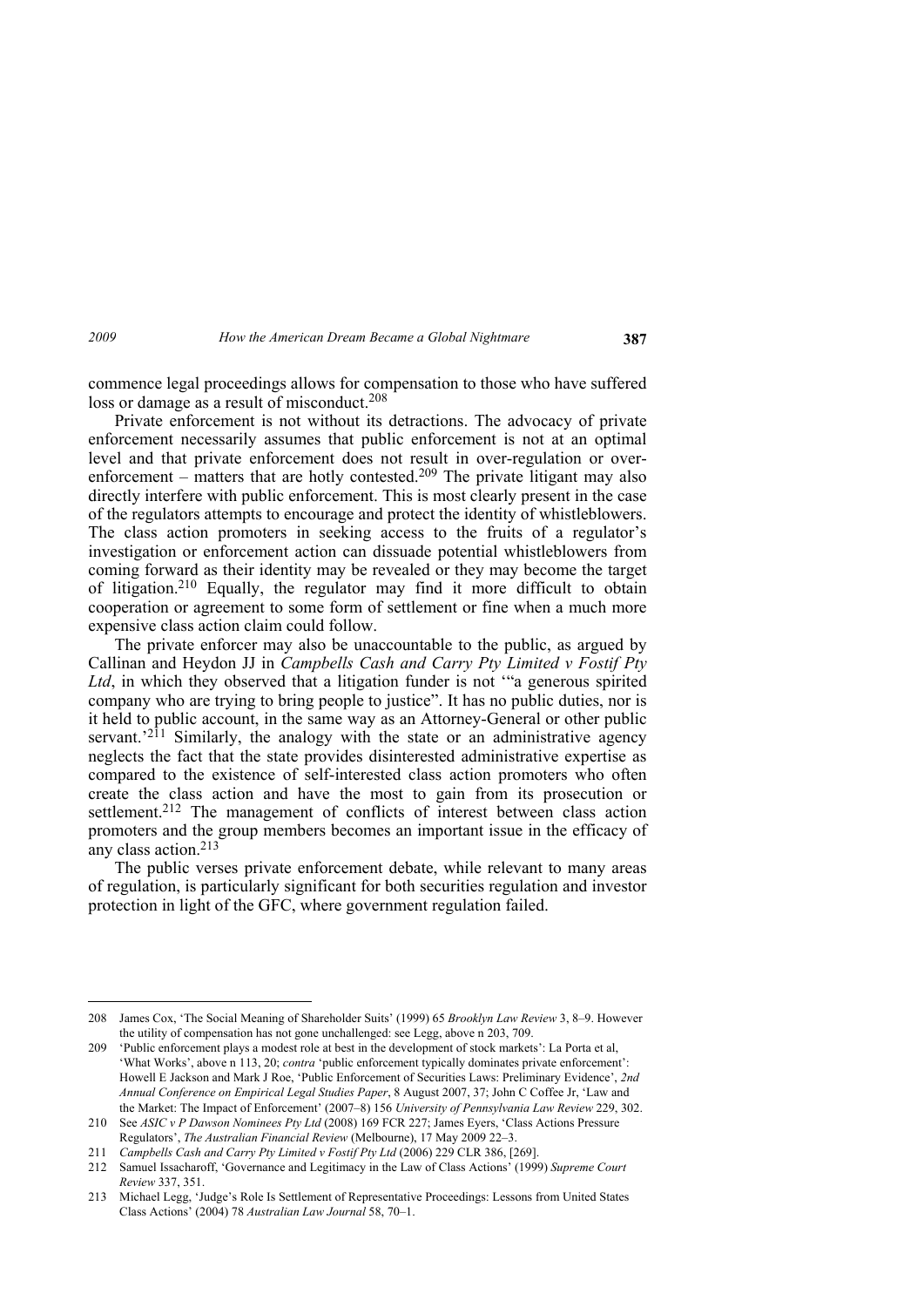commence legal proceedings allows for compensation to those who have suffered loss or damage as a result of misconduct.[208]

Private enforcement is not without its detractions. The advocacy of private enforcement necessarily assumes that public enforcement is not at an optimal level and that private enforcement does not result in over-regulation or over-enforcement – matters that are hotly contested.[209] The private litigant may also directly interfere with public enforcement. This is most clearly present in the case of the regulators attempts to encourage and protect the identity of whistleblowers. The class action promoters in seeking access to the fruits of a regulator's investigation or enforcement action can dissuade potential whistleblowers from coming forward as their identity may be revealed or they may become the target of litigation.[210] Equally, the regulator may find it more difficult to obtain cooperation or agreement to some form of settlement or fine when a much more expensive class action claim could follow.

The private enforcer may also be unaccountable to the public, as argued by Callinan and Heydon JJ in *Campbells Cash and Carry Pty Limited v Fostif Pty Ltd*, in which they observed that a litigation funder is not '"a generous spirited company who are trying to bring people to justice". It has no public duties, nor is it held to public account, in the same way as an Attorney-General or other public servant.'[211] Similarly, the analogy with the state or an administrative agency neglects the fact that the state provides disinterested administrative expertise as compared to the existence of self-interested class action promoters who often create the class action and have the most to gain from its prosecution or settlement.[212] The management of conflicts of interest between class action promoters and the group members becomes an important issue in the efficacy of any class action.[213]

The public verses private enforcement debate, while relevant to many areas of regulation, is particularly significant for both securities regulation and investor protection in light of the GFC, where government regulation failed.

---

208 James Cox, 'The Social Meaning of Shareholder Suits' (1999) 65 *Brooklyn Law Review* 3, 8–9. However the utility of compensation has not gone unchallenged: see Legg, above n 203, 709.

209 'Public enforcement plays a modest role at best in the development of stock markets': La Porta et al, 'What Works', above n 113, 20; *contra* 'public enforcement typically dominates private enforcement': Howell E Jackson and Mark J Roe, 'Public Enforcement of Securities Laws: Preliminary Evidence', *2nd Annual Conference on Empirical Legal Studies Paper*, 8 August 2007, 37; John C Coffee Jr, 'Law and the Market: The Impact of Enforcement' (2007–8) 156 *University of Pennsylvania Law Review* 229, 302.

210 See *ASIC v P Dawson Nominees Pty Ltd* (2008) 169 FCR 227; James Eyers, 'Class Actions Pressure Regulators', *The Australian Financial Review* (Melbourne), 17 May 2009 22–3.

211 *Campbells Cash and Carry Pty Limited v Fostif Pty Ltd* (2006) 229 CLR 386, [269].

212 Samuel Issacharoff, 'Governance and Legitimacy in the Law of Class Actions' (1999) *Supreme Court Review* 337, 351.

213 Michael Legg, 'Judge's Role Is Settlement of Representative Proceedings: Lessons from United States Class Actions' (2004) 78 *Australian Law Journal* 58, 70–1.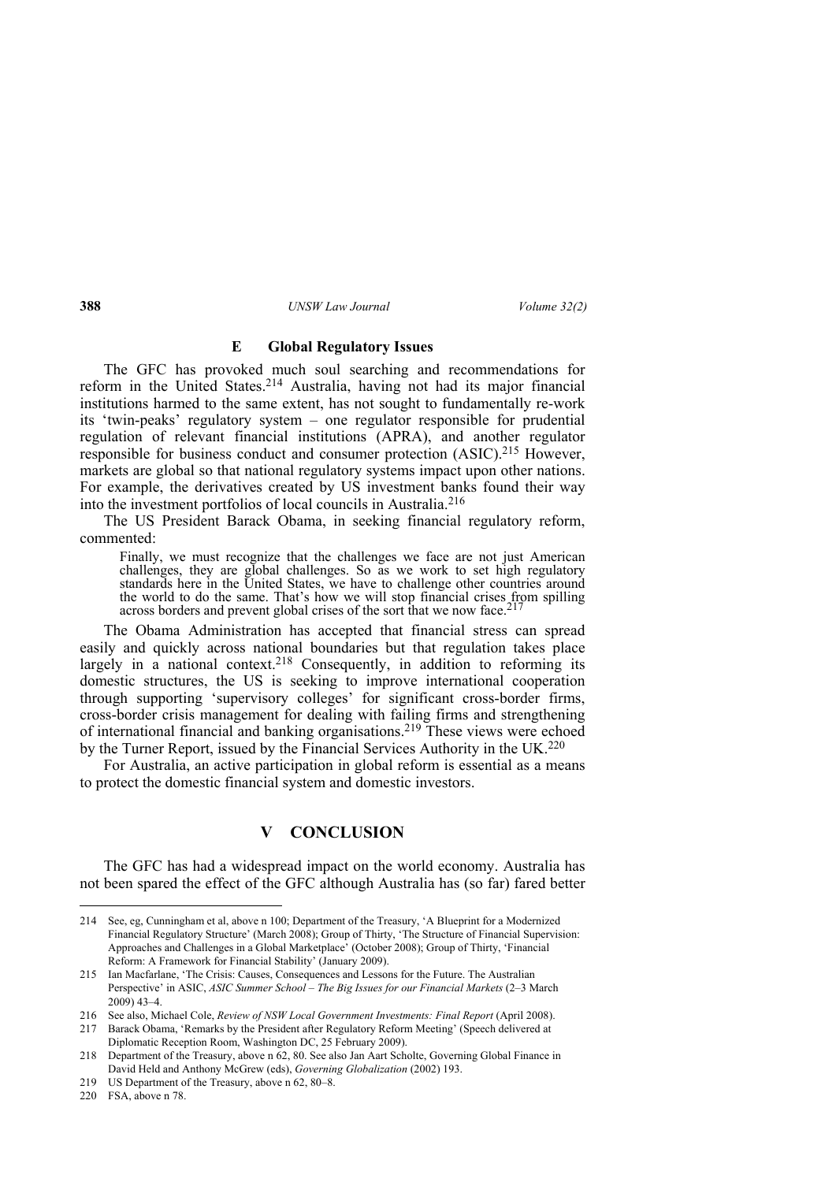### E Global Regulatory Issues

The GFC has provoked much soul searching and recommendations for reform in the United States.[214] Australia, having not had its major financial institutions harmed to the same extent, has not sought to fundamentally re-work its 'twin-peaks' regulatory system – one regulator responsible for prudential regulation of relevant financial institutions (APRA), and another regulator responsible for business conduct and consumer protection (ASIC).[215] However, markets are global so that national regulatory systems impact upon other nations. For example, the derivatives created by US investment banks found their way into the investment portfolios of local councils in Australia.[216]

The US President Barack Obama, in seeking financial regulatory reform, commented:

> Finally, we must recognize that the challenges we face are not just American challenges, they are global challenges. So as we work to set high regulatory standards here in the United States, we have to challenge other countries around the world to do the same. That's how we will stop financial crises from spilling across borders and prevent global crises of the sort that we now face.[217]

The Obama Administration has accepted that financial stress can spread easily and quickly across national boundaries but that regulation takes place largely in a national context.[218] Consequently, in addition to reforming its domestic structures, the US is seeking to improve international cooperation through supporting 'supervisory colleges' for significant cross-border firms, cross-border crisis management for dealing with failing firms and strengthening of international financial and banking organisations.[219] These views were echoed by the Turner Report, issued by the Financial Services Authority in the UK.[220]

For Australia, an active participation in global reform is essential as a means to protect the domestic financial system and domestic investors.

## V CONCLUSION

The GFC has had a widespread impact on the world economy. Australia has not been spared the effect of the GFC although Australia has (so far) fared better

---

214 See, eg, Cunningham et al, above n 100; Department of the Treasury, 'A Blueprint for a Modernized Financial Regulatory Structure' (March 2008); Group of Thirty, 'The Structure of Financial Supervision: Approaches and Challenges in a Global Marketplace' (October 2008); Group of Thirty, 'Financial Reform: A Framework for Financial Stability' (January 2009).

215 Ian Macfarlane, 'The Crisis: Causes, Consequences and Lessons for the Future. The Australian Perspective' in ASIC, *ASIC Summer School – The Big Issues for our Financial Markets* (2–3 March 2009) 43–4.

216 See also, Michael Cole, *Review of NSW Local Government Investments: Final Report* (April 2008).

217 Barack Obama, 'Remarks by the President after Regulatory Reform Meeting' (Speech delivered at Diplomatic Reception Room, Washington DC, 25 February 2009).

218 Department of the Treasury, above n 62, 80. See also Jan Aart Scholte, Governing Global Finance in David Held and Anthony McGrew (eds), *Governing Globalization* (2002) 193.

219 US Department of the Treasury, above n 62, 80–8.

220 FSA, above n 78.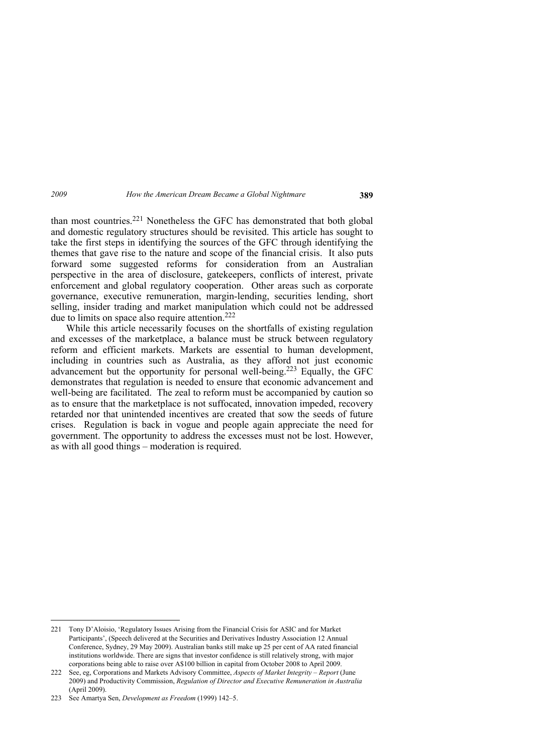than most countries.[221] Nonetheless the GFC has demonstrated that both global and domestic regulatory structures should be revisited. This article has sought to take the first steps in identifying the sources of the GFC through identifying the themes that gave rise to the nature and scope of the financial crisis. It also puts forward some suggested reforms for consideration from an Australian perspective in the area of disclosure, gatekeepers, conflicts of interest, private enforcement and global regulatory cooperation. Other areas such as corporate governance, executive remuneration, margin-lending, securities lending, short selling, insider trading and market manipulation which could not be addressed due to limits on space also require attention.[222]

While this article necessarily focuses on the shortfalls of existing regulation and excesses of the marketplace, a balance must be struck between regulatory reform and efficient markets. Markets are essential to human development, including in countries such as Australia, as they afford not just economic advancement but the opportunity for personal well-being.[223] Equally, the GFC demonstrates that regulation is needed to ensure that economic advancement and well-being are facilitated. The zeal to reform must be accompanied by caution so as to ensure that the marketplace is not suffocated, innovation impeded, recovery retarded nor that unintended incentives are created that sow the seeds of future crises. Regulation is back in vogue and people again appreciate the need for government. The opportunity to address the excesses must not be lost. However, as with all good things – moderation is required.

---

221 Tony D'Aloisio, 'Regulatory Issues Arising from the Financial Crisis for ASIC and for Market Participants', (Speech delivered at the Securities and Derivatives Industry Association 12 Annual Conference, Sydney, 29 May 2009). Australian banks still make up 25 per cent of AA rated financial institutions worldwide. There are signs that investor confidence is still relatively strong, with major corporations being able to raise over A$100 billion in capital from October 2008 to April 2009.

222 See, eg, Corporations and Markets Advisory Committee, *Aspects of Market Integrity – Report* (June 2009) and Productivity Commission, *Regulation of Director and Executive Remuneration in Australia* (April 2009).

223 See Amartya Sen, *Development as Freedom* (1999) 142–5.